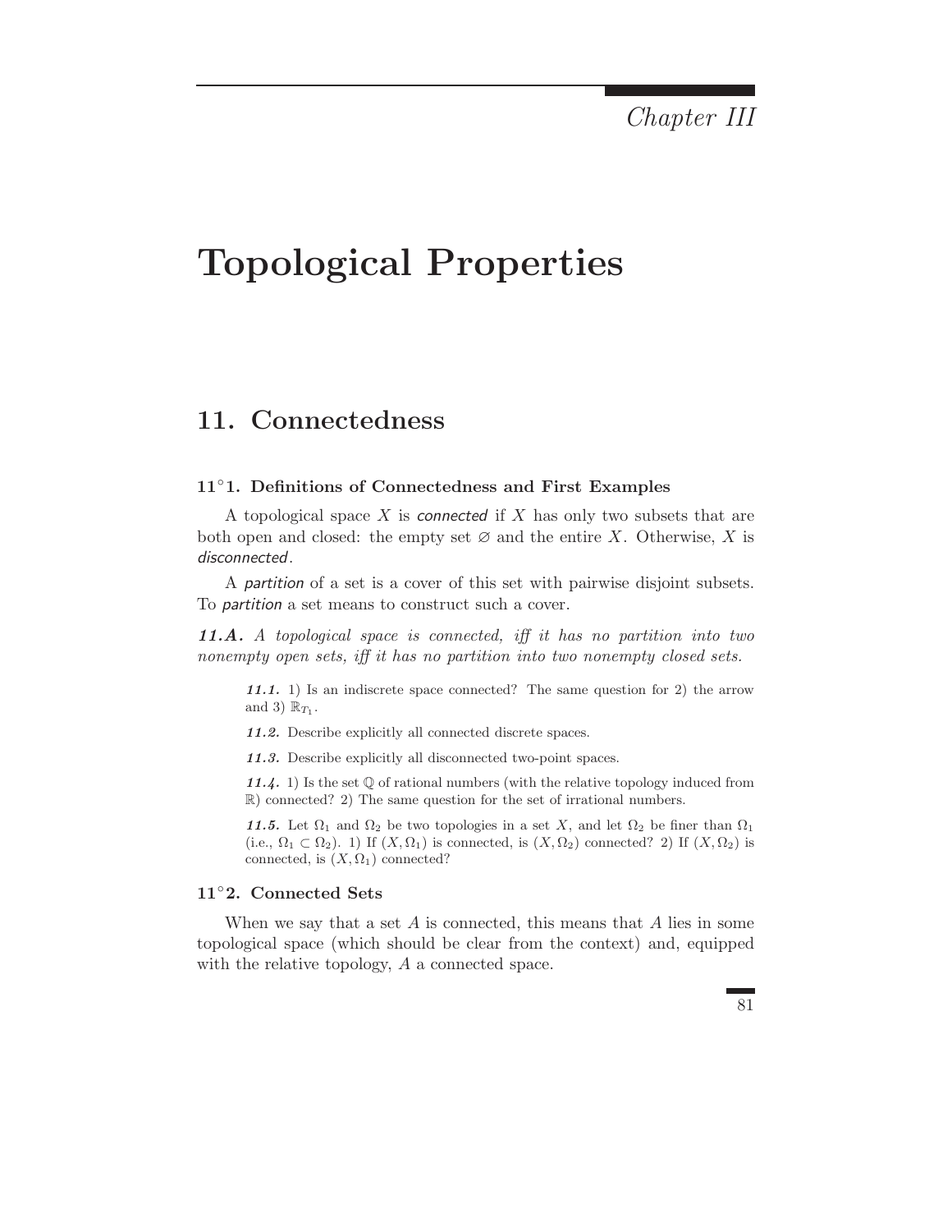# Chapter III

# Topological Properties

## 11. Connectedness

### 11°1. Definitions of Connectedness and First Examples

A topological space $X$ is *connected* if $X$ has only two subsets that are both open and closed: the empty set $\varnothing$ and the entire $X$. Otherwise, $X$ is *disconnected*.

A *partition* of a set is a cover of this set with pairwise disjoint subsets. To *partition* a set means to construct such a cover.

***11.A.*** *A topological space is connected, iff it has no partition into two nonempty open sets, iff it has no partition into two nonempty closed sets.*

> ***11.1.*** 1) Is an indiscrete space connected? The same question for 2) the arrow and 3) $\mathbb{R}_{T_1}$.
>
> ***11.2.*** Describe explicitly all connected discrete spaces.
>
> ***11.3.*** Describe explicitly all disconnected two-point spaces.
>
> ***11.4.*** 1) Is the set $\mathbb{Q}$ of rational numbers (with the relative topology induced from $\mathbb{R}$) connected? 2) The same question for the set of irrational numbers.
>
> ***11.5.*** Let $\Omega_1$ and $\Omega_2$ be two topologies in a set $X$, and let $\Omega_2$ be finer than $\Omega_1$ (i.e., $\Omega_1 \subset \Omega_2$). 1) If $(X, \Omega_1)$ is connected, is $(X, \Omega_2)$ connected? 2) If $(X, \Omega_2)$ is connected, is $(X, \Omega_1)$ connected?

### 11°2. Connected Sets

When we say that a set $A$ is connected, this means that $A$ lies in some topological space (which should be clear from the context) and, equipped with the relative topology, $A$ a connected space.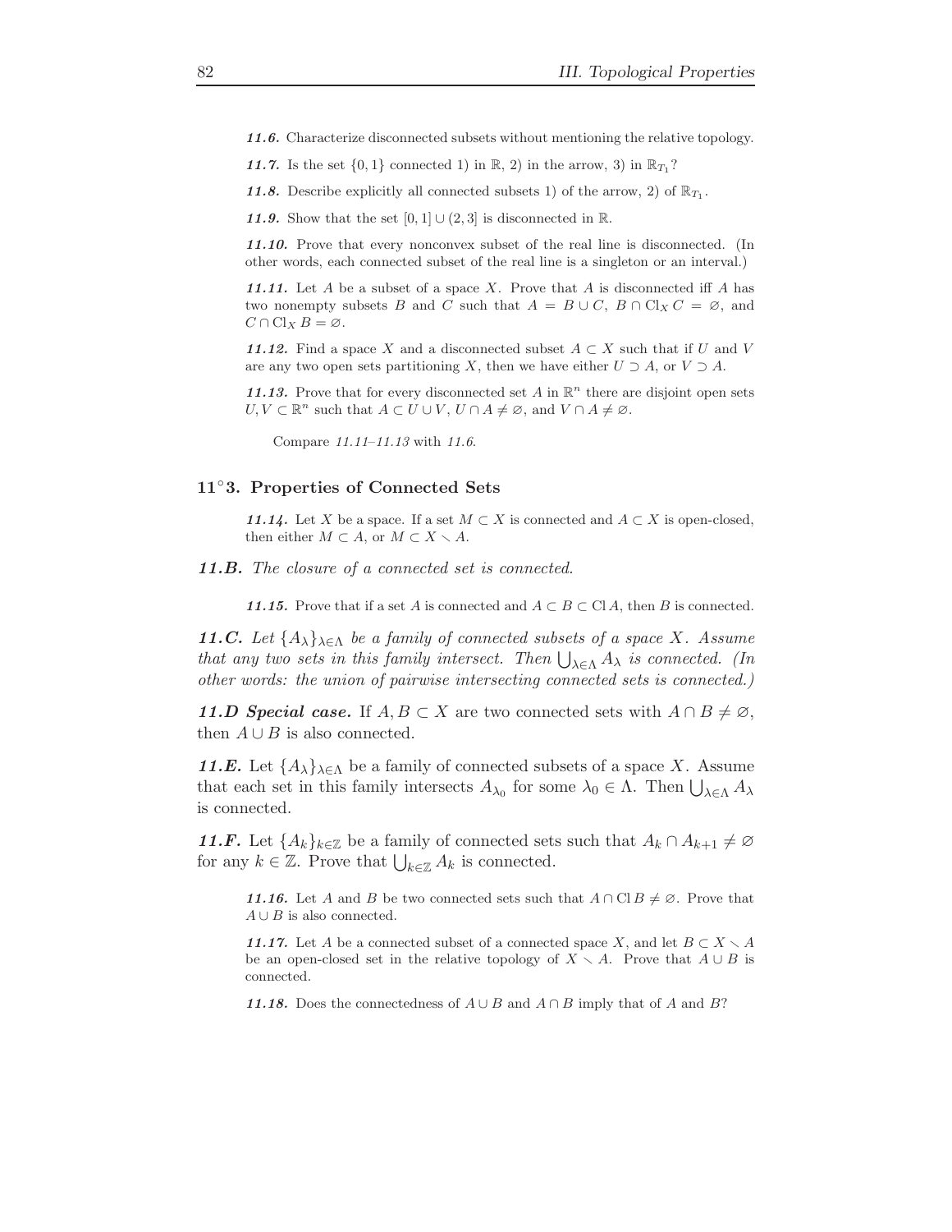**11.6.** Characterize disconnected subsets without mentioning the relative topology.

**11.7.** Is the set $\{0, 1\}$ connected 1) in $\mathbb{R}$, 2) in the arrow, 3) in $\mathbb{R}_{T_1}$?

**11.8.** Describe explicitly all connected subsets 1) of the arrow, 2) of $\mathbb{R}_{T_1}$.

**11.9.** Show that the set $[0, 1] \cup (2, 3]$ is disconnected in $\mathbb{R}$.

**11.10.** Prove that every nonconvex subset of the real line is disconnected. (In other words, each connected subset of the real line is a singleton or an interval.)

**11.11.** Let $A$ be a subset of a space $X$. Prove that $A$ is disconnected iff $A$ has two nonempty subsets $B$ and $C$ such that $A = B \cup C$, $B \cap \operatorname{Cl}_X C = \varnothing$, and $C \cap \operatorname{Cl}_X B = \varnothing$.

**11.12.** Find a space $X$ and a disconnected subset $A \subset X$ such that if $U$ and $V$ are any two open sets partitioning $X$, then we have either $U \supset A$, or $V \supset A$.

**11.13.** Prove that for every disconnected set $A$ in $\mathbb{R}^n$ there are disjoint open sets $U, V \subset \mathbb{R}^n$ such that $A \subset U \cup V$, $U \cap A \neq \varnothing$, and $V \cap A \neq \varnothing$.

Compare *11.11–11.13* with *11.6*.

## 11°3. Properties of Connected Sets

**11.14.** Let $X$ be a space. If a set $M \subset X$ is connected and $A \subset X$ is open-closed, then either $M \subset A$, or $M \subset X \smallsetminus A$.

***11.B.*** *The closure of a connected set is connected.*

**11.15.** Prove that if a set $A$ is connected and $A \subset B \subset \operatorname{Cl} A$, then $B$ is connected.

***11.C.*** *Let $\{A_\lambda\}_{\lambda\in\Lambda}$ be a family of connected subsets of a space $X$. Assume that any two sets in this family intersect. Then $\bigcup_{\lambda\in\Lambda} A_\lambda$ is connected. (In other words: the union of pairwise intersecting connected sets is connected.)*

***11.D Special case.*** If $A, B \subset X$ are two connected sets with $A \cap B \neq \varnothing$, then $A \cup B$ is also connected.

***11.E.*** Let $\{A_\lambda\}_{\lambda\in\Lambda}$ be a family of connected subsets of a space $X$. Assume that each set in this family intersects $A_{\lambda_0}$ for some $\lambda_0 \in \Lambda$. Then $\bigcup_{\lambda\in\Lambda} A_\lambda$ is connected.

***11.F.*** Let $\{A_k\}_{k\in\mathbb{Z}}$ be a family of connected sets such that $A_k \cap A_{k+1} \neq \varnothing$ for any $k \in \mathbb{Z}$. Prove that $\bigcup_{k\in\mathbb{Z}} A_k$ is connected.

**11.16.** Let $A$ and $B$ be two connected sets such that $A \cap \operatorname{Cl} B \neq \varnothing$. Prove that $A \cup B$ is also connected.

**11.17.** Let $A$ be a connected subset of a connected space $X$, and let $B \subset X \smallsetminus A$ be an open-closed set in the relative topology of $X \smallsetminus A$. Prove that $A \cup B$ is connected.

**11.18.** Does the connectedness of $A \cup B$ and $A \cap B$ imply that of $A$ and $B$?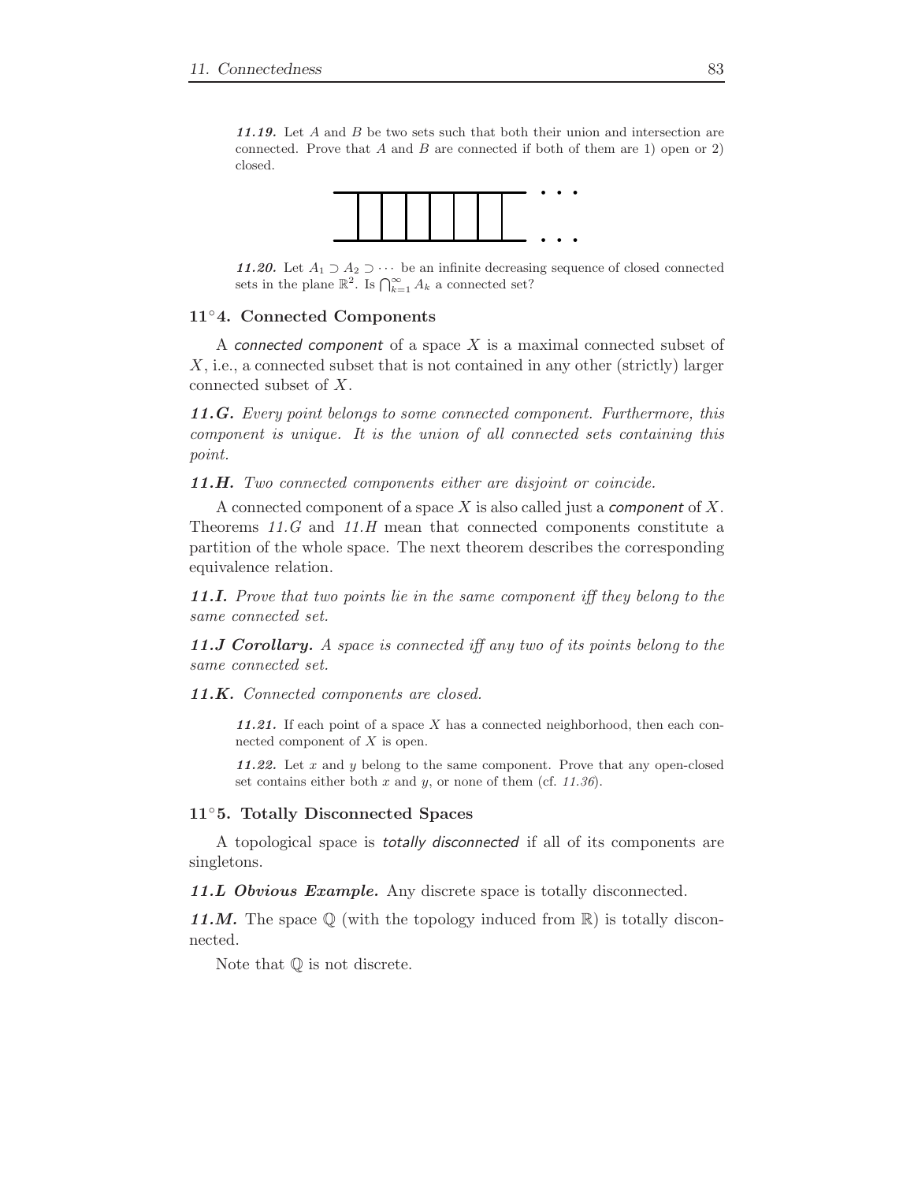***11.19.*** Let $A$ and $B$ be two sets such that both their union and intersection are connected. Prove that $A$ and $B$ are connected if both of them are 1) open or 2) closed.

***11.20.*** Let $A_1 \supset A_2 \supset \cdots$ be an infinite decreasing sequence of closed connected sets in the plane $\mathbb{R}^2$. Is $\bigcap_{k=1}^{\infty} A_k$ a connected set?

### 11°4. Connected Components

A *connected component* of a space $X$ is a maximal connected subset of $X$, i.e., a connected subset that is not contained in any other (strictly) larger connected subset of $X$.

***11.G.*** *Every point belongs to some connected component. Furthermore, this component is unique. It is the union of all connected sets containing this point.*

***11.H.*** *Two connected components either are disjoint or coincide.*

A connected component of a space $X$ is also called just a *component* of $X$. Theorems *11.G* and *11.H* mean that connected components constitute a partition of the whole space. The next theorem describes the corresponding equivalence relation.

***11.I.*** *Prove that two points lie in the same component iff they belong to the same connected set.*

***11.J Corollary.*** *A space is connected iff any two of its points belong to the same connected set.*

***11.K.*** *Connected components are closed.*

***11.21.*** If each point of a space $X$ has a connected neighborhood, then each connected component of $X$ is open.

***11.22.*** Let $x$ and $y$ belong to the same component. Prove that any open-closed set contains either both $x$ and $y$, or none of them (cf. *11.36*).

### 11°5. Totally Disconnected Spaces

A topological space is *totally disconnected* if all of its components are singletons.

***11.L Obvious Example.*** Any discrete space is totally disconnected.

***11.M.*** The space $\mathbb{Q}$ (with the topology induced from $\mathbb{R}$) is totally disconnected.

Note that $\mathbb{Q}$ is not discrete.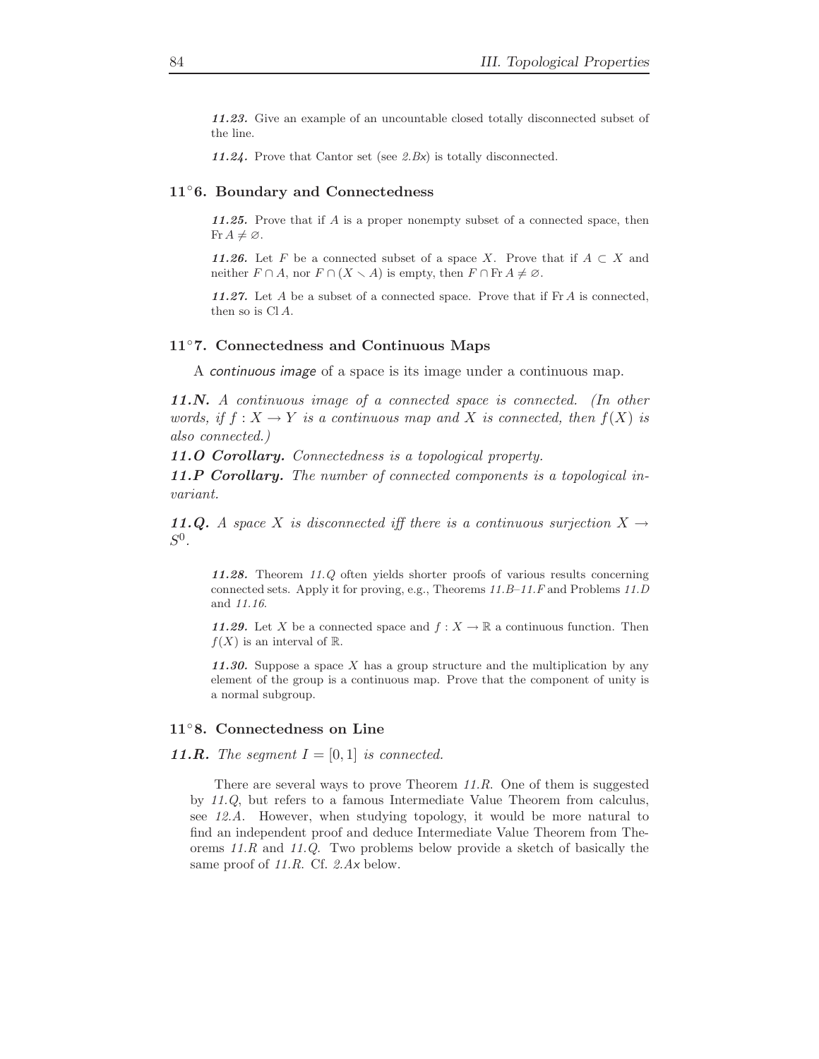***11.23.*** Give an example of an uncountable closed totally disconnected subset of the line.

***11.24.*** Prove that Cantor set (see *2.Bx*) is totally disconnected.

## $11^\circ 6$. Boundary and Connectedness

***11.25.*** Prove that if $A$ is a proper nonempty subset of a connected space, then $\operatorname{Fr} A \neq \varnothing$.

***11.26.*** Let $F$ be a connected subset of a space $X$. Prove that if $A \subset X$ and neither $F \cap A$, nor $F \cap (X \smallsetminus A)$ is empty, then $F \cap \operatorname{Fr} A \neq \varnothing$.

***11.27.*** Let $A$ be a subset of a connected space. Prove that if $\operatorname{Fr} A$ is connected, then so is $\operatorname{Cl} A$.

## $11^\circ 7$. Connectedness and Continuous Maps

A *continuous image* of a space is its image under a continuous map.

***11.N.*** *A continuous image of a connected space is connected. (In other words, if $f : X \to Y$ is a continuous map and $X$ is connected, then $f(X)$ is also connected.)*

***11.O Corollary.*** *Connectedness is a topological property.*

***11.P Corollary.*** *The number of connected components is a topological invariant.*

***11.Q.*** *A space $X$ is disconnected iff there is a continuous surjection $X \to S^0$.*

***11.28.*** Theorem *11.Q* often yields shorter proofs of various results concerning connected sets. Apply it for proving, e.g., Theorems *11.B*–*11.F* and Problems *11.D* and *11.16*.

***11.29.*** Let $X$ be a connected space and $f : X \to \mathbb{R}$ a continuous function. Then $f(X)$ is an interval of $\mathbb{R}$.

***11.30.*** Suppose a space $X$ has a group structure and the multiplication by any element of the group is a continuous map. Prove that the component of unity is a normal subgroup.

## $11^\circ 8$. Connectedness on Line

***11.R.*** *The segment $I = [0, 1]$ is connected.*

There are several ways to prove Theorem *11.R*. One of them is suggested by *11.Q*, but refers to a famous Intermediate Value Theorem from calculus, see *12.A*. However, when studying topology, it would be more natural to find an independent proof and deduce Intermediate Value Theorem from Theorems *11.R* and *11.Q*. Two problems below provide a sketch of basically the same proof of *11.R*. Cf. *2.Ax* below.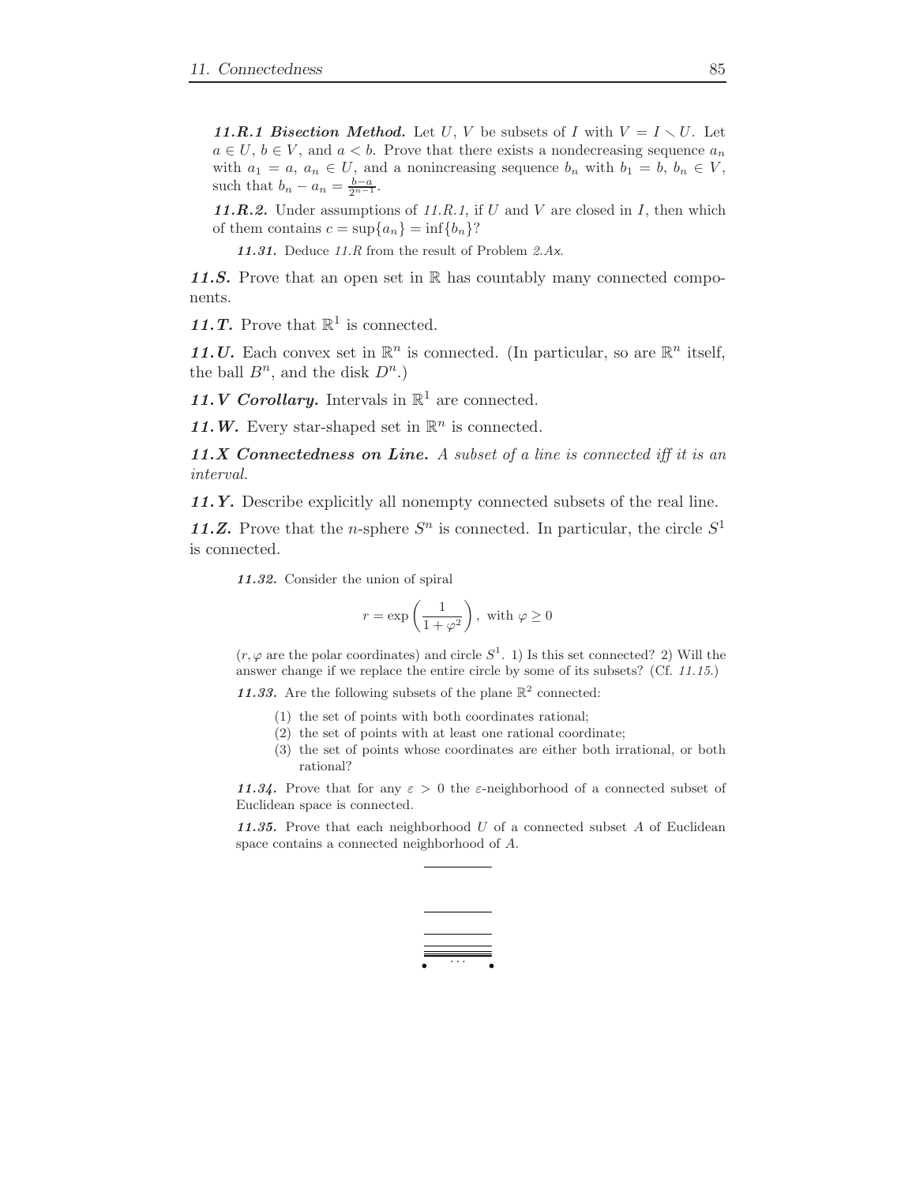***11.R.1 Bisection Method.*** Let $U$, $V$ be subsets of $I$ with $V = I \smallsetminus U$. Let $a \in U$, $b \in V$, and $a < b$. Prove that there exists a nondecreasing sequence $a_n$ with $a_1 = a$, $a_n \in U$, and a nonincreasing sequence $b_n$ with $b_1 = b$, $b_n \in V$, such that $b_n - a_n = \frac{b-a}{2^{n-1}}$.

***11.R.2.*** Under assumptions of *11.R.1*, if $U$ and $V$ are closed in $I$, then which of them contains $c = \sup\{a_n\} = \inf\{b_n\}$?

***11.31.*** Deduce *11.R* from the result of Problem *2.Ax*.

***11.S.*** Prove that an open set in $\mathbb{R}$ has countably many connected components.

***11.T.*** Prove that $\mathbb{R}^1$ is connected.

***11.U.*** Each convex set in $\mathbb{R}^n$ is connected. (In particular, so are $\mathbb{R}^n$ itself, the ball $B^n$, and the disk $D^n$.)

***11.V Corollary.*** Intervals in $\mathbb{R}^1$ are connected.

***11.W.*** Every star-shaped set in $\mathbb{R}^n$ is connected.

***11.X Connectedness on Line.*** *A subset of a line is connected iff it is an interval.*

***11.Y.*** Describe explicitly all nonempty connected subsets of the real line.

***11.Z.*** Prove that the $n$-sphere $S^n$ is connected. In particular, the circle $S^1$ is connected.

***11.32.*** Consider the union of spiral

$$r = \exp\left(\frac{1}{1+\varphi^2}\right), \text{ with } \varphi \geq 0$$

($r, \varphi$ are the polar coordinates) and circle $S^1$. 1) Is this set connected? 2) Will the answer change if we replace the entire circle by some of its subsets? (Cf. *11.15*.)

***11.33.*** Are the following subsets of the plane $\mathbb{R}^2$ connected:

(1) the set of points with both coordinates rational;
(2) the set of points with at least one rational coordinate;
(3) the set of points whose coordinates are either both irrational, or both rational?

***11.34.*** Prove that for any $\varepsilon > 0$ the $\varepsilon$-neighborhood of a connected subset of Euclidean space is connected.

***11.35.*** Prove that each neighborhood $U$ of a connected subset $A$ of Euclidean space contains a connected neighborhood of $A$.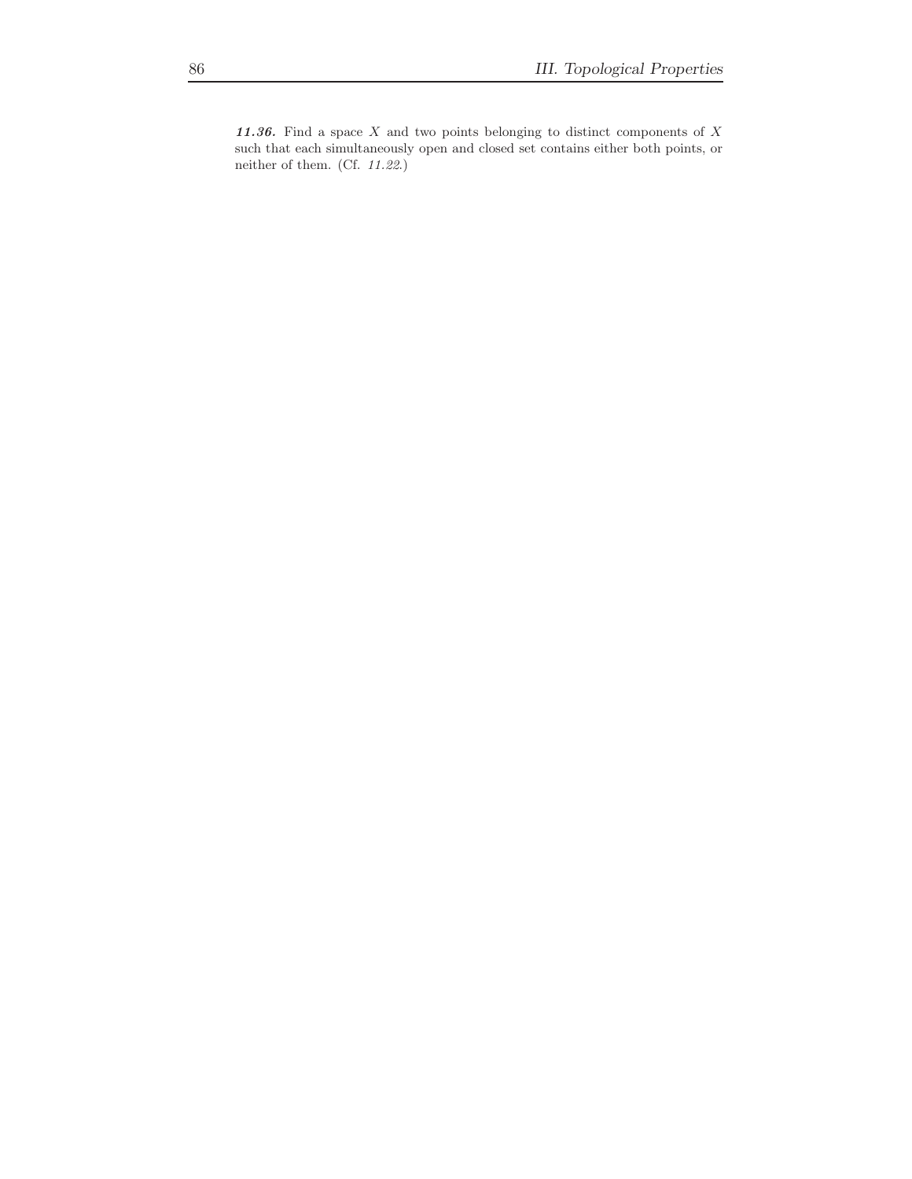***11.36.*** Find a space $X$ and two points belonging to distinct components of $X$ such that each simultaneously open and closed set contains either both points, or neither of them. (Cf. *11.22*.)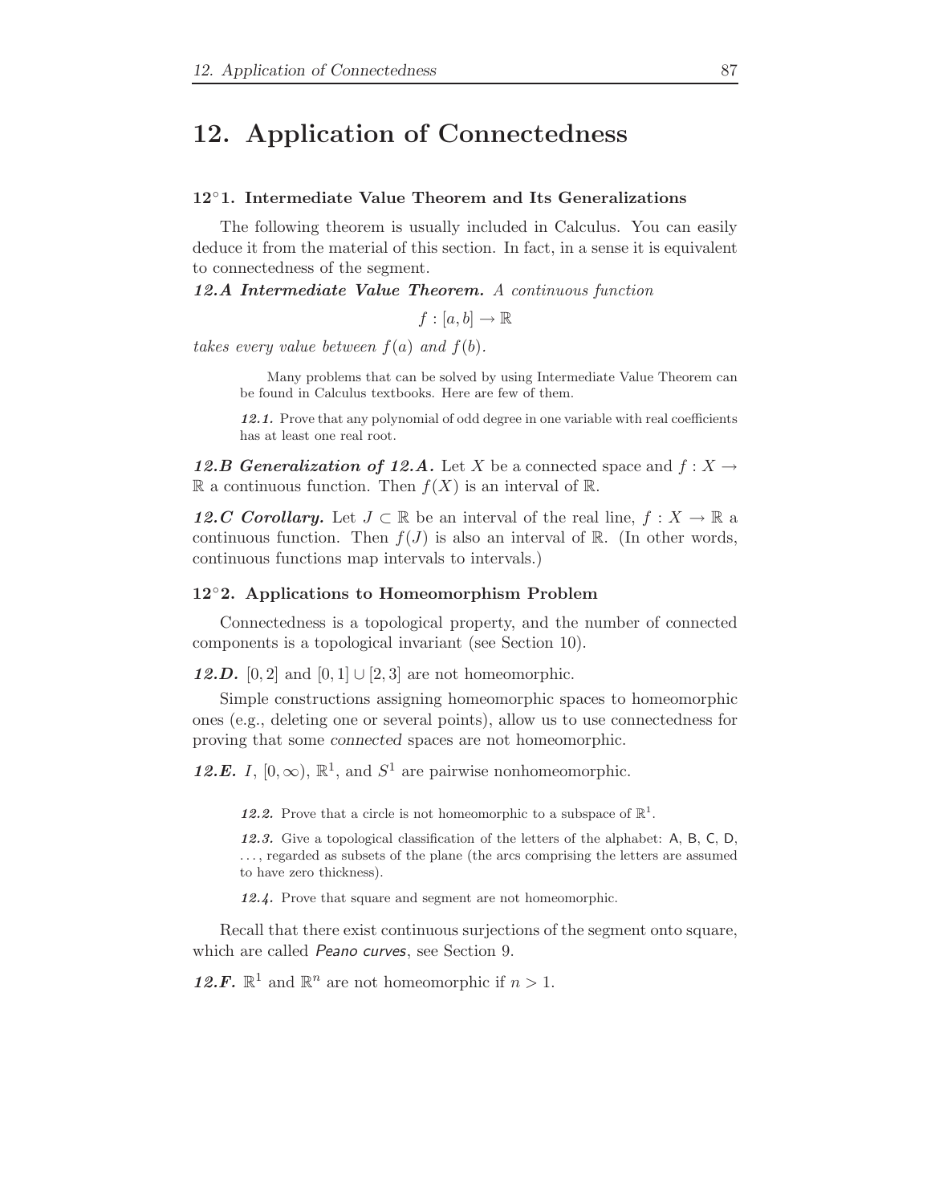# 12. Application of Connectedness

### 12°1. Intermediate Value Theorem and Its Generalizations

The following theorem is usually included in Calculus. You can easily deduce it from the material of this section. In fact, in a sense it is equivalent to connectedness of the segment.

***12.A Intermediate Value Theorem.*** *A continuous function*

$$f : [a, b] \to \mathbb{R}$$

*takes every value between $f(a)$ and $f(b)$.*

Many problems that can be solved by using Intermediate Value Theorem can be found in Calculus textbooks. Here are few of them.

***12.1.*** Prove that any polynomial of odd degree in one variable with real coefficients has at least one real root.

***12.B Generalization of 12.A.*** Let $X$ be a connected space and $f : X \to \mathbb{R}$ a continuous function. Then $f(X)$ is an interval of $\mathbb{R}$.

***12.C Corollary.*** Let $J \subset \mathbb{R}$ be an interval of the real line, $f : X \to \mathbb{R}$ a continuous function. Then $f(J)$ is also an interval of $\mathbb{R}$. (In other words, continuous functions map intervals to intervals.)

### 12°2. Applications to Homeomorphism Problem

Connectedness is a topological property, and the number of connected components is a topological invariant (see Section 10).

***12.D.*** $[0, 2]$ and $[0, 1] \cup [2, 3]$ are not homeomorphic.

Simple constructions assigning homeomorphic spaces to homeomorphic ones (e.g., deleting one or several points), allow us to use connectedness for proving that some *connected* spaces are not homeomorphic.

***12.E.*** $I$, $[0, \infty)$, $\mathbb{R}^1$, and $S^1$ are pairwise nonhomeomorphic.

***12.2.*** Prove that a circle is not homeomorphic to a subspace of $\mathbb{R}^1$.

***12.3.*** Give a topological classification of the letters of the alphabet: A, B, C, D, ..., regarded as subsets of the plane (the arcs comprising the letters are assumed to have zero thickness).

***12.4.*** Prove that square and segment are not homeomorphic.

Recall that there exist continuous surjections of the segment onto square, which are called *Peano curves*, see Section 9.

***12.F.*** $\mathbb{R}^1$ and $\mathbb{R}^n$ are not homeomorphic if $n > 1$.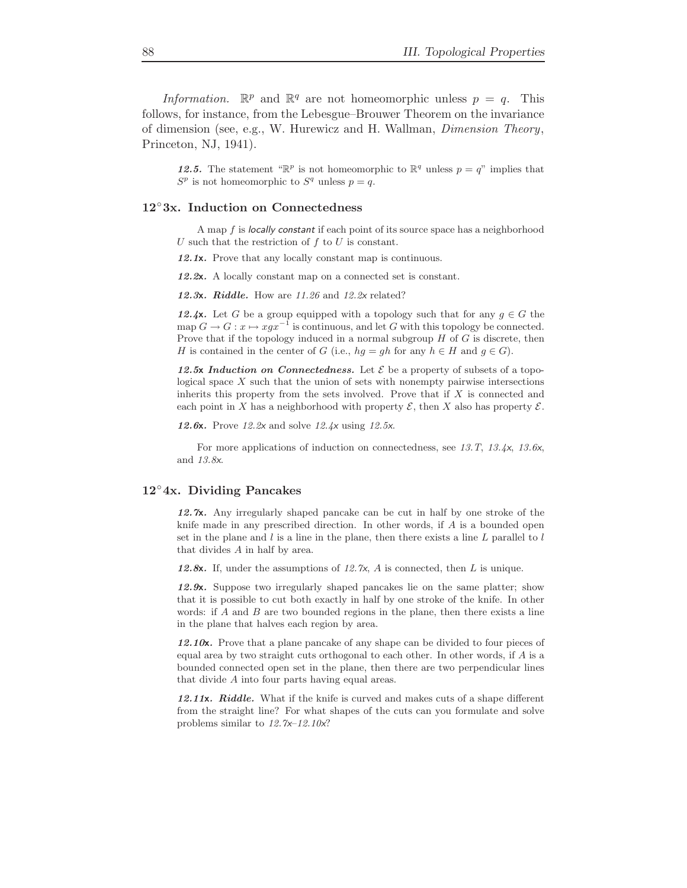*Information.* $\mathbb{R}^p$ and $\mathbb{R}^q$ are not homeomorphic unless $p = q$. This follows, for instance, from the Lebesgue–Brouwer Theorem on the invariance of dimension (see, e.g., W. Hurewicz and H. Wallman, *Dimension Theory*, Princeton, NJ, 1941).

***12.5.*** The statement "$\mathbb{R}^p$ is not homeomorphic to $\mathbb{R}^q$ unless $p = q$" implies that $S^p$ is not homeomorphic to $S^q$ unless $p = q$.

## 12°3x. Induction on Connectedness

A map $f$ is *locally constant* if each point of its source space has a neighborhood $U$ such that the restriction of $f$ to $U$ is constant.

***12.1x.*** Prove that any locally constant map is continuous.

***12.2x.*** A locally constant map on a connected set is constant.

***12.3x. Riddle.*** How are *11.26* and *12.2x* related?

***12.4x.*** Let $G$ be a group equipped with a topology such that for any $g \in G$ the map $G \to G : x \mapsto xgx^{-1}$ is continuous, and let $G$ with this topology be connected. Prove that if the topology induced in a normal subgroup $H$ of $G$ is discrete, then $H$ is contained in the center of $G$ (i.e., $hg = gh$ for any $h \in H$ and $g \in G$).

***12.5x Induction on Connectedness.*** Let $\mathcal{E}$ be a property of subsets of a topological space $X$ such that the union of sets with nonempty pairwise intersections inherits this property from the sets involved. Prove that if $X$ is connected and each point in $X$ has a neighborhood with property $\mathcal{E}$, then $X$ also has property $\mathcal{E}$.

***12.6x.*** Prove *12.2x* and solve *12.4x* using *12.5x*.

For more applications of induction on connectedness, see *13.T*, *13.4x*, *13.6x*, and *13.8x*.

## 12°4x. Dividing Pancakes

***12.7x.*** Any irregularly shaped pancake can be cut in half by one stroke of the knife made in any prescribed direction. In other words, if $A$ is a bounded open set in the plane and $l$ is a line in the plane, then there exists a line $L$ parallel to $l$ that divides $A$ in half by area.

***12.8x.*** If, under the assumptions of *12.7x*, $A$ is connected, then $L$ is unique.

***12.9x.*** Suppose two irregularly shaped pancakes lie on the same platter; show that it is possible to cut both exactly in half by one stroke of the knife. In other words: if $A$ and $B$ are two bounded regions in the plane, then there exists a line in the plane that halves each region by area.

***12.10x.*** Prove that a plane pancake of any shape can be divided to four pieces of equal area by two straight cuts orthogonal to each other. In other words, if $A$ is a bounded connected open set in the plane, then there are two perpendicular lines that divide $A$ into four parts having equal areas.

***12.11x. Riddle.*** What if the knife is curved and makes cuts of a shape different from the straight line? For what shapes of the cuts can you formulate and solve problems similar to *12.7x*–*12.10x*?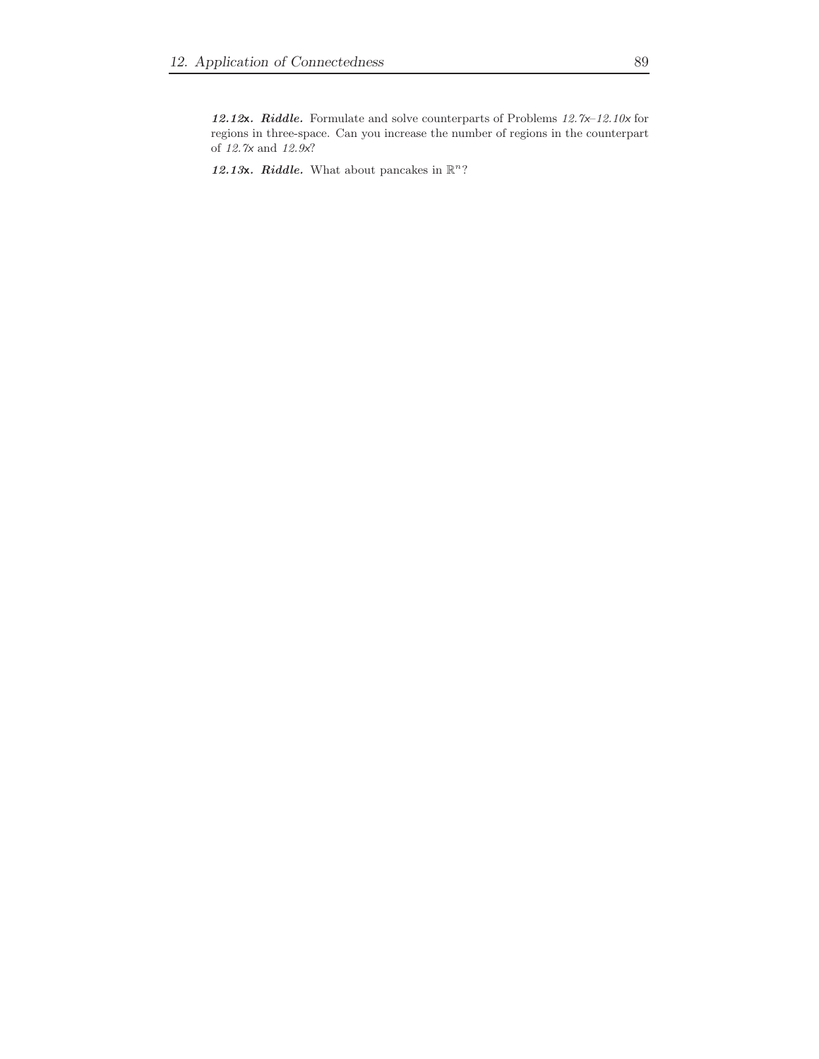***12.12x. Riddle.*** Formulate and solve counterparts of Problems *12.7x*–*12.10x* for regions in three-space. Can you increase the number of regions in the counterpart of *12.7x* and *12.9x*?

***12.13x. Riddle.*** What about pancakes in $\mathbb{R}^n$?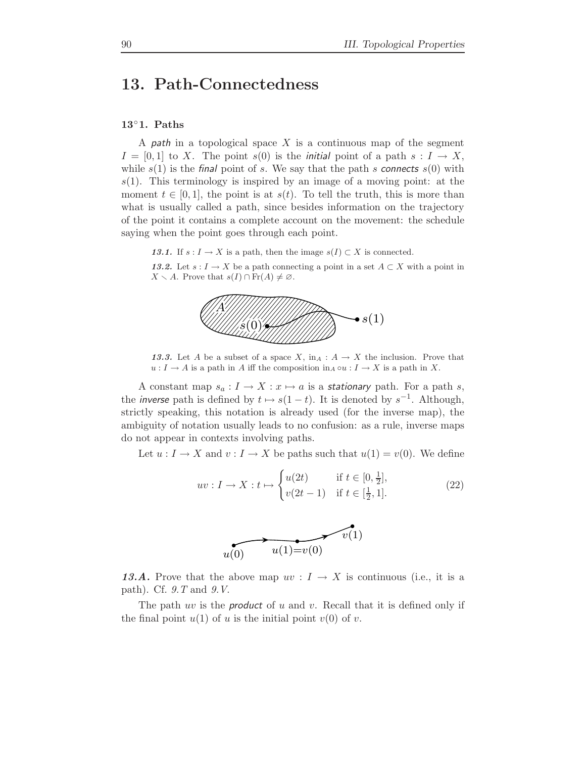# 13. Path-Connectedness

### 13°1. Paths

A *path* in a topological space $X$ is a continuous map of the segment $I = [0, 1]$ to $X$. The point $s(0)$ is the *initial* point of a path $s : I \to X$, while $s(1)$ is the *final* point of $s$. We say that the path $s$ *connects* $s(0)$ with $s(1)$. This terminology is inspired by an image of a moving point: at the moment $t \in [0, 1]$, the point is at $s(t)$. To tell the truth, this is more than what is usually called a path, since besides information on the trajectory of the point it contains a complete account on the movement: the schedule saying when the point goes through each point.

***13.1.*** If $s : I \to X$ is a path, then the image $s(I) \subset X$ is connected.

***13.2.*** Let $s : I \to X$ be a path connecting a point in a set $A \subset X$ with a point in $X \smallsetminus A$. Prove that $s(I) \cap \operatorname{Fr}(A) \neq \varnothing$.

***13.3.*** Let $A$ be a subset of a space $X$, $\operatorname{in}_A : A \to X$ the inclusion. Prove that $u : I \to A$ is a path in $A$ iff the composition $\operatorname{in}_A \circ u : I \to X$ is a path in $X$.

A constant map $s_a : I \to X : x \mapsto a$ is a *stationary* path. For a path $s$, the *inverse* path is defined by $t \mapsto s(1-t)$. It is denoted by $s^{-1}$. Although, strictly speaking, this notation is already used (for the inverse map), the ambiguity of notation usually leads to no confusion: as a rule, inverse maps do not appear in contexts involving paths.

Let $u : I \to X$ and $v : I \to X$ be paths such that $u(1) = v(0)$. We define

$$uv : I \to X : t \mapsto \begin{cases} u(2t) & \text{if } t \in [0, \frac{1}{2}], \\ v(2t-1) & \text{if } t \in [\frac{1}{2}, 1]. \end{cases} \tag{22}$$

***13.A.*** Prove that the above map $uv : I \to X$ is continuous (i.e., it is a path). Cf. *9.T* and *9.V*.

The path $uv$ is the *product* of $u$ and $v$. Recall that it is defined only if the final point $u(1)$ of $u$ is the initial point $v(0)$ of $v$.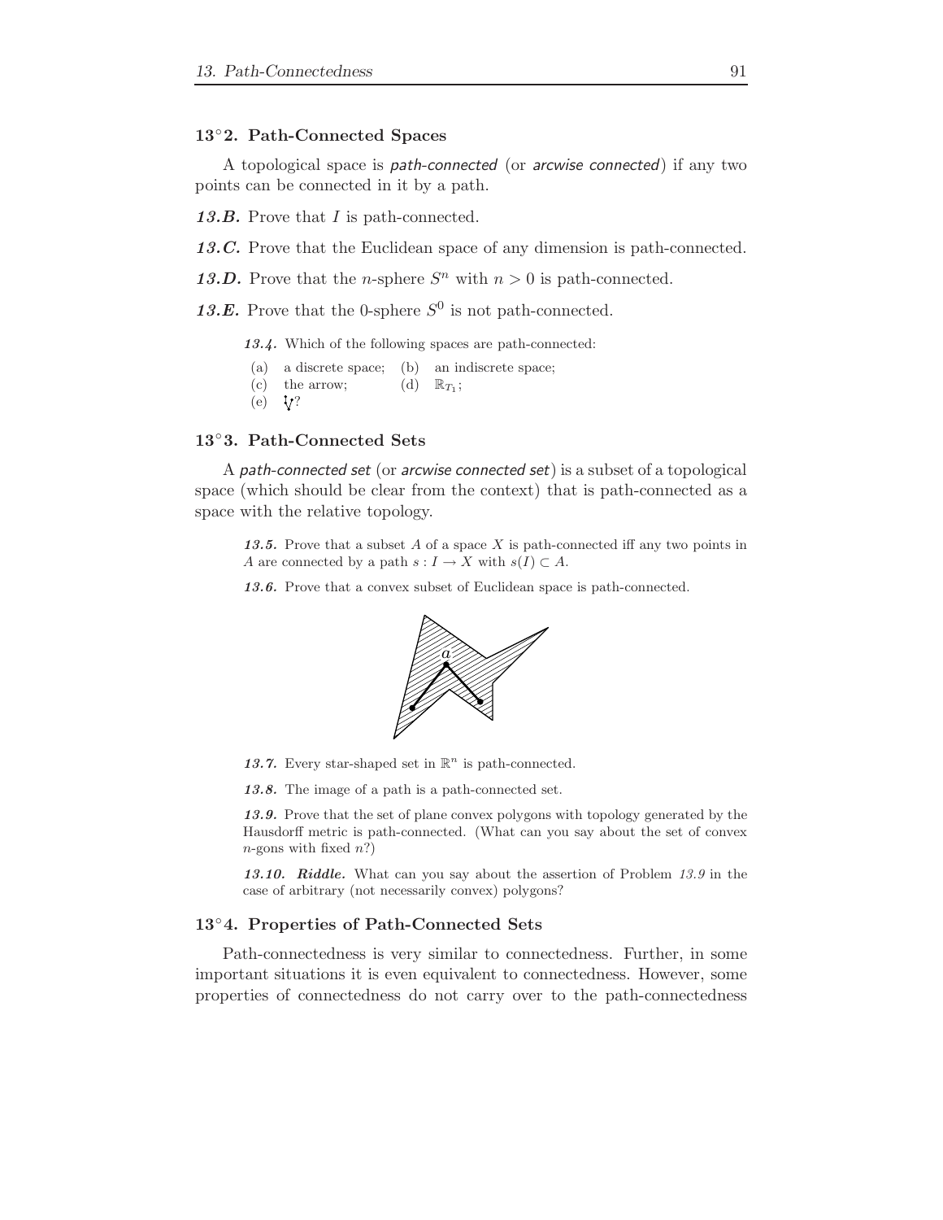### 13°2. Path-Connected Spaces

A topological space is *path-connected* (or *arcwise connected*) if any two points can be connected in it by a path.

***13.B.*** Prove that $I$ is path-connected.

***13.C.*** Prove that the Euclidean space of any dimension is path-connected.

***13.D.*** Prove that the $n$-sphere $S^n$ with $n > 0$ is path-connected.

***13.E.*** Prove that the 0-sphere $S^0$ is not path-connected.

***13.4.*** Which of the following spaces are path-connected:

(a) a discrete space; (b) an indiscrete space;
(c) the arrow; (d) $\mathbb{R}_{T_1}$;
(e) $\heartsuit$?

### 13°3. Path-Connected Sets

A *path-connected set* (or *arcwise connected set*) is a subset of a topological space (which should be clear from the context) that is path-connected as a space with the relative topology.

***13.5.*** Prove that a subset $A$ of a space $X$ is path-connected iff any two points in $A$ are connected by a path $s : I \to X$ with $s(I) \subset A$.

***13.6.*** Prove that a convex subset of Euclidean space is path-connected.

***13.7.*** Every star-shaped set in $\mathbb{R}^n$ is path-connected.

***13.8.*** The image of a path is a path-connected set.

***13.9.*** Prove that the set of plane convex polygons with topology generated by the Hausdorff metric is path-connected. (What can you say about the set of convex $n$-gons with fixed $n$?)

***13.10. Riddle.*** What can you say about the assertion of Problem *13.9* in the case of arbitrary (not necessarily convex) polygons?

### 13°4. Properties of Path-Connected Sets

Path-connectedness is very similar to connectedness. Further, in some important situations it is even equivalent to connectedness. However, some properties of connectedness do not carry over to the path-connectedness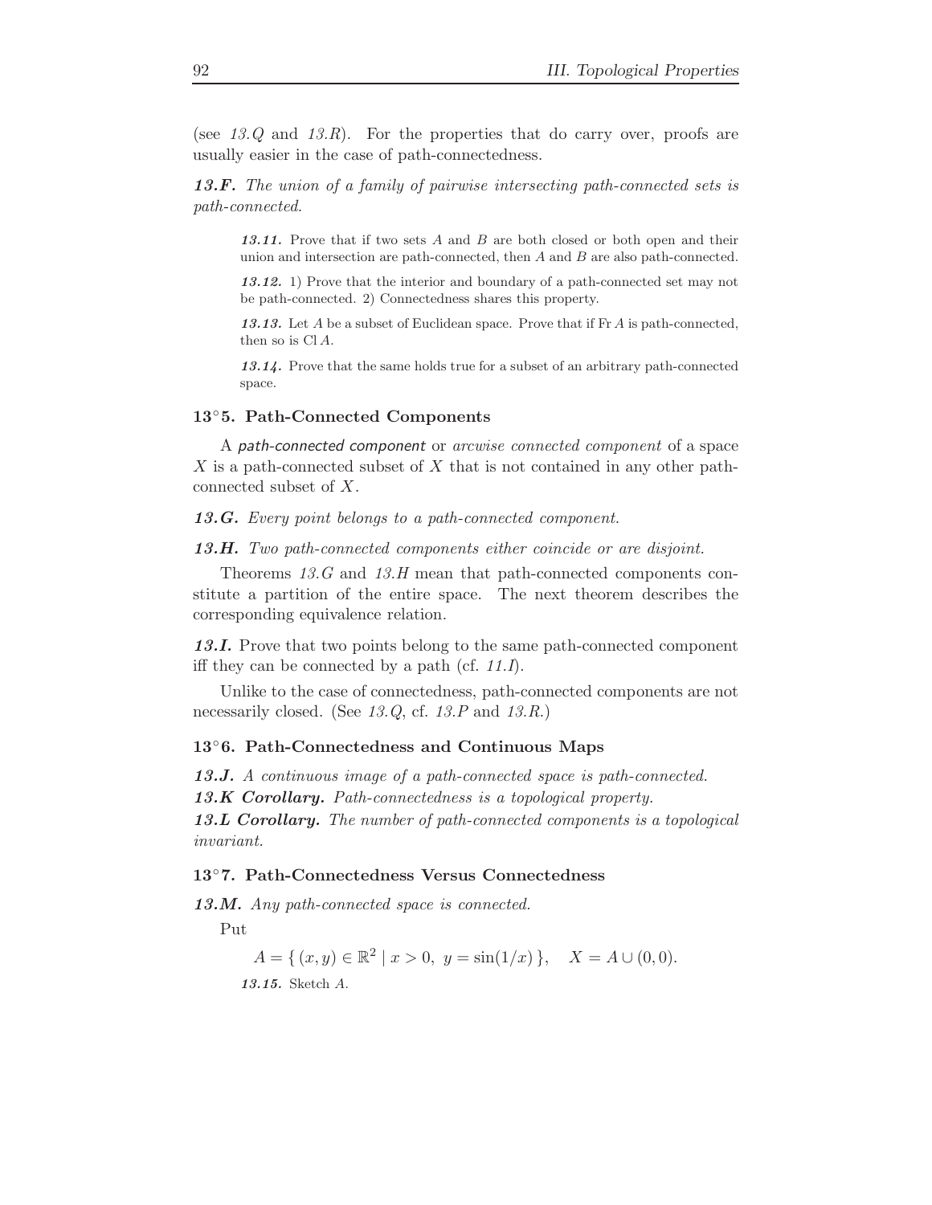(see *13.Q* and *13.R*). For the properties that do carry over, proofs are usually easier in the case of path-connectedness.

***13.F.*** *The union of a family of pairwise intersecting path-connected sets is path-connected.*

> ***13.11.*** Prove that if two sets $A$ and $B$ are both closed or both open and their union and intersection are path-connected, then $A$ and $B$ are also path-connected.
>
> ***13.12.*** 1) Prove that the interior and boundary of a path-connected set may not be path-connected. 2) Connectedness shares this property.
>
> ***13.13.*** Let $A$ be a subset of Euclidean space. Prove that if $\operatorname{Fr} A$ is path-connected, then so is $\operatorname{Cl} A$.
>
> ***13.14.*** Prove that the same holds true for a subset of an arbitrary path-connected space.

### 13°5. Path-Connected Components

A *path-connected component* or *arcwise connected component* of a space $X$ is a path-connected subset of $X$ that is not contained in any other path-connected subset of $X$.

***13.G.*** *Every point belongs to a path-connected component.*

***13.H.*** *Two path-connected components either coincide or are disjoint.*

Theorems *13.G* and *13.H* mean that path-connected components constitute a partition of the entire space. The next theorem describes the corresponding equivalence relation.

***13.I.*** Prove that two points belong to the same path-connected component iff they can be connected by a path (cf. *11.I*).

Unlike to the case of connectedness, path-connected components are not necessarily closed. (See *13.Q*, cf. *13.P* and *13.R*.)

### 13°6. Path-Connectedness and Continuous Maps

***13.J.*** *A continuous image of a path-connected space is path-connected.*

***13.K Corollary.*** *Path-connectedness is a topological property.*

***13.L Corollary.*** *The number of path-connected components is a topological invariant.*

### 13°7. Path-Connectedness Versus Connectedness

***13.M.*** *Any path-connected space is connected.*

Put

$$A = \{ (x, y) \in \mathbb{R}^2 \mid x > 0, \ y = \sin(1/x) \}, \quad X = A \cup (0, 0).$$

> ***13.15.*** Sketch $A$.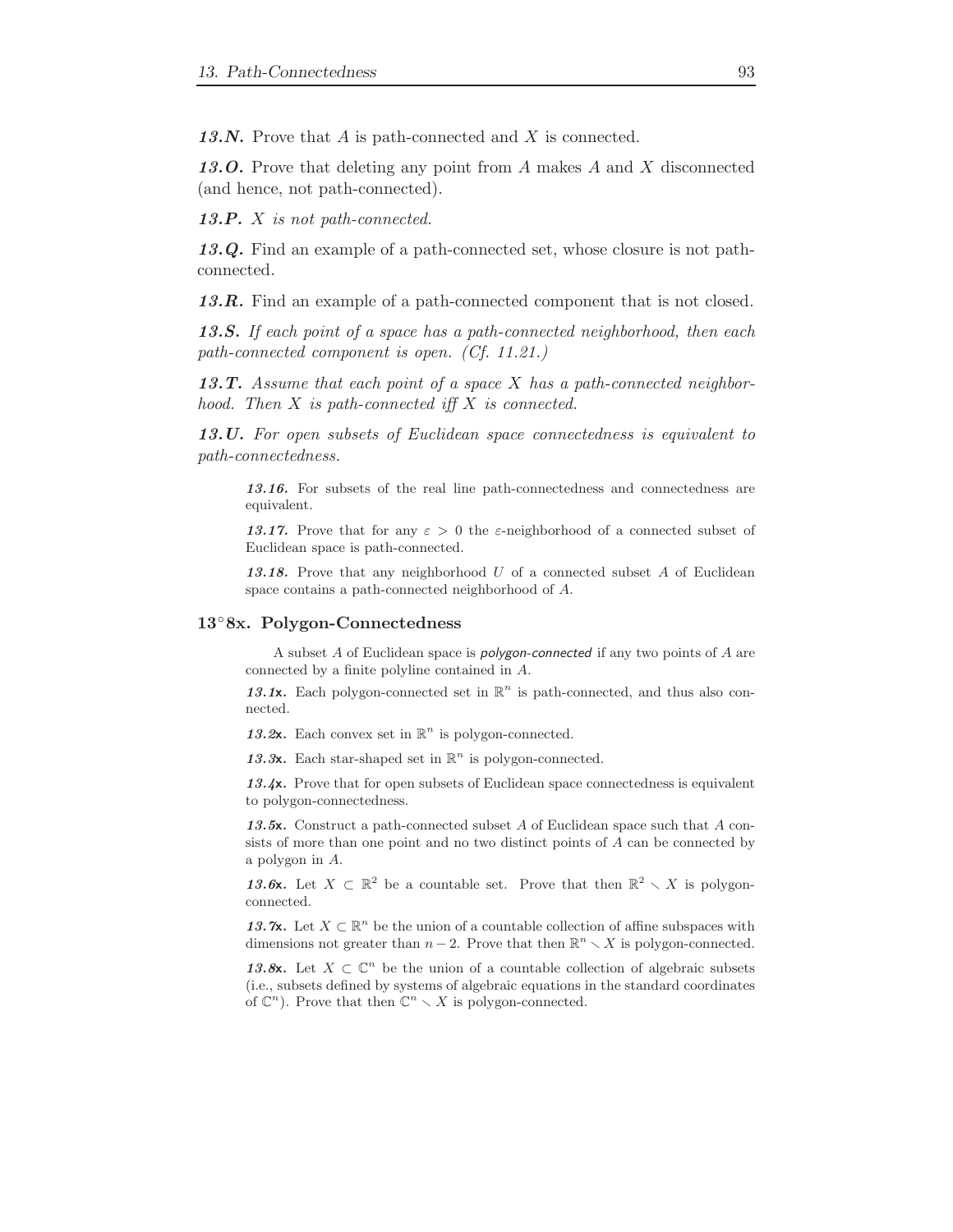***13.N.*** Prove that $A$ is path-connected and $X$ is connected.

***13.O.*** Prove that deleting any point from $A$ makes $A$ and $X$ disconnected (and hence, not path-connected).

***13.P.*** *$X$ is not path-connected.*

***13.Q.*** Find an example of a path-connected set, whose closure is not path-connected.

***13.R.*** Find an example of a path-connected component that is not closed.

***13.S.*** *If each point of a space has a path-connected neighborhood, then each path-connected component is open. (Cf. 11.21.)*

***13.T.*** *Assume that each point of a space $X$ has a path-connected neighborhood. Then $X$ is path-connected iff $X$ is connected.*

***13.U.*** *For open subsets of Euclidean space connectedness is equivalent to path-connectedness.*

***13.16.*** For subsets of the real line path-connectedness and connectedness are equivalent.

***13.17.*** Prove that for any $\varepsilon > 0$ the $\varepsilon$-neighborhood of a connected subset of Euclidean space is path-connected.

***13.18.*** Prove that any neighborhood $U$ of a connected subset $A$ of Euclidean space contains a path-connected neighborhood of $A$.

## $13^\circ$8x. Polygon-Connectedness

A subset $A$ of Euclidean space is ***polygon-connected*** if any two points of $A$ are connected by a finite polyline contained in $A$.

***13.1x.*** Each polygon-connected set in $\mathbb{R}^n$ is path-connected, and thus also connected.

***13.2x.*** Each convex set in $\mathbb{R}^n$ is polygon-connected.

***13.3x.*** Each star-shaped set in $\mathbb{R}^n$ is polygon-connected.

***13.4x.*** Prove that for open subsets of Euclidean space connectedness is equivalent to polygon-connectedness.

***13.5x.*** Construct a path-connected subset $A$ of Euclidean space such that $A$ consists of more than one point and no two distinct points of $A$ can be connected by a polygon in $A$.

***13.6x.*** Let $X \subset \mathbb{R}^2$ be a countable set. Prove that then $\mathbb{R}^2 \smallsetminus X$ is polygon-connected.

***13.7x.*** Let $X \subset \mathbb{R}^n$ be the union of a countable collection of affine subspaces with dimensions not greater than $n-2$. Prove that then $\mathbb{R}^n \smallsetminus X$ is polygon-connected.

***13.8x.*** Let $X \subset \mathbb{C}^n$ be the union of a countable collection of algebraic subsets (i.e., subsets defined by systems of algebraic equations in the standard coordinates of $\mathbb{C}^n$). Prove that then $\mathbb{C}^n \smallsetminus X$ is polygon-connected.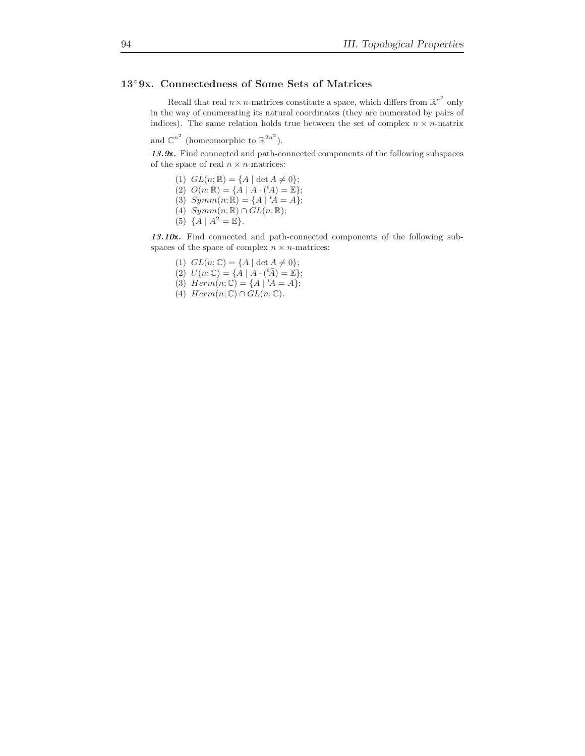## 13°9x. Connectedness of Some Sets of Matrices

Recall that real $n \times n$-matrices constitute a space, which differs from $\mathbb{R}^{n^2}$ only in the way of enumerating its natural coordinates (they are numerated by pairs of indices). The same relation holds true between the set of complex $n \times n$-matrix and $\mathbb{C}^{n^2}$ (homeomorphic to $\mathbb{R}^{2n^2}$).

***13.9x.*** Find connected and path-connected components of the following subspaces of the space of real $n \times n$-matrices:

(1) $GL(n; \mathbb{R}) = \{A \mid \det A \neq 0\}$;
(2) $O(n; \mathbb{R}) = \{A \mid A \cdot ({}^tA) = \mathbb{E}\}$;
(3) $Symm(n; \mathbb{R}) = \{A \mid {}^tA = A\}$;
(4) $Symm(n; \mathbb{R}) \cap GL(n; \mathbb{R})$;
(5) $\{A \mid A^2 = \mathbb{E}\}$.

***13.10x.*** Find connected and path-connected components of the following subspaces of the space of complex $n \times n$-matrices:

(1) $GL(n; \mathbb{C}) = \{A \mid \det A \neq 0\}$;
(2) $U(n; \mathbb{C}) = \{A \mid A \cdot ({}^t\bar{A}) = \mathbb{E}\}$;
(3) $Herm(n; \mathbb{C}) = \{A \mid {}^tA = \bar{A}\}$;
(4) $Herm(n; \mathbb{C}) \cap GL(n; \mathbb{C})$.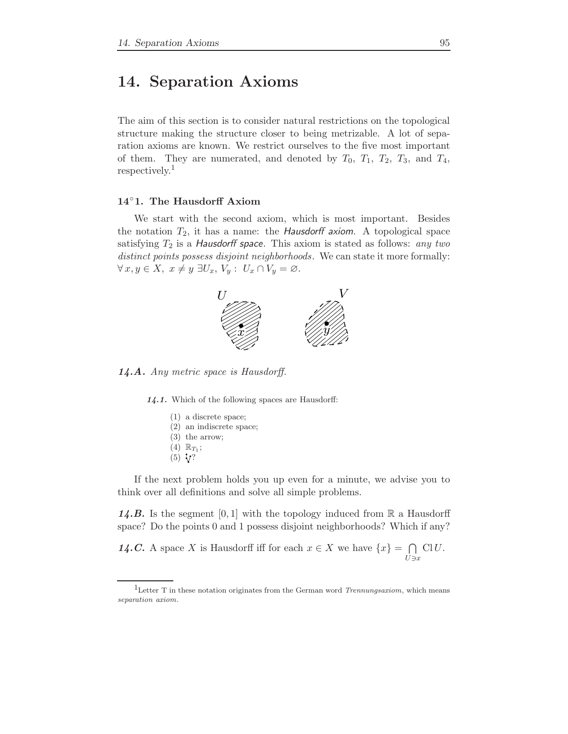# 14. Separation Axioms

The aim of this section is to consider natural restrictions on the topological structure making the structure closer to being metrizable. A lot of separation axioms are known. We restrict ourselves to the five most important of them. They are numerated, and denoted by $T_0$, $T_1$, $T_2$, $T_3$, and $T_4$, respectively.[1]

### 14°1. The Hausdorff Axiom

We start with the second axiom, which is most important. Besides the notation $T_2$, it has a name: the *Hausdorff axiom*. A topological space satisfying $T_2$ is a *Hausdorff space*. This axiom is stated as follows: *any two distinct points possess disjoint neighborhoods*. We can state it more formally: $\forall\, x, y \in X,\ x \neq y\ \exists U_x,\, V_y :\ U_x \cap V_y = \varnothing$.

***14.A.*** *Any metric space is Hausdorff.*

> ***14.1.*** Which of the following spaces are Hausdorff:
>
> (1) a discrete space;
> (2) an indiscrete space;
> (3) the arrow;
> (4) $\mathbb{R}_{T_1}$;
> (5) $\mathbf{\because}\!\!\mathsf{V}$?

If the next problem holds you up even for a minute, we advise you to think over all definitions and solve all simple problems.

***14.B.*** Is the segment $[0, 1]$ with the topology induced from $\mathbb{R}$ a Hausdorff space? Do the points 0 and 1 possess disjoint neighborhoods? Which if any?

***14.C.*** A space $X$ is Hausdorff iff for each $x \in X$ we have $\{x\} = \bigcap\limits_{U \ni x} \operatorname{Cl} U$.

---

[1] Letter T in these notation originates from the German word *Trennungsaxiom*, which means *separation axiom*.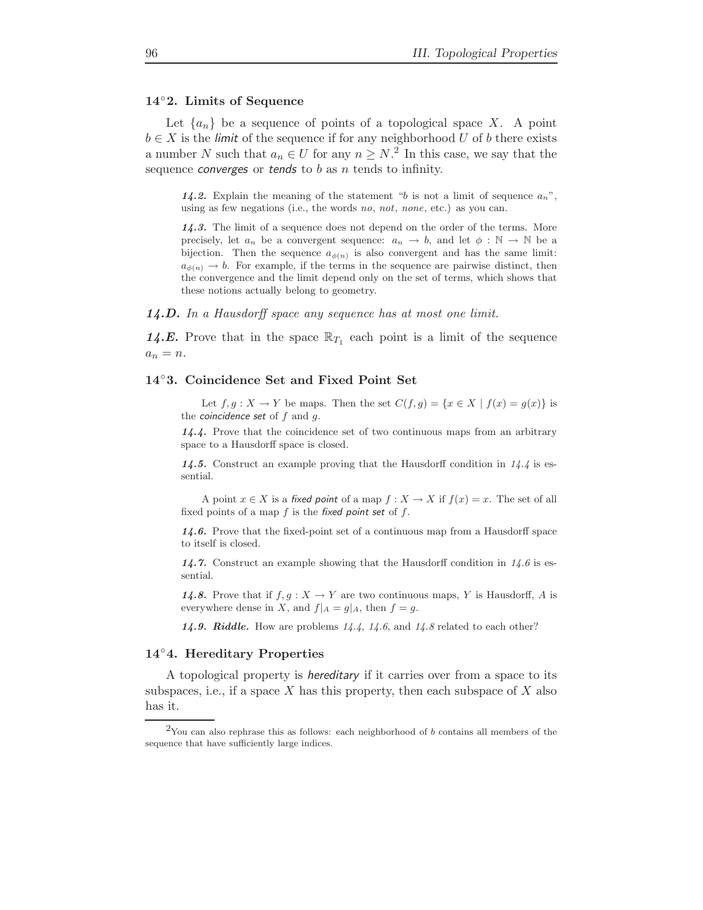## 14°2. Limits of Sequence

Let $\{a_n\}$ be a sequence of points of a topological space $X$. A point $b \in X$ is the *limit* of the sequence if for any neighborhood $U$ of $b$ there exists a number $N$ such that $a_n \in U$ for any $n \geq N$.[2] In this case, we say that the sequence *converges* or *tends* to $b$ as $n$ tends to infinity.

***14.2.*** Explain the meaning of the statement "$b$ is not a limit of sequence $a_n$", using as few negations (i.e., the words *no*, *not*, *none*, etc.) as you can.

***14.3.*** The limit of a sequence does not depend on the order of the terms. More precisely, let $a_n$ be a convergent sequence: $a_n \to b$, and let $\phi : \mathbb{N} \to \mathbb{N}$ be a bijection. Then the sequence $a_{\phi(n)}$ is also convergent and has the same limit: $a_{\phi(n)} \to b$. For example, if the terms in the sequence are pairwise distinct, then the convergence and the limit depend only on the set of terms, which shows that these notions actually belong to geometry.

***14.D.*** *In a Hausdorff space any sequence has at most one limit.*

***14.E.*** Prove that in the space $\mathbb{R}_{T_1}$ each point is a limit of the sequence $a_n = n$.

## 14°3. Coincidence Set and Fixed Point Set

Let $f, g : X \to Y$ be maps. Then the set $C(f, g) = \{x \in X \mid f(x) = g(x)\}$ is the *coincidence set* of $f$ and $g$.

***14.4.*** Prove that the coincidence set of two continuous maps from an arbitrary space to a Hausdorff space is closed.

***14.5.*** Construct an example proving that the Hausdorff condition in *14.4* is essential.

A point $x \in X$ is a *fixed point* of a map $f : X \to X$ if $f(x) = x$. The set of all fixed points of a map $f$ is the *fixed point set* of $f$.

***14.6.*** Prove that the fixed-point set of a continuous map from a Hausdorff space to itself is closed.

***14.7.*** Construct an example showing that the Hausdorff condition in *14.6* is essential.

***14.8.*** Prove that if $f, g : X \to Y$ are two continuous maps, $Y$ is Hausdorff, $A$ is everywhere dense in $X$, and $f|_A = g|_A$, then $f = g$.

***14.9. Riddle.*** How are problems *14.4*, *14.6*, and *14.8* related to each other?

## 14°4. Hereditary Properties

A topological property is *hereditary* if it carries over from a space to its subspaces, i.e., if a space $X$ has this property, then each subspace of $X$ also has it.

[2] You can also rephrase this as follows: each neighborhood of $b$ contains all members of the sequence that have sufficiently large indices.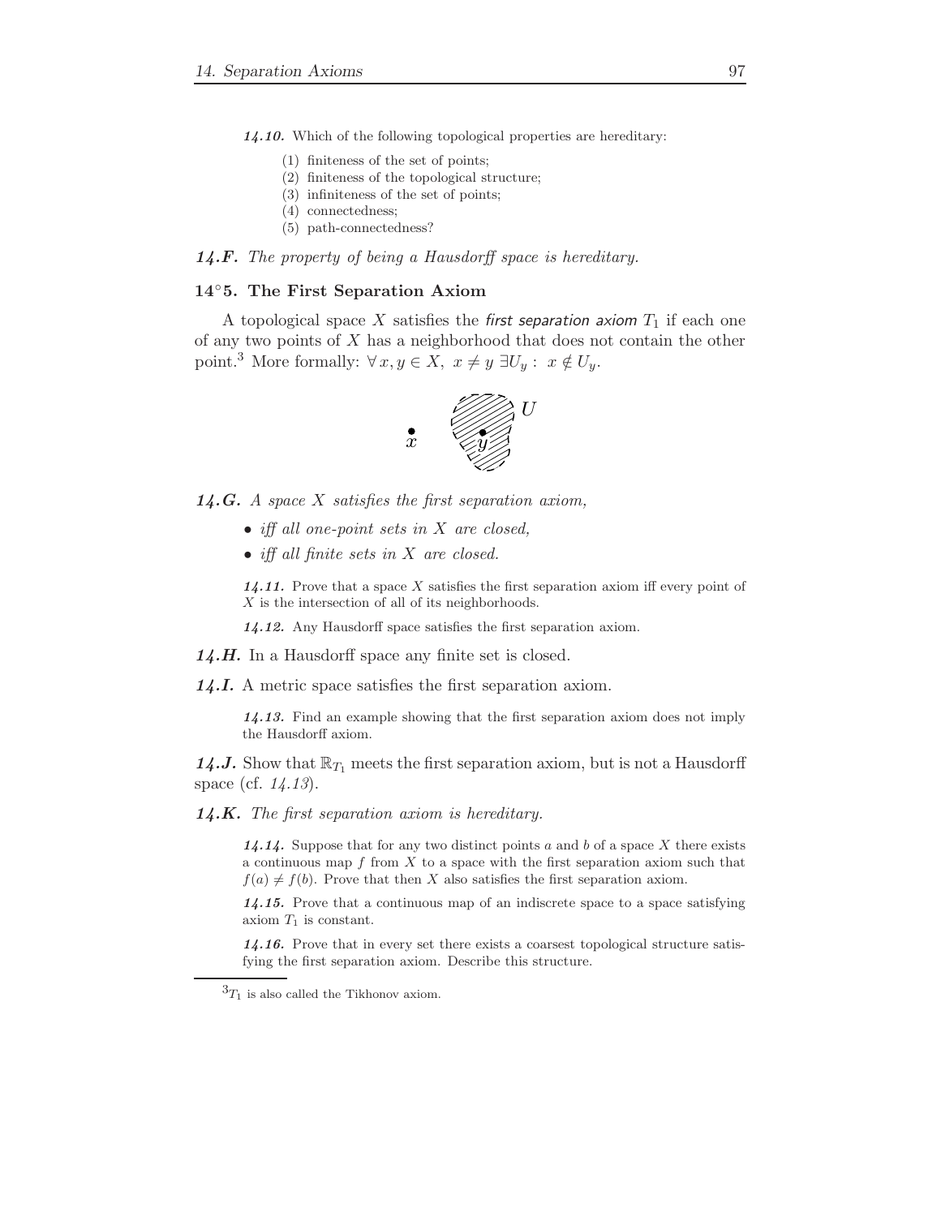**14.10.** Which of the following topological properties are hereditary:

(1) finiteness of the set of points;
(2) finiteness of the topological structure;
(3) infiniteness of the set of points;
(4) connectedness;
(5) path-connectedness?

***14.F.*** *The property of being a Hausdorff space is hereditary.*

### 14°5. The First Separation Axiom

A topological space $X$ satisfies the *first separation axiom* $T_1$ if each one of any two points of $X$ has a neighborhood that does not contain the other point.[3] More formally: $\forall\, x, y \in X,\ x \neq y\ \exists U_y :\ x \notin U_y$.

***14.G.*** *A space $X$ satisfies the first separation axiom,*

- *iff all one-point sets in $X$ are closed,*
- *iff all finite sets in $X$ are closed.*

**14.11.** Prove that a space $X$ satisfies the first separation axiom iff every point of $X$ is the intersection of all of its neighborhoods.

**14.12.** Any Hausdorff space satisfies the first separation axiom.

***14.H.*** In a Hausdorff space any finite set is closed.

***14.I.*** A metric space satisfies the first separation axiom.

**14.13.** Find an example showing that the first separation axiom does not imply the Hausdorff axiom.

***14.J.*** Show that $\mathbb{R}_{T_1}$ meets the first separation axiom, but is not a Hausdorff space (cf. *14.13*).

***14.K.*** *The first separation axiom is hereditary.*

**14.14.** Suppose that for any two distinct points $a$ and $b$ of a space $X$ there exists a continuous map $f$ from $X$ to a space with the first separation axiom such that $f(a) \neq f(b)$. Prove that then $X$ also satisfies the first separation axiom.

**14.15.** Prove that a continuous map of an indiscrete space to a space satisfying axiom $T_1$ is constant.

**14.16.** Prove that in every set there exists a coarsest topological structure satisfying the first separation axiom. Describe this structure.

[3] $T_1$ is also called the Tikhonov axiom.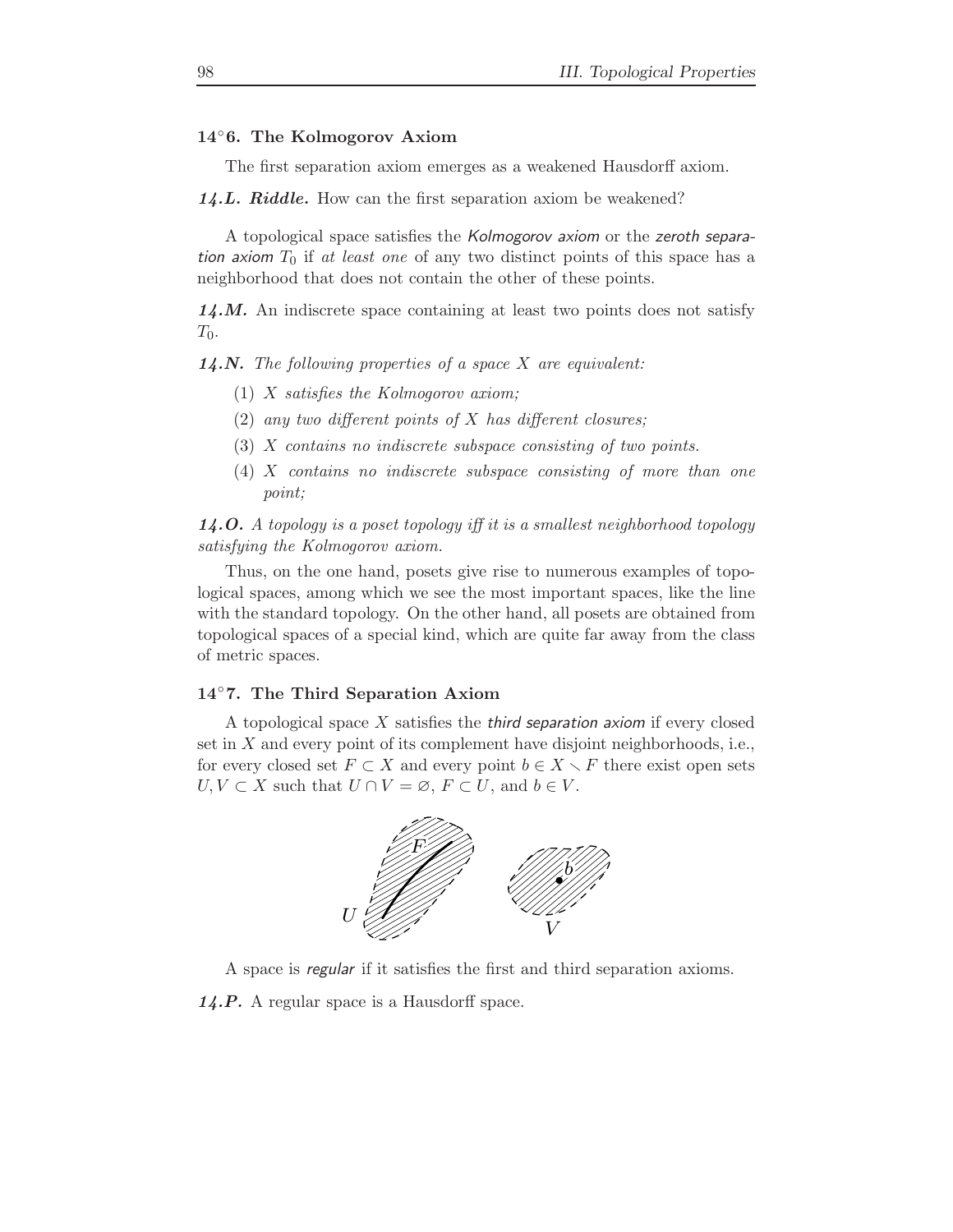### 14°6. The Kolmogorov Axiom

The first separation axiom emerges as a weakened Hausdorff axiom.

***14.L. Riddle.*** How can the first separation axiom be weakened?

A topological space satisfies the *Kolmogorov axiom* or the *zeroth separation axiom* $T_0$ if *at least one* of any two distinct points of this space has a neighborhood that does not contain the other of these points.

***14.M.*** An indiscrete space containing at least two points does not satisfy $T_0$.

***14.N.*** *The following properties of a space $X$ are equivalent:*

1. *$X$ satisfies the Kolmogorov axiom;*
2. *any two different points of $X$ has different closures;*
3. *$X$ contains no indiscrete subspace consisting of two points.*
4. *$X$ contains no indiscrete subspace consisting of more than one point;*

***14.O.*** *A topology is a poset topology iff it is a smallest neighborhood topology satisfying the Kolmogorov axiom.*

Thus, on the one hand, posets give rise to numerous examples of topological spaces, among which we see the most important spaces, like the line with the standard topology. On the other hand, all posets are obtained from topological spaces of a special kind, which are quite far away from the class of metric spaces.

### 14°7. The Third Separation Axiom

A topological space $X$ satisfies the *third separation axiom* if every closed set in $X$ and every point of its complement have disjoint neighborhoods, i.e., for every closed set $F \subset X$ and every point $b \in X \smallsetminus F$ there exist open sets $U, V \subset X$ such that $U \cap V = \varnothing$, $F \subset U$, and $b \in V$.

A space is *regular* if it satisfies the first and third separation axioms.

***14.P.*** A regular space is a Hausdorff space.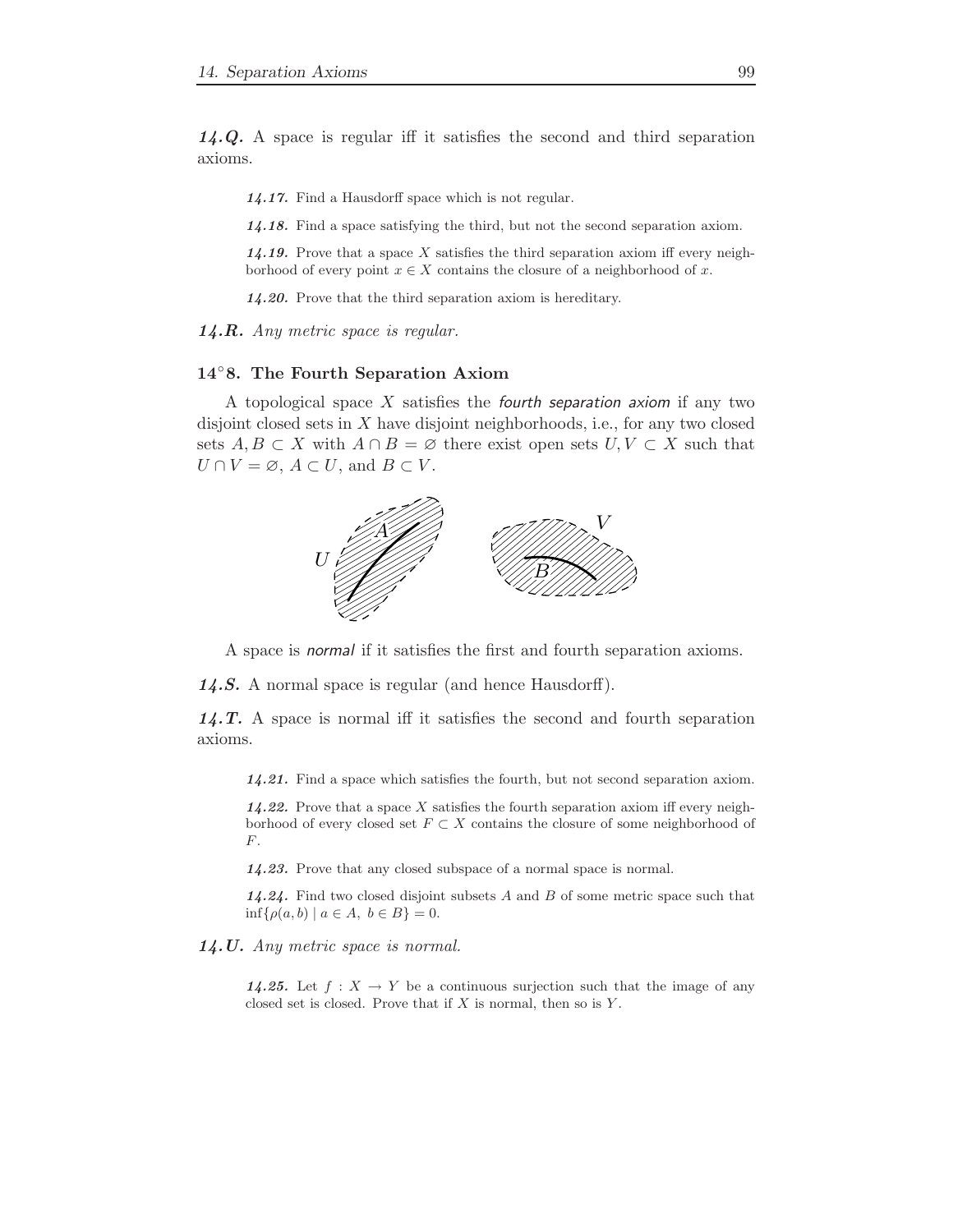***14.Q.*** A space is regular iff it satisfies the second and third separation axioms.

> ***14.17.*** Find a Hausdorff space which is not regular.
>
> ***14.18.*** Find a space satisfying the third, but not the second separation axiom.
>
> ***14.19.*** Prove that a space $X$ satisfies the third separation axiom iff every neighborhood of every point $x \in X$ contains the closure of a neighborhood of $x$.
>
> ***14.20.*** Prove that the third separation axiom is hereditary.

***14.R.*** *Any metric space is regular.*

### 14°8. The Fourth Separation Axiom

A topological space $X$ satisfies the *fourth separation axiom* if any two disjoint closed sets in $X$ have disjoint neighborhoods, i.e., for any two closed sets $A, B \subset X$ with $A \cap B = \varnothing$ there exist open sets $U, V \subset X$ such that $U \cap V = \varnothing$, $A \subset U$, and $B \subset V$.

A space is *normal* if it satisfies the first and fourth separation axioms.

***14.S.*** A normal space is regular (and hence Hausdorff).

***14.T.*** A space is normal iff it satisfies the second and fourth separation axioms.

> ***14.21.*** Find a space which satisfies the fourth, but not second separation axiom.
>
> ***14.22.*** Prove that a space $X$ satisfies the fourth separation axiom iff every neighborhood of every closed set $F \subset X$ contains the closure of some neighborhood of $F$.
>
> ***14.23.*** Prove that any closed subspace of a normal space is normal.
>
> ***14.24.*** Find two closed disjoint subsets $A$ and $B$ of some metric space such that $\inf\{\rho(a, b) \mid a \in A,\ b \in B\} = 0$.

***14.U.*** *Any metric space is normal.*

> ***14.25.*** Let $f : X \to Y$ be a continuous surjection such that the image of any closed set is closed. Prove that if $X$ is normal, then so is $Y$.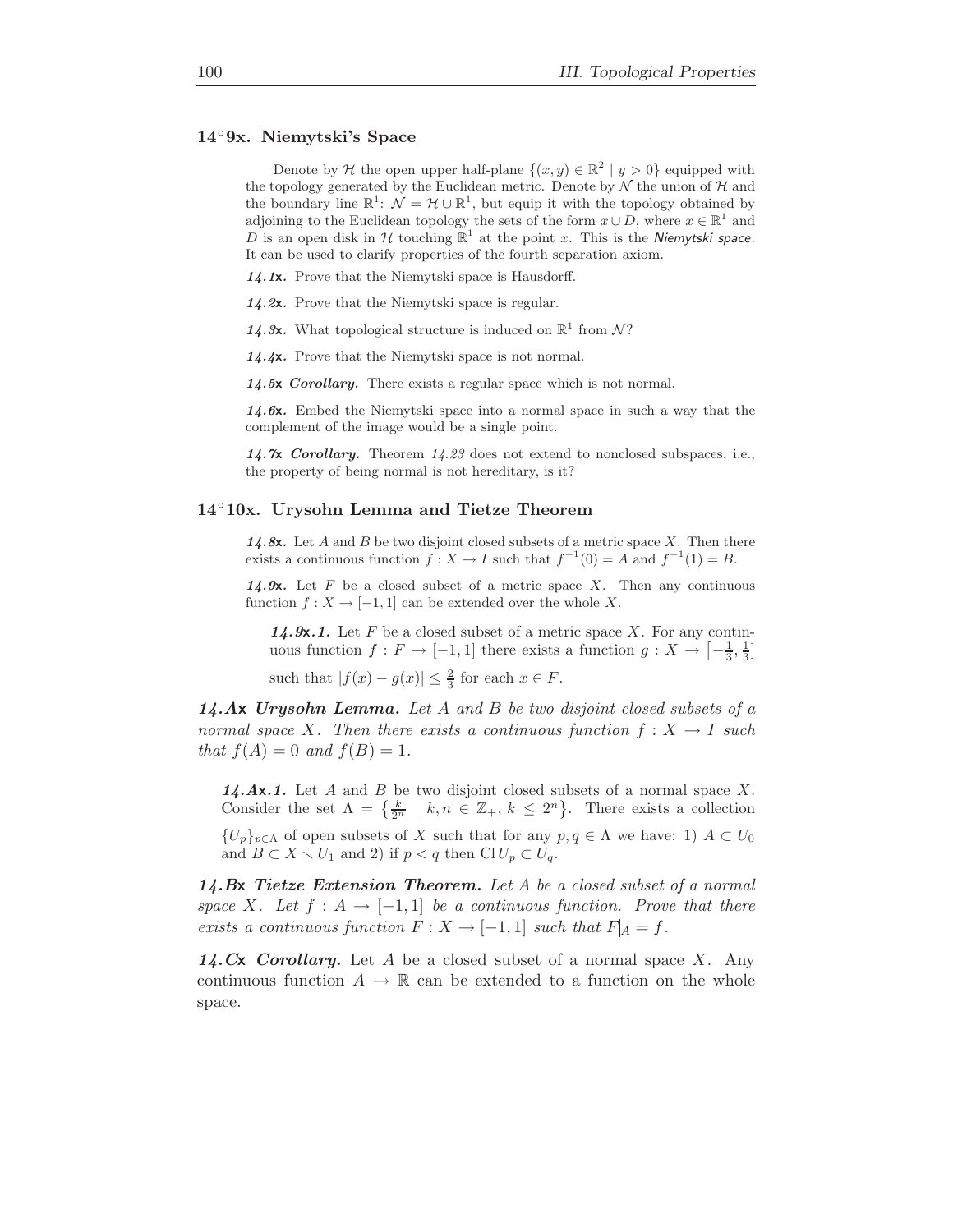## 14°9x. Niemytski's Space

Denote by $\mathcal{H}$ the open upper half-plane $\{(x, y) \in \mathbb{R}^2 \mid y > 0\}$ equipped with the topology generated by the Euclidean metric. Denote by $\mathcal{N}$ the union of $\mathcal{H}$ and the boundary line $\mathbb{R}^1$: $\mathcal{N} = \mathcal{H} \cup \mathbb{R}^1$, but equip it with the topology obtained by adjoining to the Euclidean topology the sets of the form $x \cup D$, where $x \in \mathbb{R}^1$ and $D$ is an open disk in $\mathcal{H}$ touching $\mathbb{R}^1$ at the point $x$. This is the *Niemytski space*. It can be used to clarify properties of the fourth separation axiom.

***14.1x.*** Prove that the Niemytski space is Hausdorff.

***14.2x.*** Prove that the Niemytski space is regular.

***14.3x.*** What topological structure is induced on $\mathbb{R}^1$ from $\mathcal{N}$?

***14.4x.*** Prove that the Niemytski space is not normal.

***14.5x Corollary.*** There exists a regular space which is not normal.

***14.6x.*** Embed the Niemytski space into a normal space in such a way that the complement of the image would be a single point.

***14.7x Corollary.*** Theorem *14.23* does not extend to nonclosed subspaces, i.e., the property of being normal is not hereditary, is it?

## 14°10x. Urysohn Lemma and Tietze Theorem

***14.8x.*** Let $A$ and $B$ be two disjoint closed subsets of a metric space $X$. Then there exists a continuous function $f : X \to I$ such that $f^{-1}(0) = A$ and $f^{-1}(1) = B$.

***14.9x.*** Let $F$ be a closed subset of a metric space $X$. Then any continuous function $f : X \to [-1, 1]$ can be extended over the whole $X$.

***14.9x.1.*** Let $F$ be a closed subset of a metric space $X$. For any continuous function $f : F \to [-1, 1]$ there exists a function $g : X \to \left[-\frac{1}{3}, \frac{1}{3}\right]$ such that $|f(x) - g(x)| \le \frac{2}{3}$ for each $x \in F$.

***14.Ax Urysohn Lemma.*** *Let $A$ and $B$ be two disjoint closed subsets of a normal space $X$. Then there exists a continuous function $f : X \to I$ such that $f(A) = 0$ and $f(B) = 1$.*

***14.Ax.1.*** Let $A$ and $B$ be two disjoint closed subsets of a normal space $X$. Consider the set $\Lambda = \left\{\frac{k}{2^n} \mid k, n \in \mathbb{Z}_+, \, k \le 2^n\right\}$. There exists a collection $\{U_p\}_{p \in \Lambda}$ of open subsets of $X$ such that for any $p, q \in \Lambda$ we have: 1) $A \subset U_0$ and $B \subset X \smallsetminus U_1$ and 2) if $p < q$ then $\operatorname{Cl} U_p \subset U_q$.

***14.Bx Tietze Extension Theorem.*** *Let $A$ be a closed subset of a normal space $X$. Let $f : A \to [-1, 1]$ be a continuous function. Prove that there exists a continuous function $F : X \to [-1, 1]$ such that $F|_A = f$.*

***14.Cx Corollary.*** Let $A$ be a closed subset of a normal space $X$. Any continuous function $A \to \mathbb{R}$ can be extended to a function on the whole space.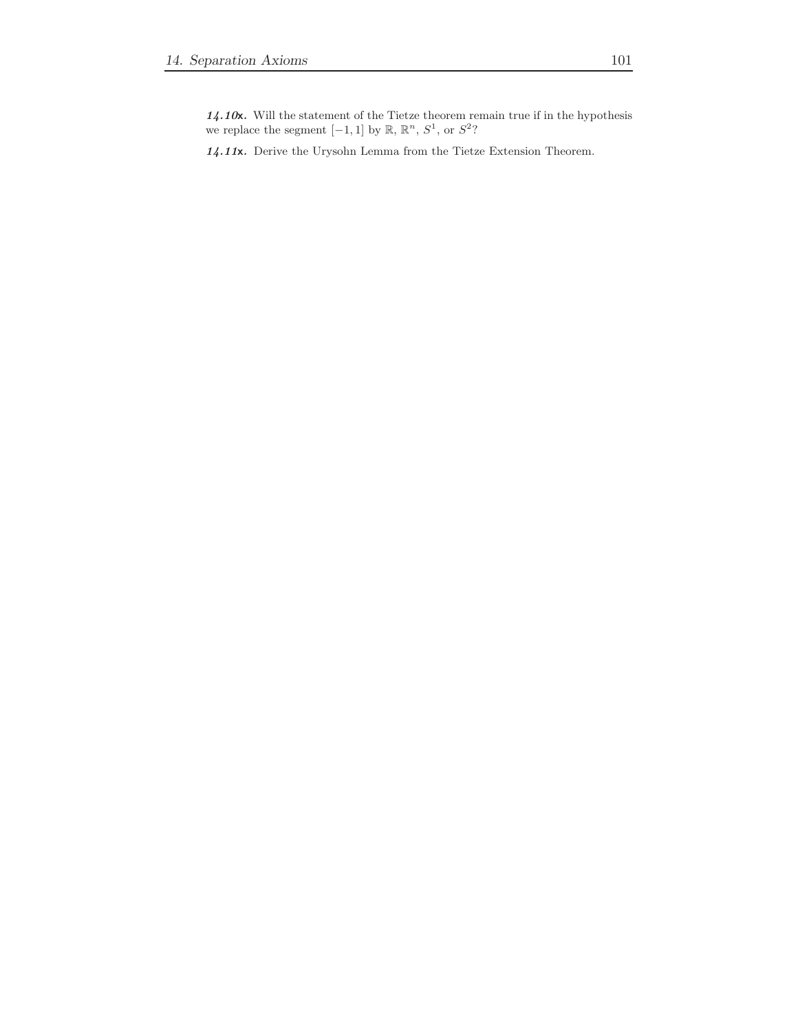***14.10x.*** Will the statement of the Tietze theorem remain true if in the hypothesis we replace the segment $[-1, 1]$ by $\mathbb{R}$, $\mathbb{R}^n$, $S^1$, or $S^2$?

***14.11x.*** Derive the Urysohn Lemma from the Tietze Extension Theorem.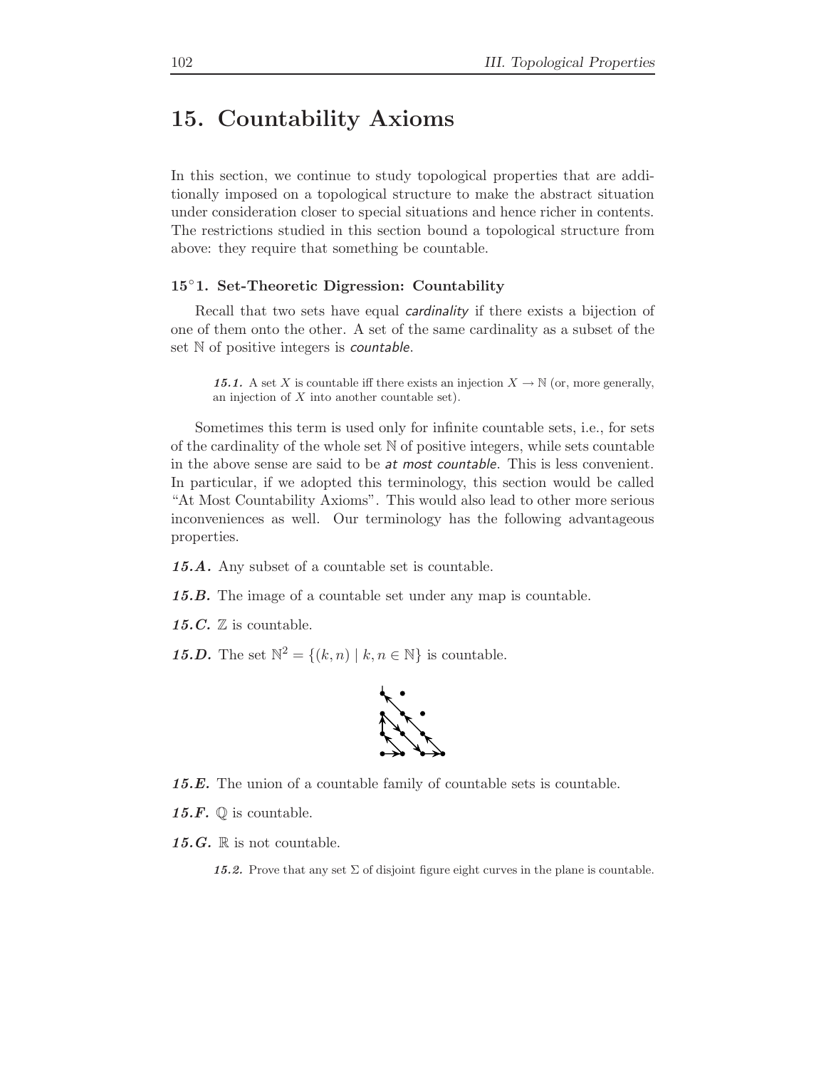# 15. Countability Axioms

In this section, we continue to study topological properties that are additionally imposed on a topological structure to make the abstract situation under consideration closer to special situations and hence richer in contents. The restrictions studied in this section bound a topological structure from above: they require that something be countable.

### 15°1. Set-Theoretic Digression: Countability

Recall that two sets have equal *cardinality* if there exists a bijection of one of them onto the other. A set of the same cardinality as a subset of the set $\mathbb{N}$ of positive integers is *countable*.

> ***15.1.*** A set $X$ is countable iff there exists an injection $X \to \mathbb{N}$ (or, more generally, an injection of $X$ into another countable set).

Sometimes this term is used only for infinite countable sets, i.e., for sets of the cardinality of the whole set $\mathbb{N}$ of positive integers, while sets countable in the above sense are said to be *at most countable*. This is less convenient. In particular, if we adopted this terminology, this section would be called "At Most Countability Axioms". This would also lead to other more serious inconveniences as well. Our terminology has the following advantageous properties.

***15.A.*** Any subset of a countable set is countable.

***15.B.*** The image of a countable set under any map is countable.

***15.C.*** $\mathbb{Z}$ is countable.

***15.D.*** The set $\mathbb{N}^2 = \{(k, n) \mid k, n \in \mathbb{N}\}$ is countable.

***15.E.*** The union of a countable family of countable sets is countable.

***15.F.*** $\mathbb{Q}$ is countable.

***15.G.*** $\mathbb{R}$ is not countable.

> ***15.2.*** Prove that any set $\Sigma$ of disjoint figure eight curves in the plane is countable.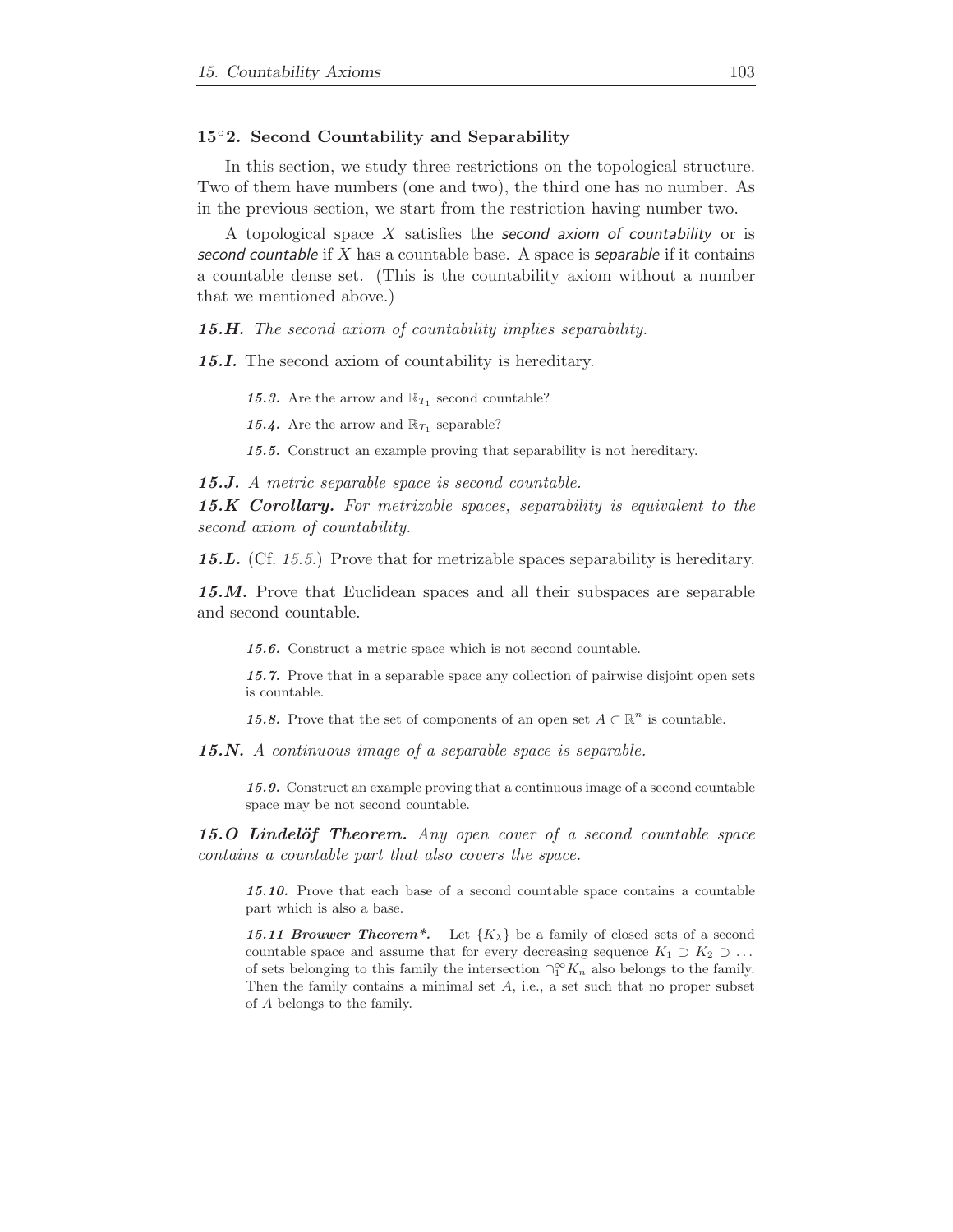### 15°2. Second Countability and Separability

In this section, we study three restrictions on the topological structure. Two of them have numbers (one and two), the third one has no number. As in the previous section, we start from the restriction having number two.

A topological space $X$ satisfies the *second axiom of countability* or is *second countable* if $X$ has a countable base. A space is *separable* if it contains a countable dense set. (This is the countability axiom without a number that we mentioned above.)

***15.H.*** *The second axiom of countability implies separability.*

***15.I.*** The second axiom of countability is hereditary.

> ***15.3.*** Are the arrow and $\mathbb{R}_{T_1}$ second countable?
>
> ***15.4.*** Are the arrow and $\mathbb{R}_{T_1}$ separable?
>
> ***15.5.*** Construct an example proving that separability is not hereditary.

***15.J.*** *A metric separable space is second countable.*

***15.K Corollary.*** *For metrizable spaces, separability is equivalent to the second axiom of countability.*

***15.L.*** (Cf. *15.5*.) Prove that for metrizable spaces separability is hereditary.

***15.M.*** Prove that Euclidean spaces and all their subspaces are separable and second countable.

> ***15.6.*** Construct a metric space which is not second countable.
>
> ***15.7.*** Prove that in a separable space any collection of pairwise disjoint open sets is countable.
>
> ***15.8.*** Prove that the set of components of an open set $A \subset \mathbb{R}^n$ is countable.

***15.N.*** *A continuous image of a separable space is separable.*

> ***15.9.*** Construct an example proving that a continuous image of a second countable space may be not second countable.

***15.O Lindelöf Theorem.*** *Any open cover of a second countable space contains a countable part that also covers the space.*

> ***15.10.*** Prove that each base of a second countable space contains a countable part which is also a base.
>
> ***15.11 Brouwer Theorem\*.*** Let $\{K_\lambda\}$ be a family of closed sets of a second countable space and assume that for every decreasing sequence $K_1 \supset K_2 \supset \dots$ of sets belonging to this family the intersection $\cap_1^\infty K_n$ also belongs to the family. Then the family contains a minimal set $A$, i.e., a set such that no proper subset of $A$ belongs to the family.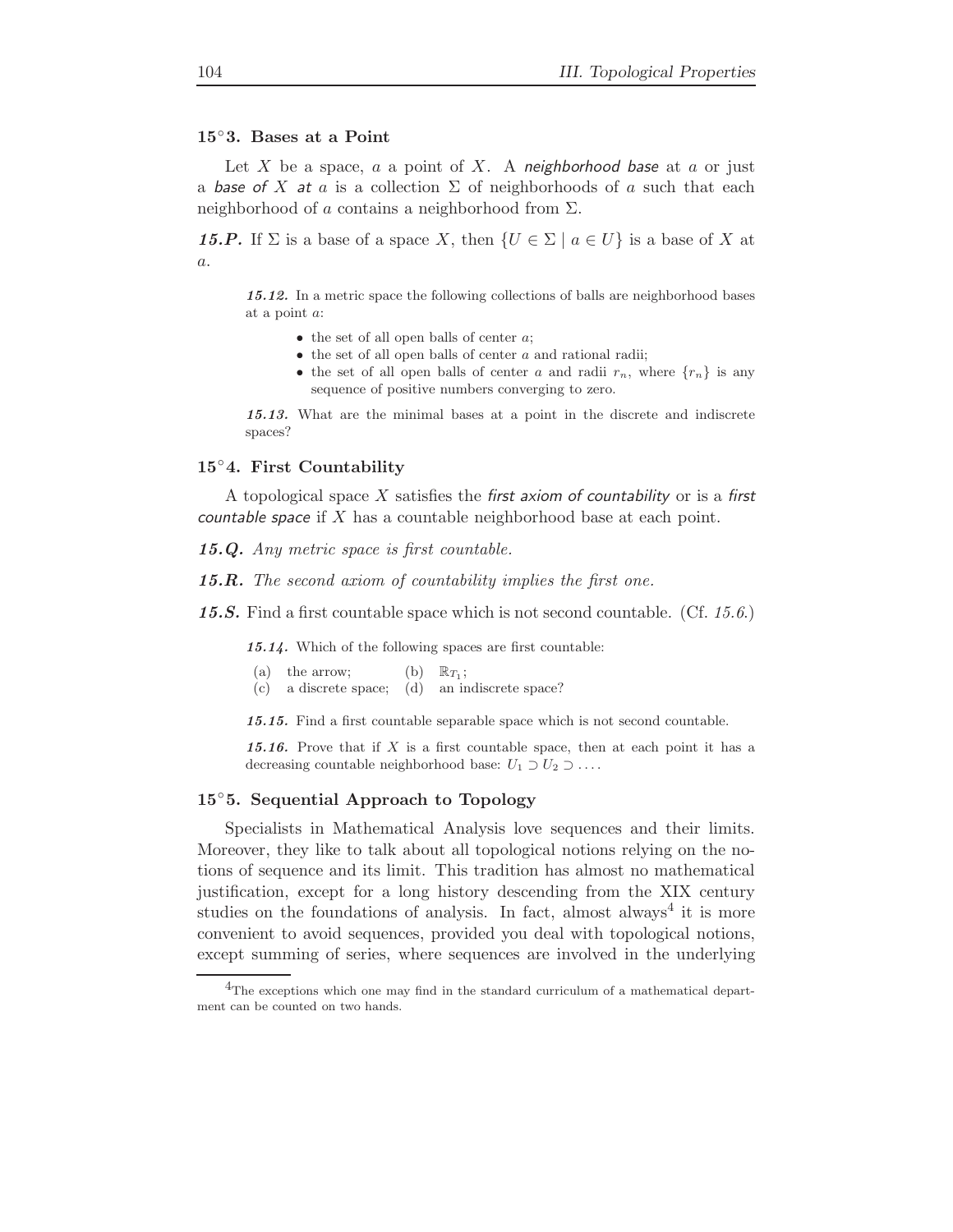### 15°3. Bases at a Point

Let $X$ be a space, $a$ a point of $X$. A *neighborhood base* at $a$ or just a *base of $X$ at $a$* is a collection $\Sigma$ of neighborhoods of $a$ such that each neighborhood of $a$ contains a neighborhood from $\Sigma$.

***15.P.*** If $\Sigma$ is a base of a space $X$, then $\{U \in \Sigma \mid a \in U\}$ is a base of $X$ at $a$.

> ***15.12.*** In a metric space the following collections of balls are neighborhood bases at a point $a$:
>
> - the set of all open balls of center $a$;
> - the set of all open balls of center $a$ and rational radii;
> - the set of all open balls of center $a$ and radii $r_n$, where $\{r_n\}$ is any sequence of positive numbers converging to zero.
>
> ***15.13.*** What are the minimal bases at a point in the discrete and indiscrete spaces?

### 15°4. First Countability

A topological space $X$ satisfies the *first axiom of countability* or is a *first countable space* if $X$ has a countable neighborhood base at each point.

***15.Q.*** *Any metric space is first countable.*

***15.R.*** *The second axiom of countability implies the first one.*

***15.S.*** Find a first countable space which is not second countable. (Cf. *15.6*.)

> ***15.14.*** Which of the following spaces are first countable:
>
> (a) the arrow; (b) $\mathbb{R}_{T_1}$;
> (c) a discrete space; (d) an indiscrete space?
>
> ***15.15.*** Find a first countable separable space which is not second countable.
>
> ***15.16.*** Prove that if $X$ is a first countable space, then at each point it has a decreasing countable neighborhood base: $U_1 \supset U_2 \supset \dots$.

### 15°5. Sequential Approach to Topology

Specialists in Mathematical Analysis love sequences and their limits. Moreover, they like to talk about all topological notions relying on the notions of sequence and its limit. This tradition has almost no mathematical justification, except for a long history descending from the XIX century studies on the foundations of analysis. In fact, almost always[4] it is more convenient to avoid sequences, provided you deal with topological notions, except summing of series, where sequences are involved in the underlying

[4] The exceptions which one may find in the standard curriculum of a mathematical department can be counted on two hands.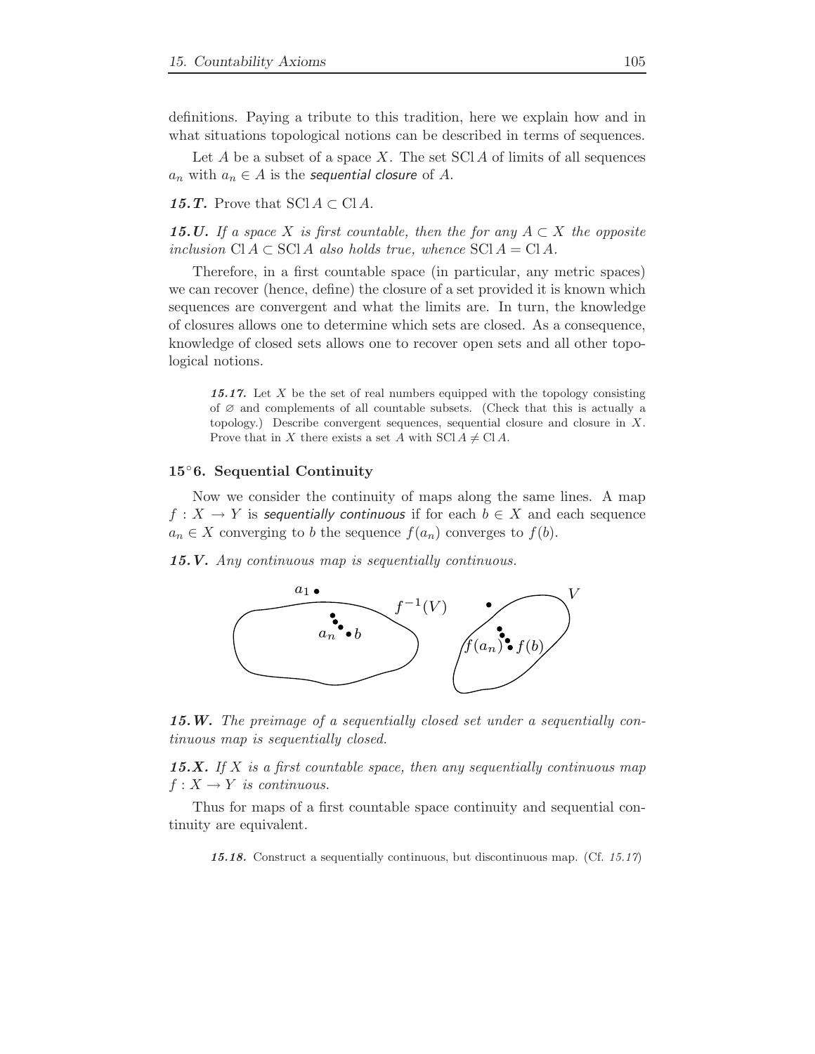definitions. Paying a tribute to this tradition, here we explain how and in what situations topological notions can be described in terms of sequences.

Let $A$ be a subset of a space $X$. The set $\operatorname{SCl} A$ of limits of all sequences $a_n$ with $a_n \in A$ is the *sequential closure* of $A$.

***15.T.*** Prove that $\operatorname{SCl} A \subset \operatorname{Cl} A$.

***15.U.*** *If a space $X$ is first countable, then the for any $A \subset X$ the opposite inclusion $\operatorname{Cl} A \subset \operatorname{SCl} A$ also holds true, whence $\operatorname{SCl} A = \operatorname{Cl} A$.*

Therefore, in a first countable space (in particular, any metric spaces) we can recover (hence, define) the closure of a set provided it is known which sequences are convergent and what the limits are. In turn, the knowledge of closures allows one to determine which sets are closed. As a consequence, knowledge of closed sets allows one to recover open sets and all other topological notions.

> ***15.17.*** Let $X$ be the set of real numbers equipped with the topology consisting of $\varnothing$ and complements of all countable subsets. (Check that this is actually a topology.) Describe convergent sequences, sequential closure and closure in $X$. Prove that in $X$ there exists a set $A$ with $\operatorname{SCl} A \neq \operatorname{Cl} A$.

### 15°6. Sequential Continuity

Now we consider the continuity of maps along the same lines. A map $f : X \to Y$ is *sequentially continuous* if for each $b \in X$ and each sequence $a_n \in X$ converging to $b$ the sequence $f(a_n)$ converges to $f(b)$.

***15.V.*** *Any continuous map is sequentially continuous.*

***15.W.*** *The preimage of a sequentially closed set under a sequentially continuous map is sequentially closed.*

***15.X.*** *If $X$ is a first countable space, then any sequentially continuous map $f : X \to Y$ is continuous.*

Thus for maps of a first countable space continuity and sequential continuity are equivalent.

> ***15.18.*** Construct a sequentially continuous, but discontinuous map. (Cf. *15.17*)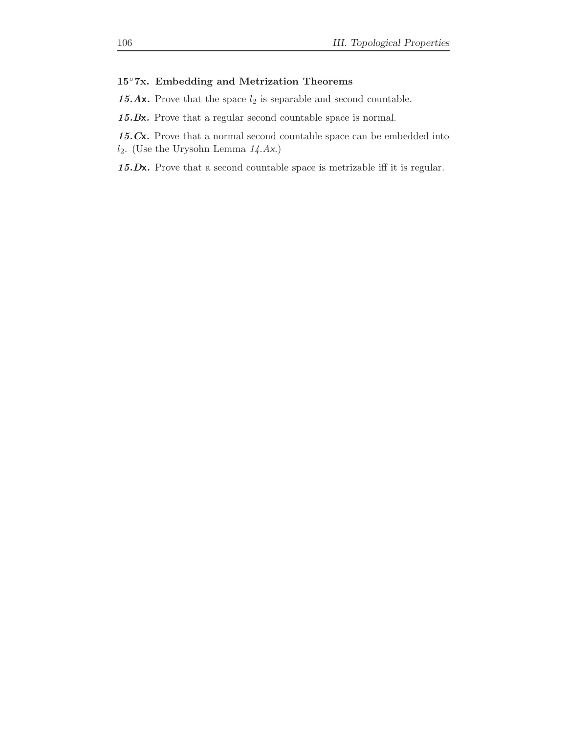### 15°7x. Embedding and Metrization Theorems

***15.Ax.*** Prove that the space $l_2$ is separable and second countable.

***15.Bx.*** Prove that a regular second countable space is normal.

***15.Cx.*** Prove that a normal second countable space can be embedded into $l_2$. (Use the Urysohn Lemma *14.Ax*.)

***15.Dx.*** Prove that a second countable space is metrizable iff it is regular.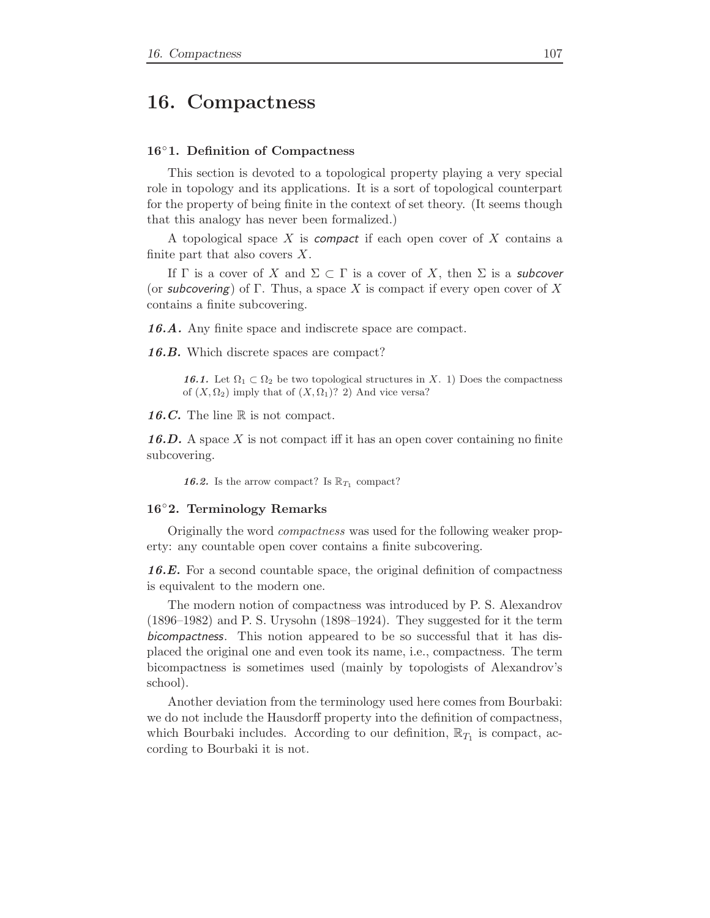# 16. Compactness

### 16°1. Definition of Compactness

This section is devoted to a topological property playing a very special role in topology and its applications. It is a sort of topological counterpart for the property of being finite in the context of set theory. (It seems though that this analogy has never been formalized.)

A topological space $X$ is ***compact*** if each open cover of $X$ contains a finite part that also covers $X$.

If $\Gamma$ is a cover of $X$ and $\Sigma \subset \Gamma$ is a cover of $X$, then $\Sigma$ is a ***subcover*** (or ***subcovering***) of $\Gamma$. Thus, a space $X$ is compact if every open cover of $X$ contains a finite subcovering.

***16.A.*** Any finite space and indiscrete space are compact.

***16.B.*** Which discrete spaces are compact?

> ***16.1.*** Let $\Omega_1 \subset \Omega_2$ be two topological structures in $X$. 1) Does the compactness of $(X, \Omega_2)$ imply that of $(X, \Omega_1)$? 2) And vice versa?

***16.C.*** The line $\mathbb{R}$ is not compact.

***16.D.*** A space $X$ is not compact iff it has an open cover containing no finite subcovering.

> ***16.2.*** Is the arrow compact? Is $\mathbb{R}_{T_1}$ compact?

### 16°2. Terminology Remarks

Originally the word *compactness* was used for the following weaker property: any countable open cover contains a finite subcovering.

***16.E.*** For a second countable space, the original definition of compactness is equivalent to the modern one.

The modern notion of compactness was introduced by P. S. Alexandrov (1896–1982) and P. S. Urysohn (1898–1924). They suggested for it the term ***bicompactness***. This notion appeared to be so successful that it has displaced the original one and even took its name, i.e., compactness. The term bicompactness is sometimes used (mainly by topologists of Alexandrov's school).

Another deviation from the terminology used here comes from Bourbaki: we do not include the Hausdorff property into the definition of compactness, which Bourbaki includes. According to our definition, $\mathbb{R}_{T_1}$ is compact, according to Bourbaki it is not.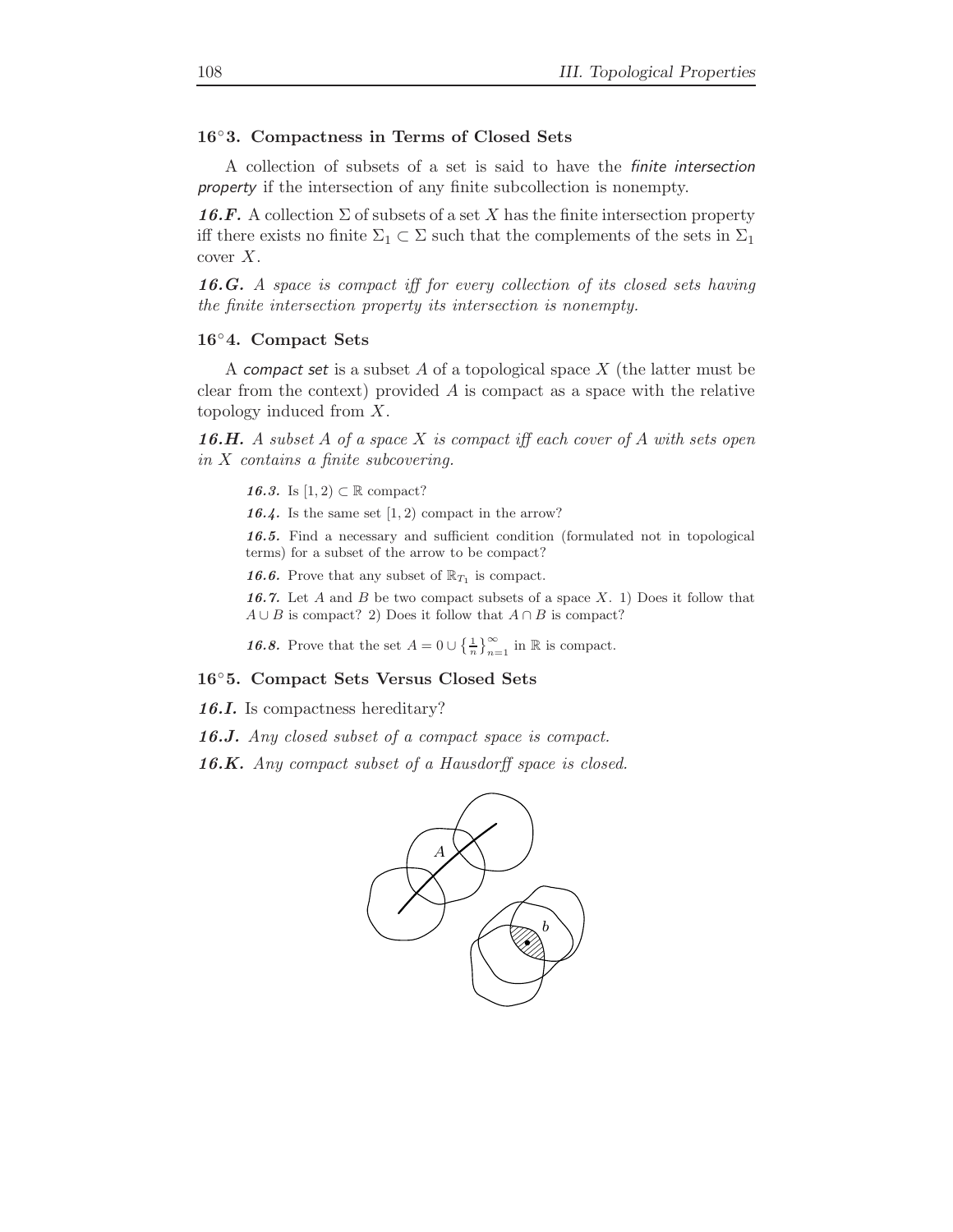### 16°3. Compactness in Terms of Closed Sets

A collection of subsets of a set is said to have the *finite intersection property* if the intersection of any finite subcollection is nonempty.

***16.F.*** A collection $\Sigma$ of subsets of a set $X$ has the finite intersection property iff there exists no finite $\Sigma_1 \subset \Sigma$ such that the complements of the sets in $\Sigma_1$ cover $X$.

***16.G.*** *A space is compact iff for every collection of its closed sets having the finite intersection property its intersection is nonempty.*

### 16°4. Compact Sets

A *compact set* is a subset $A$ of a topological space $X$ (the latter must be clear from the context) provided $A$ is compact as a space with the relative topology induced from $X$.

***16.H.*** *A subset $A$ of a space $X$ is compact iff each cover of $A$ with sets open in $X$ contains a finite subcovering.*

***16.3.*** Is $[1, 2) \subset \mathbb{R}$ compact?

***16.4.*** Is the same set $[1, 2)$ compact in the arrow?

***16.5.*** Find a necessary and sufficient condition (formulated not in topological terms) for a subset of the arrow to be compact?

***16.6.*** Prove that any subset of $\mathbb{R}_{T_1}$ is compact.

***16.7.*** Let $A$ and $B$ be two compact subsets of a space $X$. 1) Does it follow that $A \cup B$ is compact? 2) Does it follow that $A \cap B$ is compact?

***16.8.*** Prove that the set $A = 0 \cup \left\{\frac{1}{n}\right\}_{n=1}^{\infty}$ in $\mathbb{R}$ is compact.

### 16°5. Compact Sets Versus Closed Sets

***16.I.*** Is compactness hereditary?

***16.J.*** *Any closed subset of a compact space is compact.*

***16.K.*** *Any compact subset of a Hausdorff space is closed.*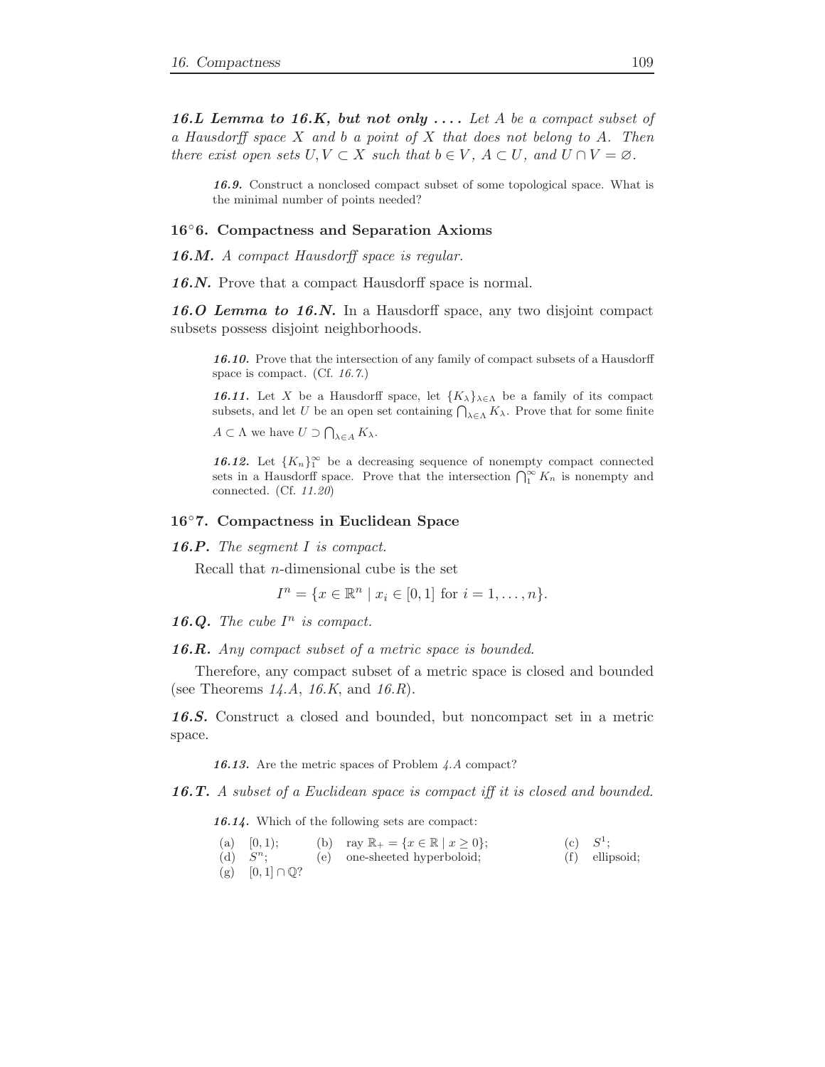***16.L Lemma to 16.K, but not only . . . .*** *Let $A$ be a compact subset of a Hausdorff space $X$ and $b$ a point of $X$ that does not belong to $A$. Then there exist open sets $U, V \subset X$ such that $b \in V$, $A \subset U$, and $U \cap V = \varnothing$.*

> ***16.9.*** Construct a nonclosed compact subset of some topological space. What is the minimal number of points needed?

### 16°6. Compactness and Separation Axioms

***16.M.*** *A compact Hausdorff space is regular.*

***16.N.*** Prove that a compact Hausdorff space is normal.

***16.O Lemma to 16.N.*** In a Hausdorff space, any two disjoint compact subsets possess disjoint neighborhoods.

> ***16.10.*** Prove that the intersection of any family of compact subsets of a Hausdorff space is compact. (Cf. *16.7*.)
>
> ***16.11.*** Let $X$ be a Hausdorff space, let $\{K_\lambda\}_{\lambda \in \Lambda}$ be a family of its compact subsets, and let $U$ be an open set containing $\bigcap_{\lambda \in \Lambda} K_\lambda$. Prove that for some finite $A \subset \Lambda$ we have $U \supset \bigcap_{\lambda \in A} K_\lambda$.
>
> ***16.12.*** Let $\{K_n\}_1^\infty$ be a decreasing sequence of nonempty compact connected sets in a Hausdorff space. Prove that the intersection $\bigcap_1^\infty K_n$ is nonempty and connected. (Cf. *11.20*)

### 16°7. Compactness in Euclidean Space

***16.P.*** *The segment $I$ is compact.*

Recall that $n$-dimensional cube is the set

$$I^n = \{x \in \mathbb{R}^n \mid x_i \in [0,1] \text{ for } i = 1, \dots, n\}.$$

***16.Q.*** *The cube $I^n$ is compact.*

***16.R.*** *Any compact subset of a metric space is bounded.*

Therefore, any compact subset of a metric space is closed and bounded (see Theorems *14.A*, *16.K*, and *16.R*).

***16.S.*** Construct a closed and bounded, but noncompact set in a metric space.

> ***16.13.*** Are the metric spaces of Problem *4.A* compact?

***16.T.*** *A subset of a Euclidean space is compact iff it is closed and bounded.*

> ***16.14.*** Which of the following sets are compact:
>
> (a) $[0,1)$; (b) ray $\mathbb{R}_+ = \{x \in \mathbb{R} \mid x \geq 0\}$; (c) $S^1$;
> (d) $S^n$; (e) one-sheeted hyperboloid; (f) ellipsoid;
> (g) $[0,1] \cap \mathbb{Q}$?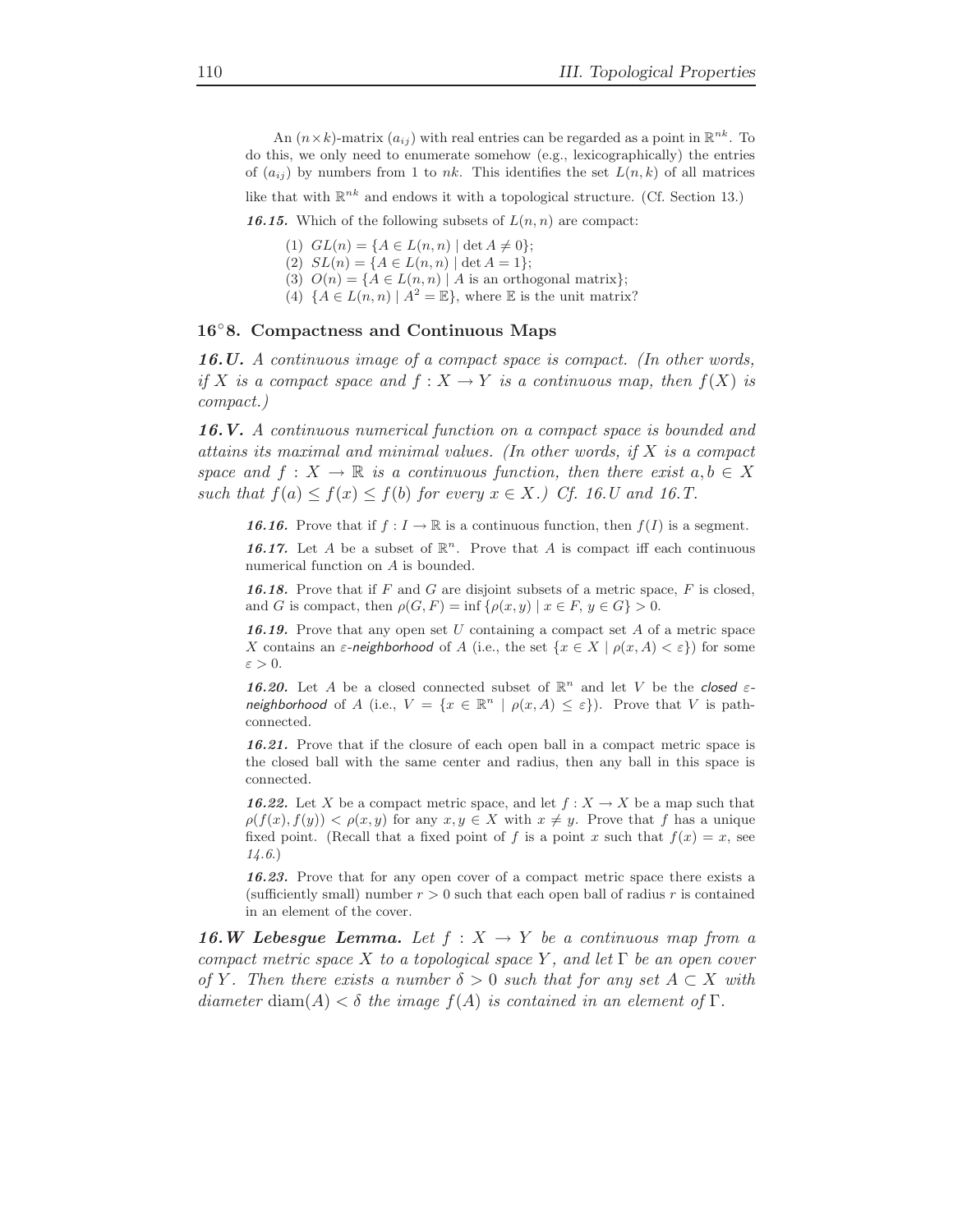An $(n \times k)$-matrix $(a_{ij})$ with real entries can be regarded as a point in $\mathbb{R}^{nk}$. To do this, we only need to enumerate somehow (e.g., lexicographically) the entries of $(a_{ij})$ by numbers from 1 to $nk$. This identifies the set $L(n,k)$ of all matrices like that with $\mathbb{R}^{nk}$ and endows it with a topological structure. (Cf. Section 13.)

***16.15.*** Which of the following subsets of $L(n,n)$ are compact:

(1) $GL(n) = \{A \in L(n,n) \mid \det A \neq 0\}$;
(2) $SL(n) = \{A \in L(n,n) \mid \det A = 1\}$;
(3) $O(n) = \{A \in L(n,n) \mid A \text{ is an orthogonal matrix}\}$;
(4) $\{A \in L(n,n) \mid A^2 = \mathbb{E}\}$, where $\mathbb{E}$ is the unit matrix?

## 16°8. Compactness and Continuous Maps

***16.U.*** *A continuous image of a compact space is compact. (In other words, if $X$ is a compact space and $f : X \to Y$ is a continuous map, then $f(X)$ is compact.)*

***16.V.*** *A continuous numerical function on a compact space is bounded and attains its maximal and minimal values. (In other words, if $X$ is a compact space and $f : X \to \mathbb{R}$ is a continuous function, then there exist $a, b \in X$ such that $f(a) \leq f(x) \leq f(b)$ for every $x \in X$.) Cf. 16.U and 16.T.*

***16.16.*** Prove that if $f : I \to \mathbb{R}$ is a continuous function, then $f(I)$ is a segment.

***16.17.*** Let $A$ be a subset of $\mathbb{R}^n$. Prove that $A$ is compact iff each continuous numerical function on $A$ is bounded.

***16.18.*** Prove that if $F$ and $G$ are disjoint subsets of a metric space, $F$ is closed, and $G$ is compact, then $\rho(G,F) = \inf\{\rho(x,y) \mid x \in F,\ y \in G\} > 0$.

***16.19.*** Prove that any open set $U$ containing a compact set $A$ of a metric space $X$ contains an *$\varepsilon$-neighborhood* of $A$ (i.e., the set $\{x \in X \mid \rho(x,A) < \varepsilon\}$) for some $\varepsilon > 0$.

***16.20.*** Let $A$ be a closed connected subset of $\mathbb{R}^n$ and let $V$ be the *closed $\varepsilon$-neighborhood* of $A$ (i.e., $V = \{x \in \mathbb{R}^n \mid \rho(x,A) \leq \varepsilon\}$). Prove that $V$ is path-connected.

***16.21.*** Prove that if the closure of each open ball in a compact metric space is the closed ball with the same center and radius, then any ball in this space is connected.

***16.22.*** Let $X$ be a compact metric space, and let $f : X \to X$ be a map such that $\rho(f(x), f(y)) < \rho(x,y)$ for any $x, y \in X$ with $x \neq y$. Prove that $f$ has a unique fixed point. (Recall that a fixed point of $f$ is a point $x$ such that $f(x) = x$, see *14.6*.)

***16.23.*** Prove that for any open cover of a compact metric space there exists a (sufficiently small) number $r > 0$ such that each open ball of radius $r$ is contained in an element of the cover.

***16.W Lebesgue Lemma.*** *Let $f : X \to Y$ be a continuous map from a compact metric space $X$ to a topological space $Y$, and let $\Gamma$ be an open cover of $Y$. Then there exists a number $\delta > 0$ such that for any set $A \subset X$ with diameter $\operatorname{diam}(A) < \delta$ the image $f(A)$ is contained in an element of $\Gamma$.*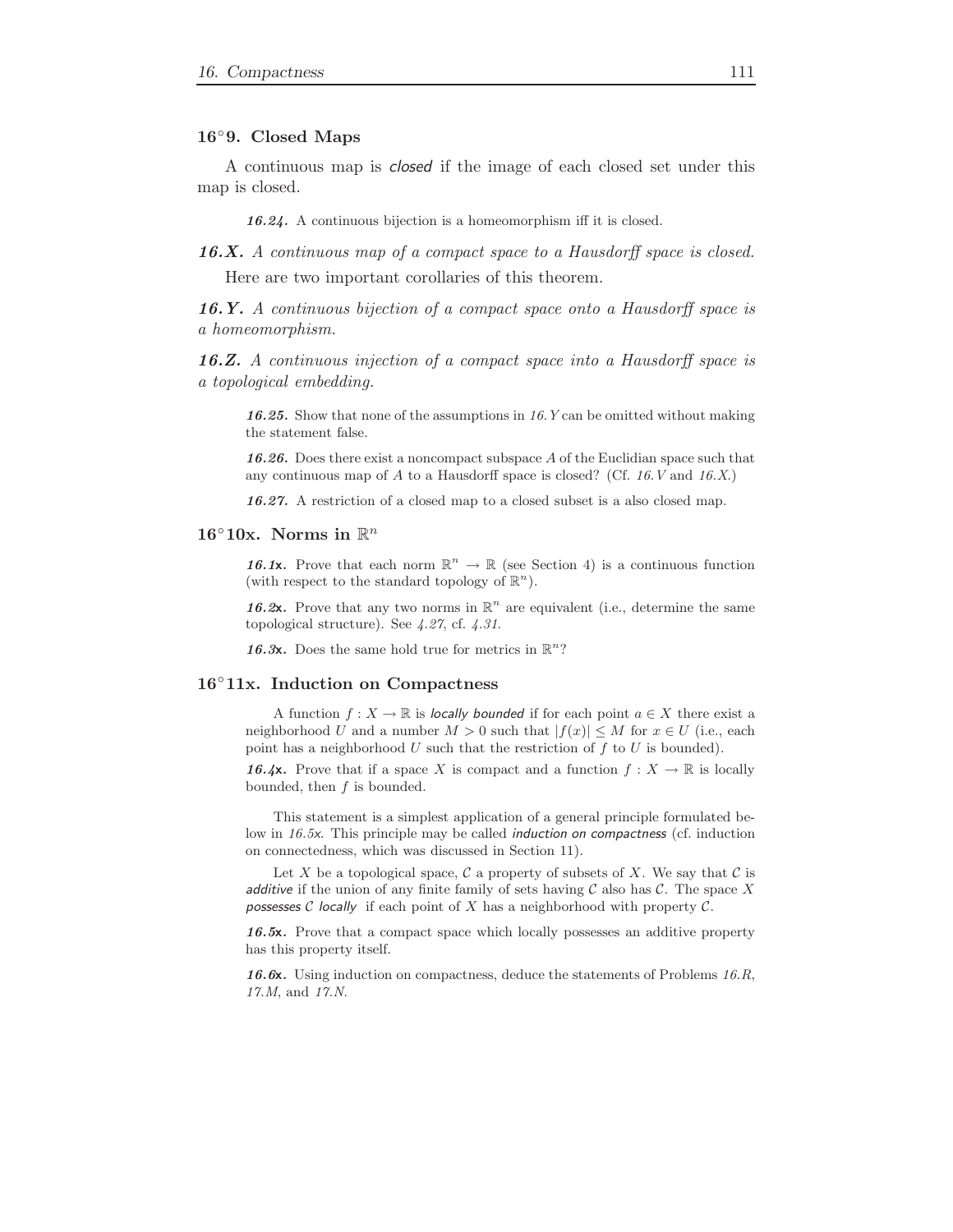### $16^\circ 9$. Closed Maps

A continuous map is *closed* if the image of each closed set under this map is closed.

***16.24.*** A continuous bijection is a homeomorphism iff it is closed.

***16.X.*** *A continuous map of a compact space to a Hausdorff space is closed.*

Here are two important corollaries of this theorem.

***16.Y.*** *A continuous bijection of a compact space onto a Hausdorff space is a homeomorphism.*

***16.Z.*** *A continuous injection of a compact space into a Hausdorff space is a topological embedding.*

***16.25.*** Show that none of the assumptions in *16.Y* can be omitted without making the statement false.

***16.26.*** Does there exist a noncompact subspace $A$ of the Euclidian space such that any continuous map of $A$ to a Hausdorff space is closed? (Cf. *16.V* and *16.X*.)

***16.27.*** A restriction of a closed map to a closed subset is a also closed map.

### $16^\circ 10$x. Norms in $\mathbb{R}^n$

***16.1x.*** Prove that each norm $\mathbb{R}^n \to \mathbb{R}$ (see Section 4) is a continuous function (with respect to the standard topology of $\mathbb{R}^n$).

***16.2x.*** Prove that any two norms in $\mathbb{R}^n$ are equivalent (i.e., determine the same topological structure). See *4.27*, cf. *4.31*.

***16.3x.*** Does the same hold true for metrics in $\mathbb{R}^n$?

### $16^\circ 11$x. Induction on Compactness

A function $f : X \to \mathbb{R}$ is *locally bounded* if for each point $a \in X$ there exist a neighborhood $U$ and a number $M > 0$ such that $|f(x)| \leq M$ for $x \in U$ (i.e., each point has a neighborhood $U$ such that the restriction of $f$ to $U$ is bounded).

***16.4x.*** Prove that if a space $X$ is compact and a function $f : X \to \mathbb{R}$ is locally bounded, then $f$ is bounded.

This statement is a simplest application of a general principle formulated below in *16.5x*. This principle may be called *induction on compactness* (cf. induction on connectedness, which was discussed in Section 11).

Let $X$ be a topological space, $\mathcal{C}$ a property of subsets of $X$. We say that $\mathcal{C}$ is *additive* if the union of any finite family of sets having $\mathcal{C}$ also has $\mathcal{C}$. The space $X$ *possesses* $\mathcal{C}$ *locally* if each point of $X$ has a neighborhood with property $\mathcal{C}$.

***16.5x.*** Prove that a compact space which locally possesses an additive property has this property itself.

***16.6x.*** Using induction on compactness, deduce the statements of Problems *16.R*, *17.M*, and *17.N*.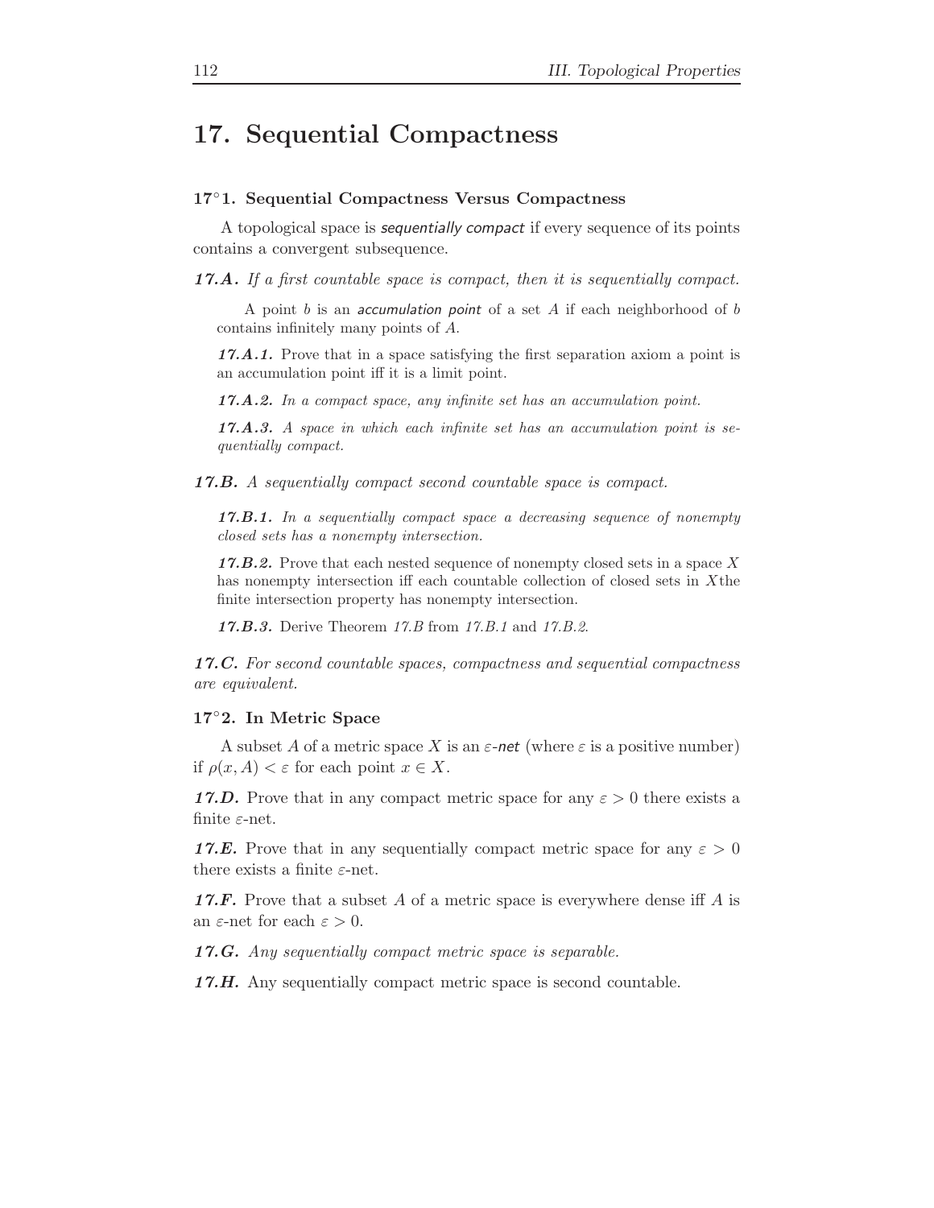## 17. Sequential Compactness

### 17°1. Sequential Compactness Versus Compactness

A topological space is *sequentially compact* if every sequence of its points contains a convergent subsequence.

***17.A.*** *If a first countable space is compact, then it is sequentially compact.*

A point $b$ is an *accumulation point* of a set $A$ if each neighborhood of $b$ contains infinitely many points of $A$.

***17.A.1.*** Prove that in a space satisfying the first separation axiom a point is an accumulation point iff it is a limit point.

***17.A.2.*** *In a compact space, any infinite set has an accumulation point.*

***17.A.3.*** *A space in which each infinite set has an accumulation point is sequentially compact.*

***17.B.*** *A sequentially compact second countable space is compact.*

***17.B.1.*** *In a sequentially compact space a decreasing sequence of nonempty closed sets has a nonempty intersection.*

***17.B.2.*** Prove that each nested sequence of nonempty closed sets in a space $X$ has nonempty intersection iff each countable collection of closed sets in $X$the finite intersection property has nonempty intersection.

***17.B.3.*** Derive Theorem *17.B* from *17.B.1* and *17.B.2*.

***17.C.*** *For second countable spaces, compactness and sequential compactness are equivalent.*

### 17°2. In Metric Space

A subset $A$ of a metric space $X$ is an $\varepsilon$*-net* (where $\varepsilon$ is a positive number) if $\rho(x, A) < \varepsilon$ for each point $x \in X$.

***17.D.*** Prove that in any compact metric space for any $\varepsilon > 0$ there exists a finite $\varepsilon$-net.

***17.E.*** Prove that in any sequentially compact metric space for any $\varepsilon > 0$ there exists a finite $\varepsilon$-net.

***17.F.*** Prove that a subset $A$ of a metric space is everywhere dense iff $A$ is an $\varepsilon$-net for each $\varepsilon > 0$.

***17.G.*** *Any sequentially compact metric space is separable.*

***17.H.*** Any sequentially compact metric space is second countable.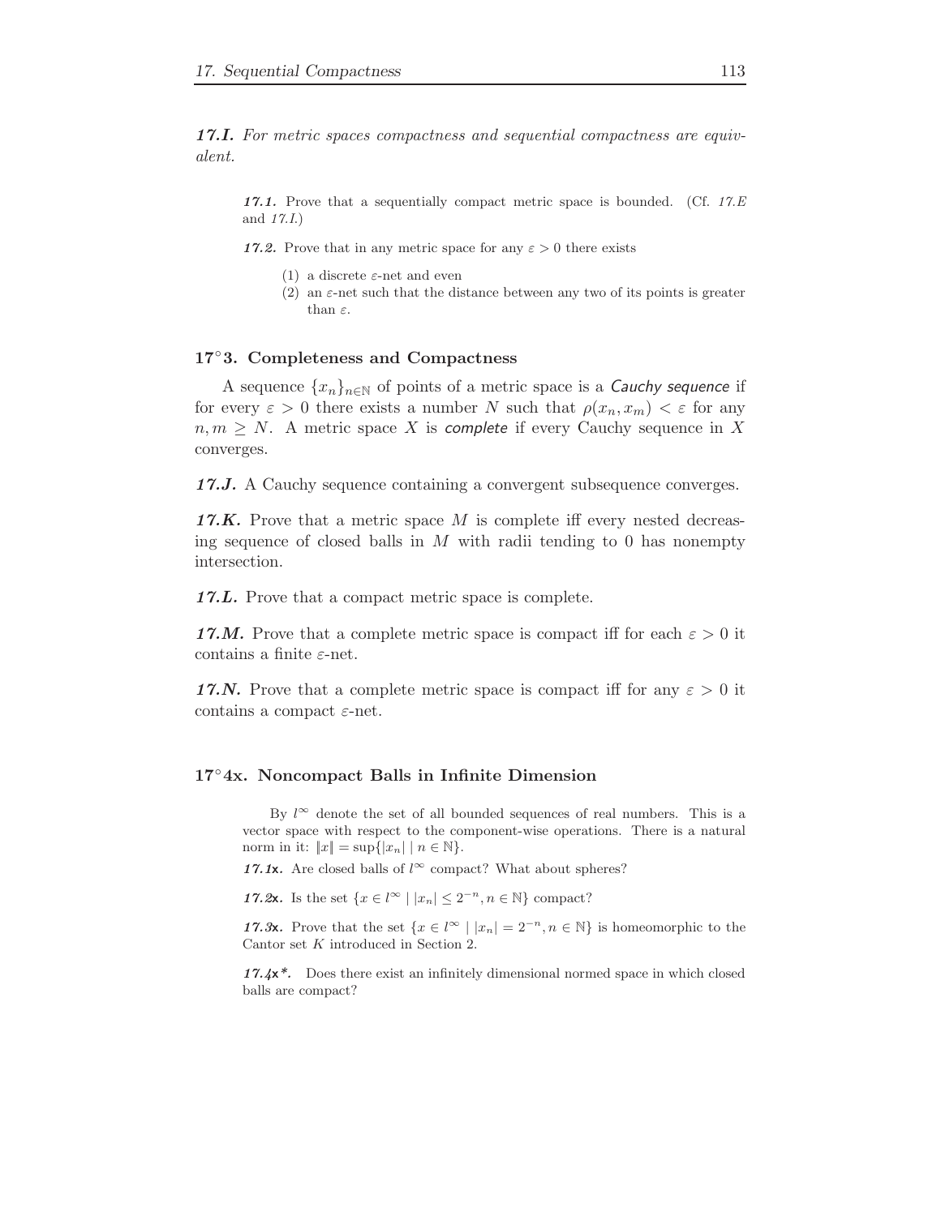***17.I.*** *For metric spaces compactness and sequential compactness are equivalent.*

***17.1.*** Prove that a sequentially compact metric space is bounded. (Cf. *17.E* and *17.I*.)

***17.2.*** Prove that in any metric space for any $\varepsilon > 0$ there exists

1. a discrete $\varepsilon$-net and even
2. an $\varepsilon$-net such that the distance between any two of its points is greater than $\varepsilon$.

## 17°3. Completeness and Compactness

A sequence $\{x_n\}_{n\in\mathbb{N}}$ of points of a metric space is a *Cauchy sequence* if for every $\varepsilon > 0$ there exists a number $N$ such that $\rho(x_n, x_m) < \varepsilon$ for any $n, m \geq N$. A metric space $X$ is *complete* if every Cauchy sequence in $X$ converges.

***17.J.*** A Cauchy sequence containing a convergent subsequence converges.

***17.K.*** Prove that a metric space $M$ is complete iff every nested decreasing sequence of closed balls in $M$ with radii tending to 0 has nonempty intersection.

***17.L.*** Prove that a compact metric space is complete.

***17.M.*** Prove that a complete metric space is compact iff for each $\varepsilon > 0$ it contains a finite $\varepsilon$-net.

***17.N.*** Prove that a complete metric space is compact iff for any $\varepsilon > 0$ it contains a compact $\varepsilon$-net.

## 17°4x. Noncompact Balls in Infinite Dimension

By $l^\infty$ denote the set of all bounded sequences of real numbers. This is a vector space with respect to the component-wise operations. There is a natural norm in it: $\|x\| = \sup\{|x_n| \mid n \in \mathbb{N}\}$.

***17.1x.*** Are closed balls of $l^\infty$ compact? What about spheres?

***17.2x.*** Is the set $\{x \in l^\infty \mid |x_n| \leq 2^{-n}, n \in \mathbb{N}\}$ compact?

***17.3x.*** Prove that the set $\{x \in l^\infty \mid |x_n| = 2^{-n}, n \in \mathbb{N}\}$ is homeomorphic to the Cantor set $K$ introduced in Section 2.

***17.4x\*.*** Does there exist an infinitely dimensional normed space in which closed balls are compact?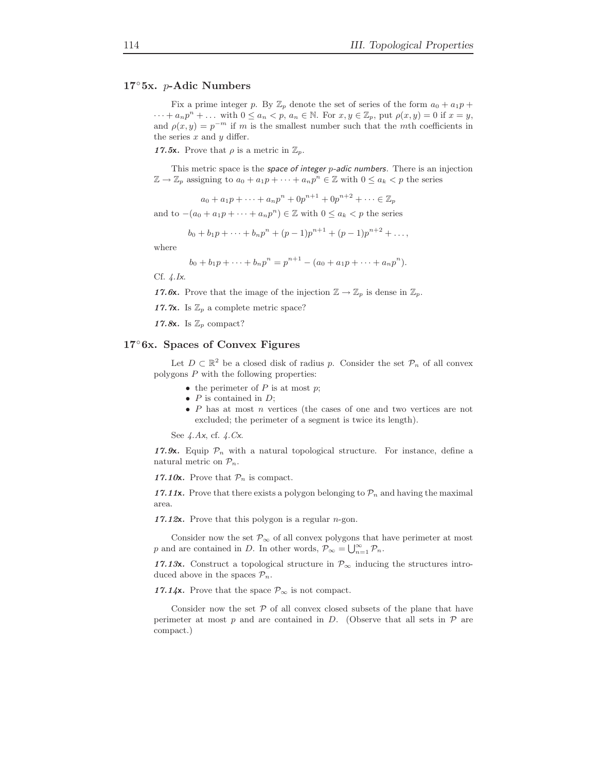## 17°5x. $p$-Adic Numbers

Fix a prime integer $p$. By $\mathbb{Z}_p$ denote the set of series of the form $a_0 + a_1 p + \dots + a_n p^n + \dots$ with $0 \le a_n < p$, $a_n \in \mathbb{N}$. For $x, y \in \mathbb{Z}_p$, put $\rho(x, y) = 0$ if $x = y$, and $\rho(x, y) = p^{-m}$ if $m$ is the smallest number such that the $m$th coefficients in the series $x$ and $y$ differ.

***17.5x.*** Prove that $\rho$ is a metric in $\mathbb{Z}_p$.

This metric space is the *space of integer $p$-adic numbers*. There is an injection $\mathbb{Z} \to \mathbb{Z}_p$ assigning to $a_0 + a_1 p + \dots + a_n p^n \in \mathbb{Z}$ with $0 \le a_k < p$ the series

$$a_0 + a_1 p + \dots + a_n p^n + 0 p^{n+1} + 0 p^{n+2} + \dots \in \mathbb{Z}_p$$

and to $-(a_0 + a_1 p + \dots + a_n p^n) \in \mathbb{Z}$ with $0 \le a_k < p$ the series

$$b_0 + b_1 p + \dots + b_n p^n + (p-1)p^{n+1} + (p-1)p^{n+2} + \dots,$$

where

$$b_0 + b_1 p + \dots + b_n p^n = p^{n+1} - (a_0 + a_1 p + \dots + a_n p^n).$$

Cf. *4.Ix*.

***17.6x.*** Prove that the image of the injection $\mathbb{Z} \to \mathbb{Z}_p$ is dense in $\mathbb{Z}_p$.

***17.7x.*** Is $\mathbb{Z}_p$ a complete metric space?

***17.8x.*** Is $\mathbb{Z}_p$ compact?

## 17°6x. Spaces of Convex Figures

Let $D \subset \mathbb{R}^2$ be a closed disk of radius $p$. Consider the set $\mathcal{P}_n$ of all convex polygons $P$ with the following properties:

- the perimeter of $P$ is at most $p$;
- $P$ is contained in $D$;
- $P$ has at most $n$ vertices (the cases of one and two vertices are not excluded; the perimeter of a segment is twice its length).

See *4.Ax*, cf. *4.Cx*.

***17.9x.*** Equip $\mathcal{P}_n$ with a natural topological structure. For instance, define a natural metric on $\mathcal{P}_n$.

***17.10x.*** Prove that $\mathcal{P}_n$ is compact.

***17.11x.*** Prove that there exists a polygon belonging to $\mathcal{P}_n$ and having the maximal area.

***17.12x.*** Prove that this polygon is a regular $n$-gon.

Consider now the set $\mathcal{P}_\infty$ of all convex polygons that have perimeter at most $p$ and are contained in $D$. In other words, $\mathcal{P}_\infty = \bigcup_{n=1}^\infty \mathcal{P}_n$.

***17.13x.*** Construct a topological structure in $\mathcal{P}_\infty$ inducing the structures introduced above in the spaces $\mathcal{P}_n$.

***17.14x.*** Prove that the space $\mathcal{P}_\infty$ is not compact.

Consider now the set $\mathcal{P}$ of all convex closed subsets of the plane that have perimeter at most $p$ and are contained in $D$. (Observe that all sets in $\mathcal{P}$ are compact.)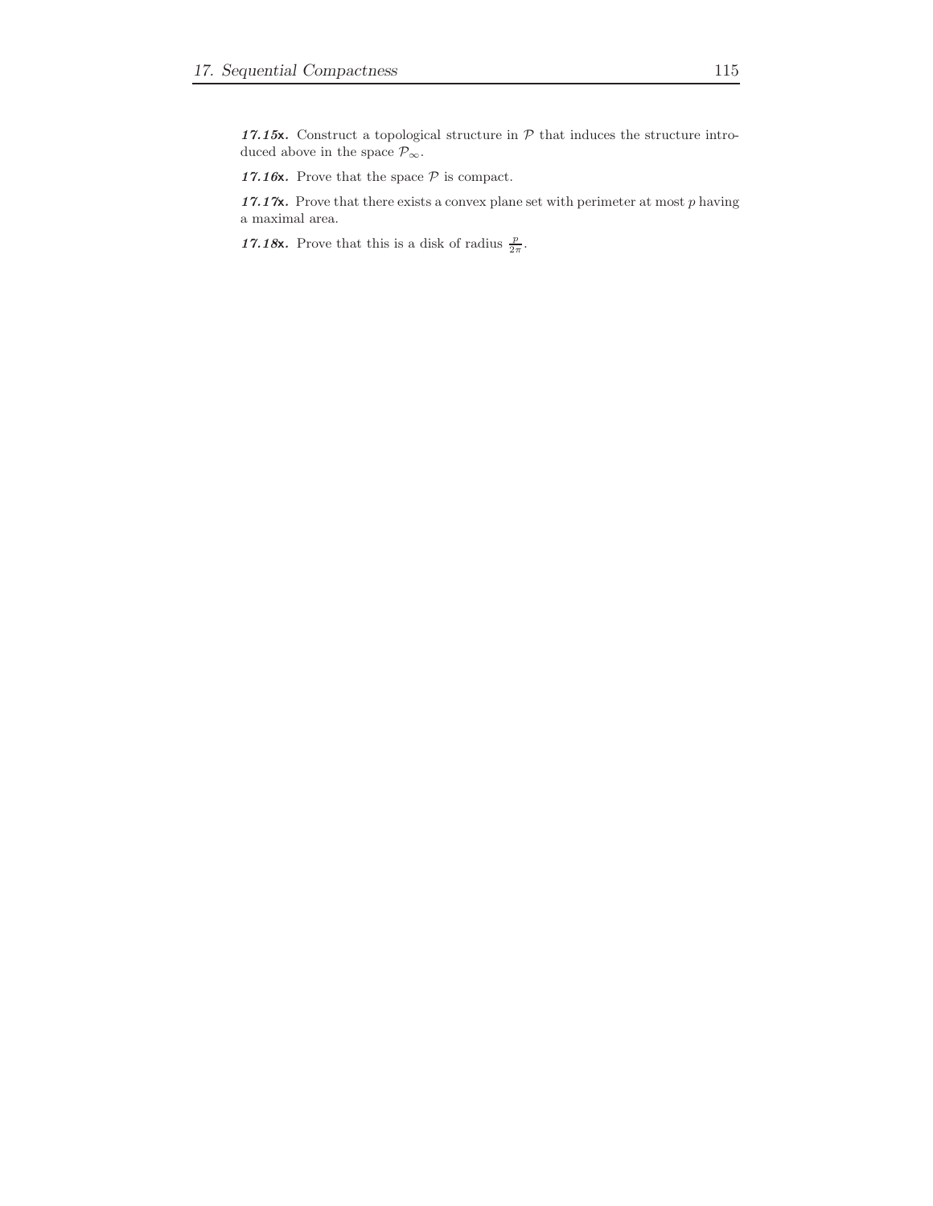***17.15x.*** Construct a topological structure in $\mathcal{P}$ that induces the structure introduced above in the space $\mathcal{P}_\infty$.

***17.16x.*** Prove that the space $\mathcal{P}$ is compact.

***17.17x.*** Prove that there exists a convex plane set with perimeter at most $p$ having a maximal area.

***17.18x.*** Prove that this is a disk of radius $\frac{p}{2\pi}$.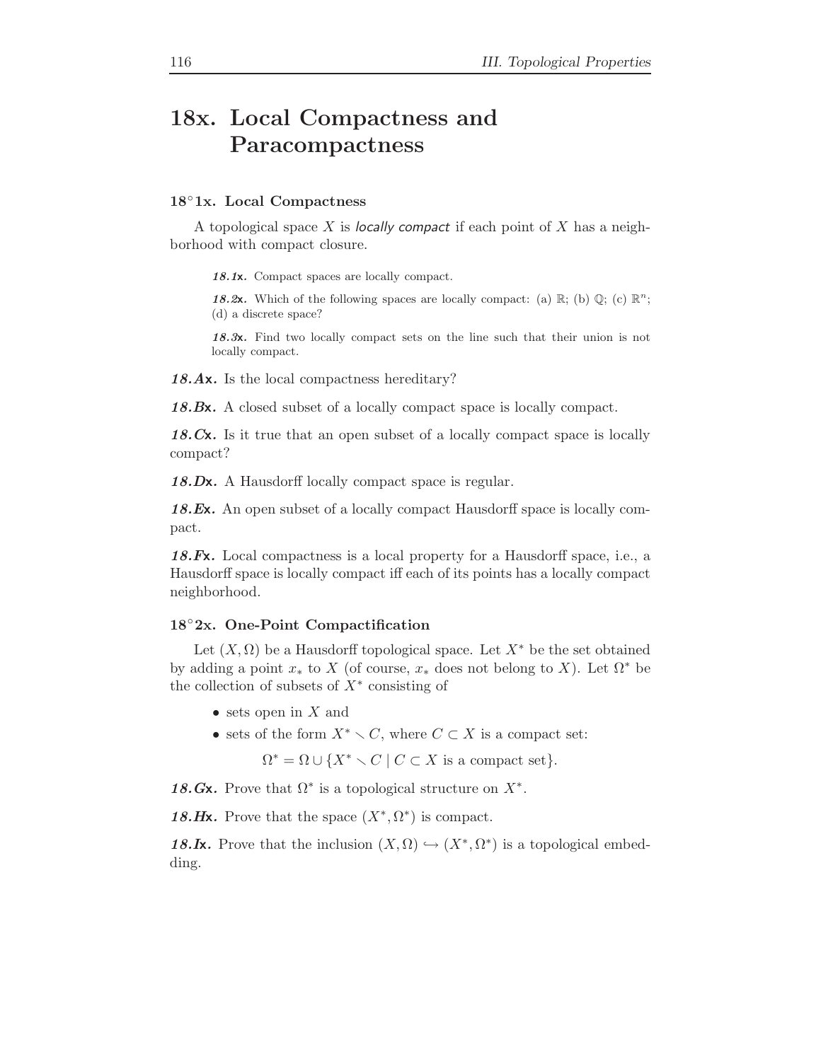# 18x. Local Compactness and Paracompactness

## 18°1x. Local Compactness

A topological space $X$ is *locally compact* if each point of $X$ has a neighborhood with compact closure.

***18.1x.*** Compact spaces are locally compact.

***18.2x.*** Which of the following spaces are locally compact: (a) $\mathbb{R}$; (b) $\mathbb{Q}$; (c) $\mathbb{R}^n$; (d) a discrete space?

***18.3x.*** Find two locally compact sets on the line such that their union is not locally compact.

***18.Ax.*** Is the local compactness hereditary?

***18.Bx.*** A closed subset of a locally compact space is locally compact.

***18.Cx.*** Is it true that an open subset of a locally compact space is locally compact?

***18.Dx.*** A Hausdorff locally compact space is regular.

***18.Ex.*** An open subset of a locally compact Hausdorff space is locally compact.

***18.Fx.*** Local compactness is a local property for a Hausdorff space, i.e., a Hausdorff space is locally compact iff each of its points has a locally compact neighborhood.

## 18°2x. One-Point Compactification

Let $(X, \Omega)$ be a Hausdorff topological space. Let $X^*$ be the set obtained by adding a point $x_*$ to $X$ (of course, $x_*$ does not belong to $X$). Let $\Omega^*$ be the collection of subsets of $X^*$ consisting of

- sets open in $X$ and
- sets of the form $X^* \setminus C$, where $C \subset X$ is a compact set:

$$\Omega^* = \Omega \cup \{X^* \setminus C \mid C \subset X \text{ is a compact set}\}.$$

***18.Gx.*** Prove that $\Omega^*$ is a topological structure on $X^*$.

***18.Hx.*** Prove that the space $(X^*, \Omega^*)$ is compact.

***18.Ix.*** Prove that the inclusion $(X, \Omega) \hookrightarrow (X^*, \Omega^*)$ is a topological embedding.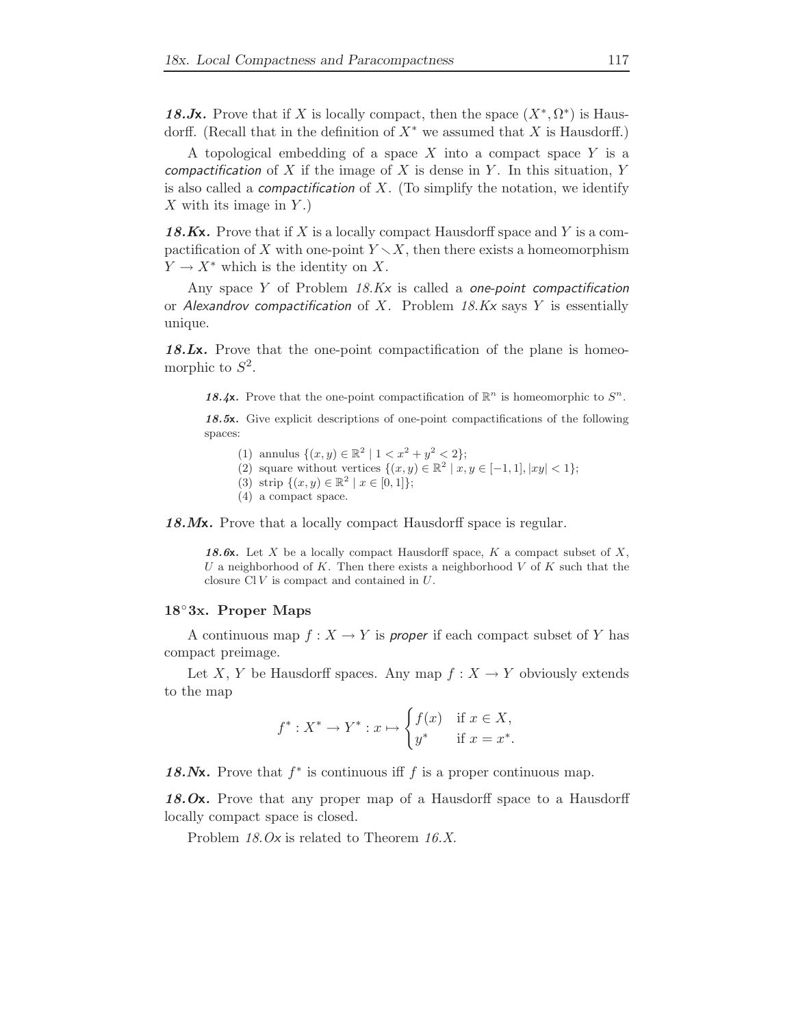***18.Jx.*** Prove that if $X$ is locally compact, then the space $(X^*, \Omega^*)$ is Hausdorff. (Recall that in the definition of $X^*$ we assumed that $X$ is Hausdorff.)

A topological embedding of a space $X$ into a compact space $Y$ is a *compactification* of $X$ if the image of $X$ is dense in $Y$. In this situation, $Y$ is also called a *compactification* of $X$. (To simplify the notation, we identify $X$ with its image in $Y$.)

***18.Kx.*** Prove that if $X$ is a locally compact Hausdorff space and $Y$ is a compactification of $X$ with one-point $Y \smallsetminus X$, then there exists a homeomorphism $Y \to X^*$ which is the identity on $X$.

Any space $Y$ of Problem *18.Kx* is called a *one-point compactification* or *Alexandrov compactification* of $X$. Problem *18.Kx* says $Y$ is essentially unique.

***18.Lx.*** Prove that the one-point compactification of the plane is homeomorphic to $S^2$.

> ***18.4x.*** Prove that the one-point compactification of $\mathbb{R}^n$ is homeomorphic to $S^n$.
>
> ***18.5x.*** Give explicit descriptions of one-point compactifications of the following spaces:
>
> (1) annulus $\{(x, y) \in \mathbb{R}^2 \mid 1 < x^2 + y^2 < 2\}$;
> (2) square without vertices $\{(x, y) \in \mathbb{R}^2 \mid x, y \in [-1, 1], |xy| < 1\}$;
> (3) strip $\{(x, y) \in \mathbb{R}^2 \mid x \in [0, 1]\}$;
> (4) a compact space.

***18.Mx.*** Prove that a locally compact Hausdorff space is regular.

> ***18.6x.*** Let $X$ be a locally compact Hausdorff space, $K$ a compact subset of $X$, $U$ a neighborhood of $K$. Then there exists a neighborhood $V$ of $K$ such that the closure $\operatorname{Cl} V$ is compact and contained in $U$.

### 18°3x. Proper Maps

A continuous map $f : X \to Y$ is *proper* if each compact subset of $Y$ has compact preimage.

Let $X$, $Y$ be Hausdorff spaces. Any map $f : X \to Y$ obviously extends to the map

$$f^* : X^* \to Y^* : x \mapsto \begin{cases} f(x) & \text{if } x \in X, \\ y^* & \text{if } x = x^*. \end{cases}$$

***18.Nx.*** Prove that $f^*$ is continuous iff $f$ is a proper continuous map.

***18.Ox.*** Prove that any proper map of a Hausdorff space to a Hausdorff locally compact space is closed.

Problem *18.Ox* is related to Theorem *16.X*.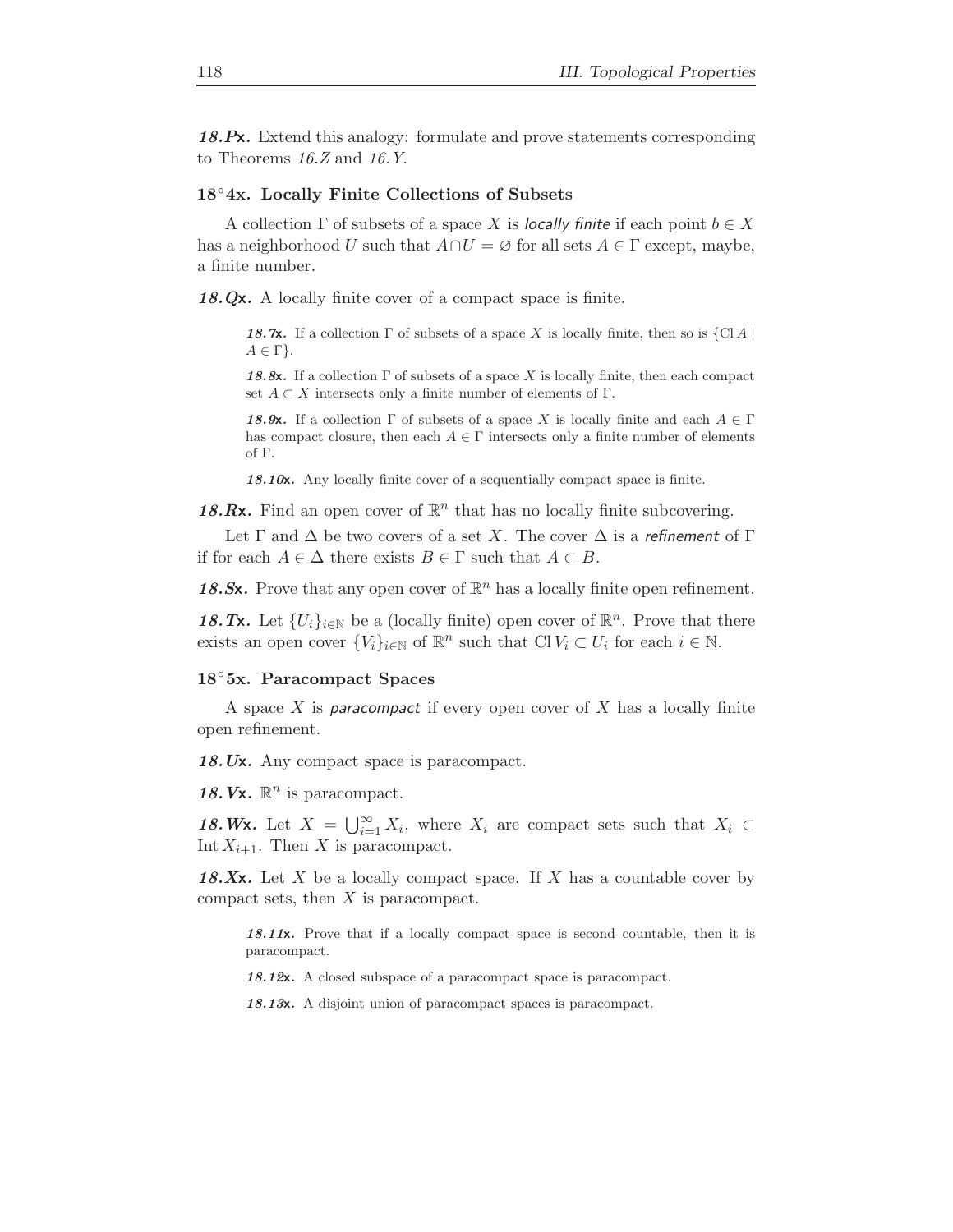**18.Px.** Extend this analogy: formulate and prove statements corresponding to Theorems *16.Z* and *16.Y*.

### 18°4x. Locally Finite Collections of Subsets

A collection $\Gamma$ of subsets of a space $X$ is *locally finite* if each point $b \in X$ has a neighborhood $U$ such that $A \cap U = \varnothing$ for all sets $A \in \Gamma$ except, maybe, a finite number.

**18.Qx.** A locally finite cover of a compact space is finite.

> **18.7x.** If a collection $\Gamma$ of subsets of a space $X$ is locally finite, then so is $\{\operatorname{Cl} A \mid A \in \Gamma\}$.
>
> **18.8x.** If a collection $\Gamma$ of subsets of a space $X$ is locally finite, then each compact set $A \subset X$ intersects only a finite number of elements of $\Gamma$.
>
> **18.9x.** If a collection $\Gamma$ of subsets of a space $X$ is locally finite and each $A \in \Gamma$ has compact closure, then each $A \in \Gamma$ intersects only a finite number of elements of $\Gamma$.
>
> **18.10x.** Any locally finite cover of a sequentially compact space is finite.

**18.Rx.** Find an open cover of $\mathbb{R}^n$ that has no locally finite subcovering.

Let $\Gamma$ and $\Delta$ be two covers of a set $X$. The cover $\Delta$ is a *refinement* of $\Gamma$ if for each $A \in \Delta$ there exists $B \in \Gamma$ such that $A \subset B$.

**18.Sx.** Prove that any open cover of $\mathbb{R}^n$ has a locally finite open refinement.

**18.Tx.** Let $\{U_i\}_{i \in \mathbb{N}}$ be a (locally finite) open cover of $\mathbb{R}^n$. Prove that there exists an open cover $\{V_i\}_{i \in \mathbb{N}}$ of $\mathbb{R}^n$ such that $\operatorname{Cl} V_i \subset U_i$ for each $i \in \mathbb{N}$.

### 18°5x. Paracompact Spaces

A space $X$ is *paracompact* if every open cover of $X$ has a locally finite open refinement.

**18.Ux.** Any compact space is paracompact.

**18.Vx.** $\mathbb{R}^n$ is paracompact.

**18.Wx.** Let $X = \bigcup_{i=1}^{\infty} X_i$, where $X_i$ are compact sets such that $X_i \subset \operatorname{Int} X_{i+1}$. Then $X$ is paracompact.

**18.Xx.** Let $X$ be a locally compact space. If $X$ has a countable cover by compact sets, then $X$ is paracompact.

> **18.11x.** Prove that if a locally compact space is second countable, then it is paracompact.
>
> **18.12x.** A closed subspace of a paracompact space is paracompact.
>
> **18.13x.** A disjoint union of paracompact spaces is paracompact.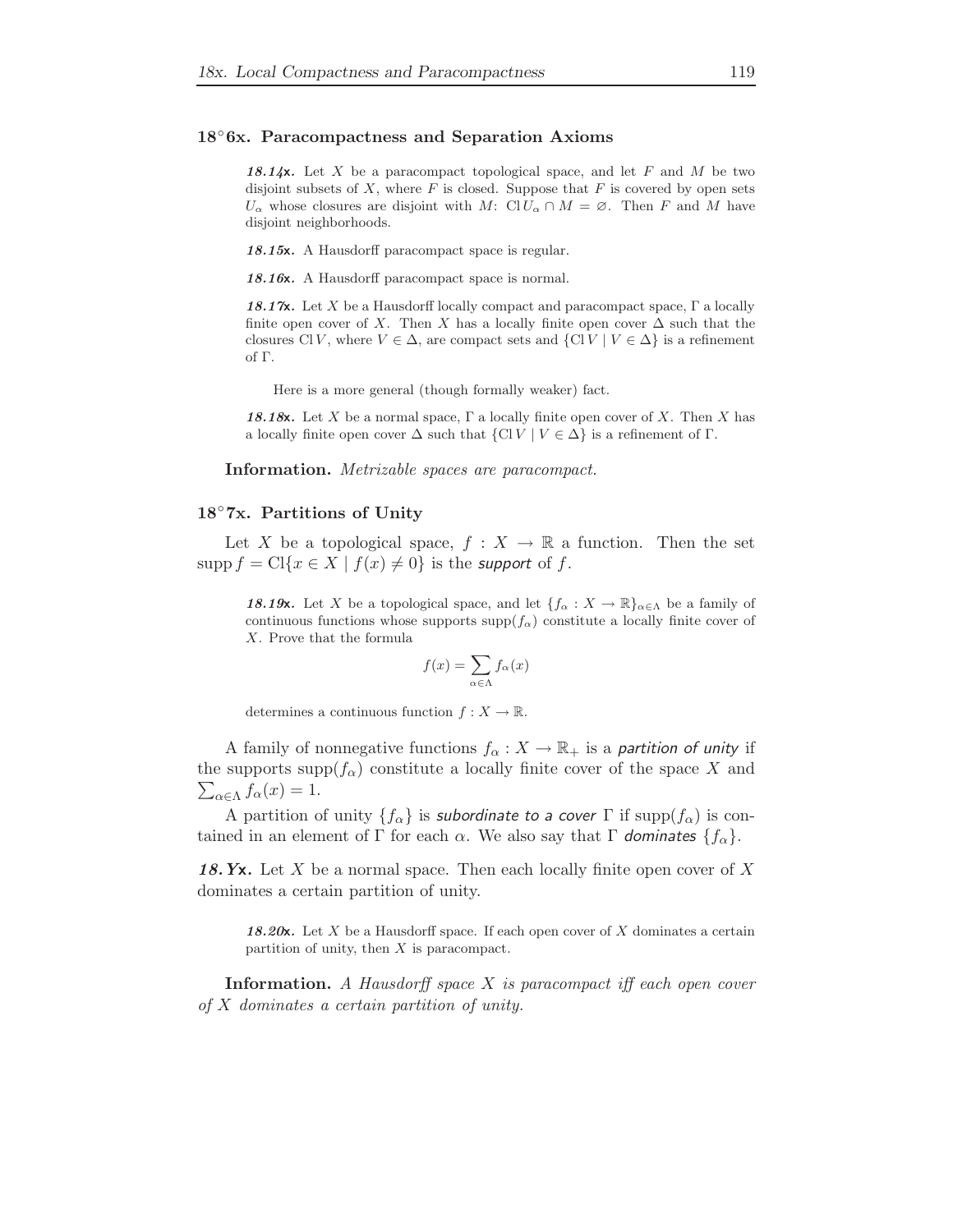### 18°6x. Paracompactness and Separation Axioms

***18.14x.*** Let $X$ be a paracompact topological space, and let $F$ and $M$ be two disjoint subsets of $X$, where $F$ is closed. Suppose that $F$ is covered by open sets $U_\alpha$ whose closures are disjoint with $M$: $\operatorname{Cl} U_\alpha \cap M = \varnothing$. Then $F$ and $M$ have disjoint neighborhoods.

***18.15x.*** A Hausdorff paracompact space is regular.

***18.16x.*** A Hausdorff paracompact space is normal.

***18.17x.*** Let $X$ be a Hausdorff locally compact and paracompact space, $\Gamma$ a locally finite open cover of $X$. Then $X$ has a locally finite open cover $\Delta$ such that the closures $\operatorname{Cl} V$, where $V \in \Delta$, are compact sets and $\{\operatorname{Cl} V \mid V \in \Delta\}$ is a refinement of $\Gamma$.

Here is a more general (though formally weaker) fact.

***18.18x.*** Let $X$ be a normal space, $\Gamma$ a locally finite open cover of $X$. Then $X$ has a locally finite open cover $\Delta$ such that $\{\operatorname{Cl} V \mid V \in \Delta\}$ is a refinement of $\Gamma$.

**Information.** *Metrizable spaces are paracompact.*

### 18°7x. Partitions of Unity

Let $X$ be a topological space, $f : X \to \mathbb{R}$ a function. Then the set $\operatorname{supp} f = \operatorname{Cl}\{x \in X \mid f(x) \neq 0\}$ is the *support* of $f$.

***18.19x.*** Let $X$ be a topological space, and let $\{f_\alpha : X \to \mathbb{R}\}_{\alpha\in\Lambda}$ be a family of continuous functions whose supports $\operatorname{supp}(f_\alpha)$ constitute a locally finite cover of $X$. Prove that the formula

$$f(x) = \sum_{\alpha\in\Lambda} f_\alpha(x)$$

determines a continuous function $f : X \to \mathbb{R}$.

A family of nonnegative functions $f_\alpha : X \to \mathbb{R}_+$ is a *partition of unity* if the supports $\operatorname{supp}(f_\alpha)$ constitute a locally finite cover of the space $X$ and $\sum_{\alpha\in\Lambda} f_\alpha(x) = 1$.

A partition of unity $\{f_\alpha\}$ is *subordinate to a cover* $\Gamma$ if $\operatorname{supp}(f_\alpha)$ is contained in an element of $\Gamma$ for each $\alpha$. We also say that $\Gamma$ *dominates* $\{f_\alpha\}$.

***18.Yx.*** Let $X$ be a normal space. Then each locally finite open cover of $X$ dominates a certain partition of unity.

***18.20x.*** Let $X$ be a Hausdorff space. If each open cover of $X$ dominates a certain partition of unity, then $X$ is paracompact.

**Information.** *A Hausdorff space $X$ is paracompact iff each open cover of $X$ dominates a certain partition of unity.*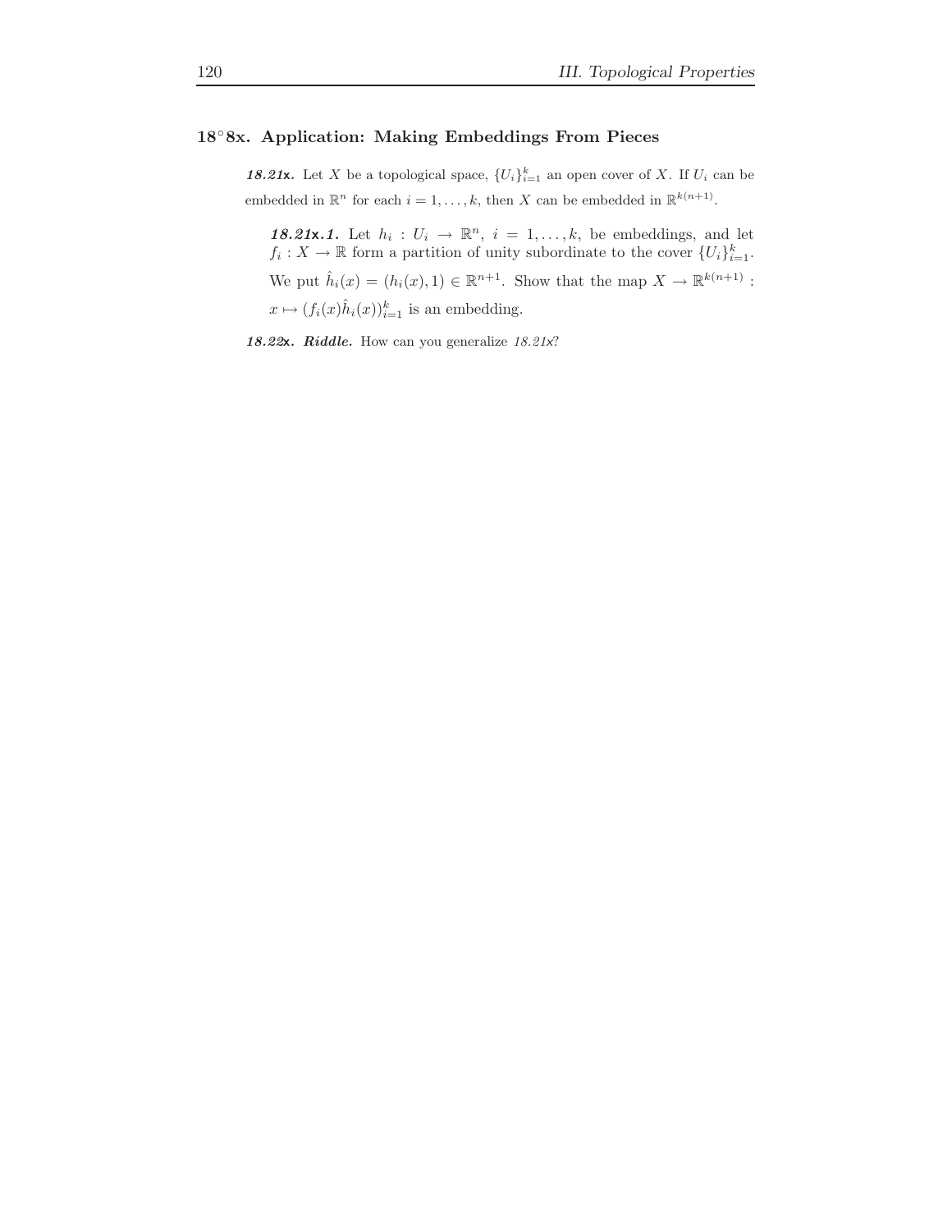## $18^\circ 8$x. Application: Making Embeddings From Pieces

***18.21x.*** Let $X$ be a topological space, $\{U_i\}_{i=1}^k$ an open cover of $X$. If $U_i$ can be embedded in $\mathbb{R}^n$ for each $i = 1, \dots, k$, then $X$ can be embedded in $\mathbb{R}^{k(n+1)}$.

***18.21x.1.*** Let $h_i : U_i \to \mathbb{R}^n$, $i = 1, \dots, k$, be embeddings, and let $f_i : X \to \mathbb{R}$ form a partition of unity subordinate to the cover $\{U_i\}_{i=1}^k$. We put $\hat{h}_i(x) = (h_i(x), 1) \in \mathbb{R}^{n+1}$. Show that the map $X \to \mathbb{R}^{k(n+1)} : x \mapsto (f_i(x)\hat{h}_i(x))_{i=1}^k$ is an embedding.

***18.22x. Riddle.*** How can you generalize *18.21x*?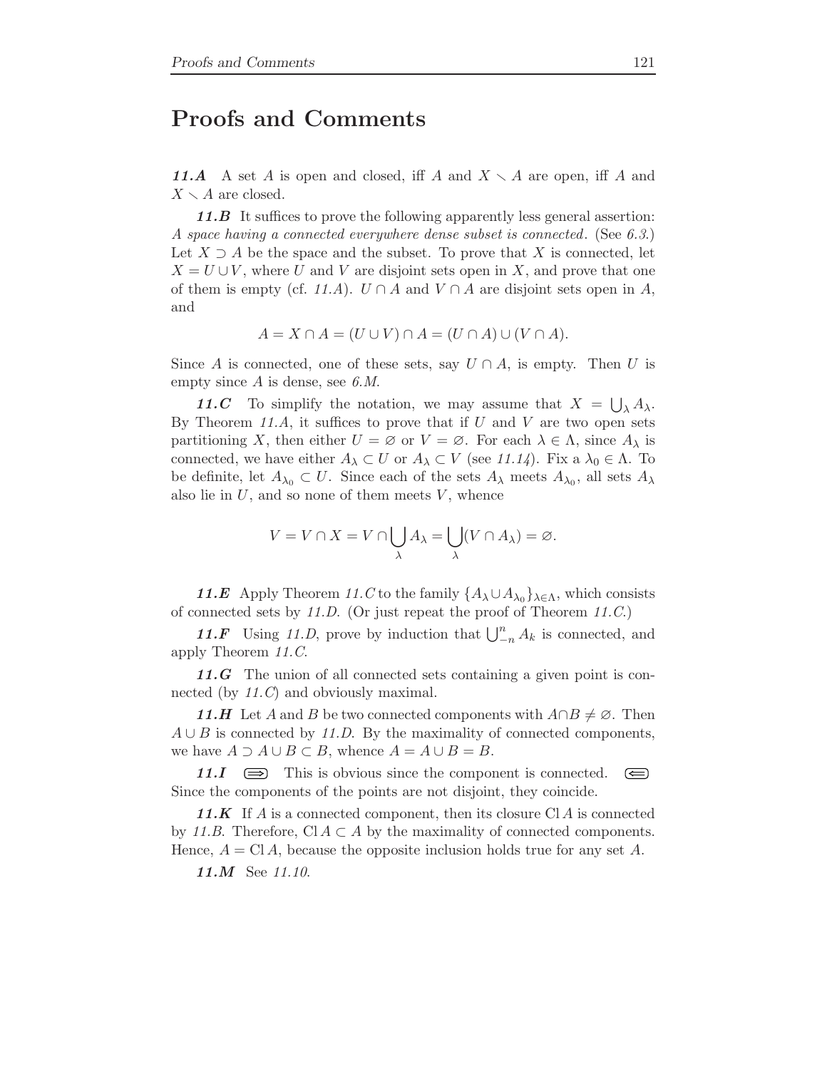# Proofs and Comments

***11.A*** A set $A$ is open and closed, iff $A$ and $X \setminus A$ are open, iff $A$ and $X \setminus A$ are closed.

***11.B*** It suffices to prove the following apparently less general assertion: *A space having a connected everywhere dense subset is connected*. (See *6.3*.) Let $X \supset A$ be the space and the subset. To prove that $X$ is connected, let $X = U \cup V$, where $U$ and $V$ are disjoint sets open in $X$, and prove that one of them is empty (cf. *11.A*). $U \cap A$ and $V \cap A$ are disjoint sets open in $A$, and

$$A = X \cap A = (U \cup V) \cap A = (U \cap A) \cup (V \cap A).$$

Since $A$ is connected, one of these sets, say $U \cap A$, is empty. Then $U$ is empty since $A$ is dense, see *6.M*.

***11.C*** To simplify the notation, we may assume that $X = \bigcup_\lambda A_\lambda$. By Theorem *11.A*, it suffices to prove that if $U$ and $V$ are two open sets partitioning $X$, then either $U = \varnothing$ or $V = \varnothing$. For each $\lambda \in \Lambda$, since $A_\lambda$ is connected, we have either $A_\lambda \subset U$ or $A_\lambda \subset V$ (see *11.14*). Fix a $\lambda_0 \in \Lambda$. To be definite, let $A_{\lambda_0} \subset U$. Since each of the sets $A_\lambda$ meets $A_{\lambda_0}$, all sets $A_\lambda$ also lie in $U$, and so none of them meets $V$, whence

$$V = V \cap X = V \cap \bigcup_\lambda A_\lambda = \bigcup_\lambda (V \cap A_\lambda) = \varnothing.$$

***11.E*** Apply Theorem *11.C* to the family $\{A_\lambda \cup A_{\lambda_0}\}_{\lambda \in \Lambda}$, which consists of connected sets by *11.D*. (Or just repeat the proof of Theorem *11.C*.)

***11.F*** Using *11.D*, prove by induction that $\bigcup_{-n}^n A_k$ is connected, and apply Theorem *11.C*.

***11.G*** The union of all connected sets containing a given point is connected (by *11.C*) and obviously maximal.

***11.H*** Let $A$ and $B$ be two connected components with $A \cap B \neq \varnothing$. Then $A \cup B$ is connected by *11.D*. By the maximality of connected components, we have $A \supset A \cup B \subset B$, whence $A = A \cup B = B$.

***11.I*** $\Longrightarrow$ This is obvious since the component is connected. $\Longleftarrow$ Since the components of the points are not disjoint, they coincide.

***11.K*** If $A$ is a connected component, then its closure $\operatorname{Cl} A$ is connected by *11.B*. Therefore, $\operatorname{Cl} A \subset A$ by the maximality of connected components. Hence, $A = \operatorname{Cl} A$, because the opposite inclusion holds true for any set $A$.

***11.M*** See *11.10*.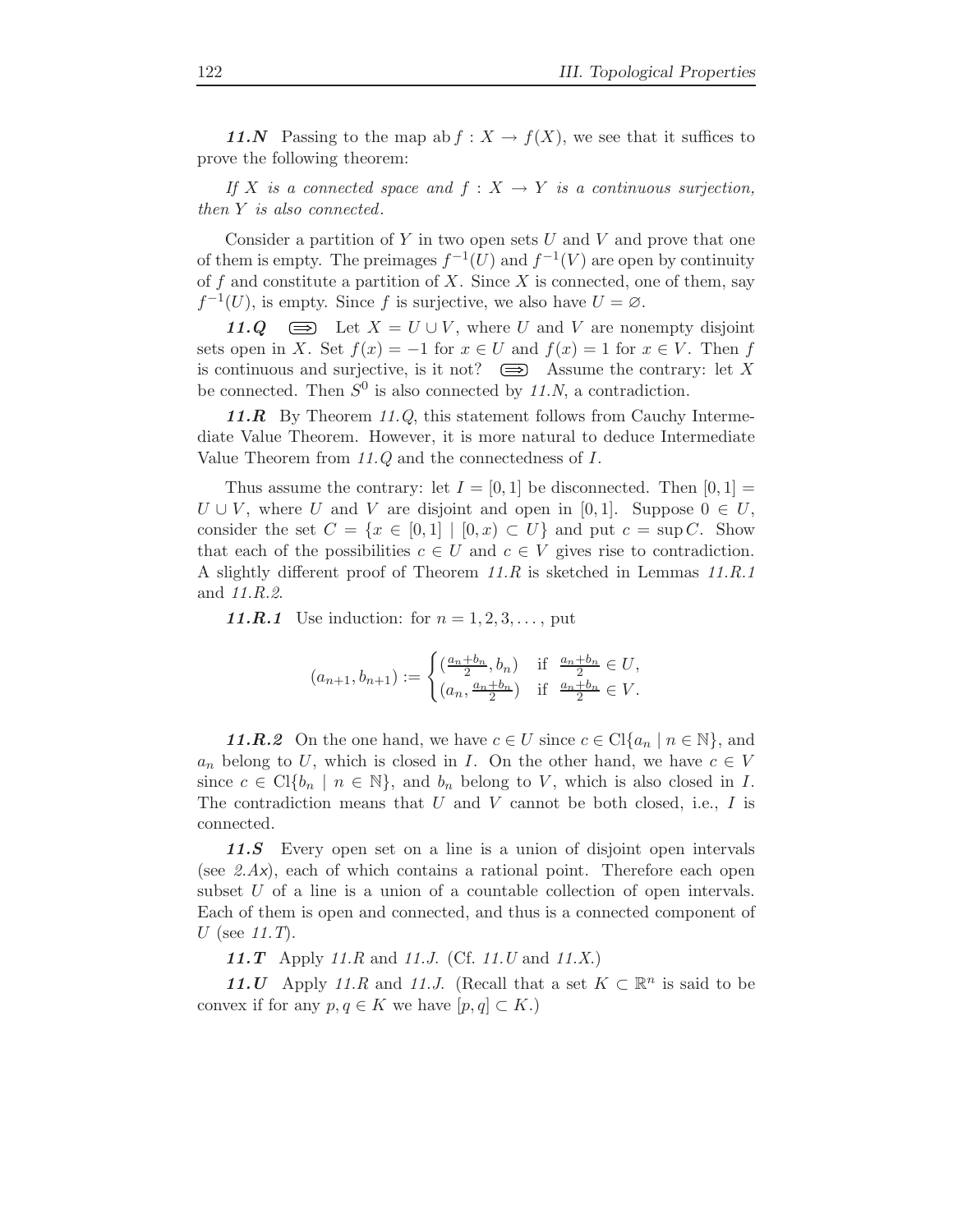**11.N** Passing to the map ab $f : X \to f(X)$, we see that it suffices to prove the following theorem:

*If $X$ is a connected space and $f : X \to Y$ is a continuous surjection, then $Y$ is also connected.*

Consider a partition of $Y$ in two open sets $U$ and $V$ and prove that one of them is empty. The preimages $f^{-1}(U)$ and $f^{-1}(V)$ are open by continuity of $f$ and constitute a partition of $X$. Since $X$ is connected, one of them, say $f^{-1}(U)$, is empty. Since $f$ is surjective, we also have $U = \varnothing$.

**11.Q** $\Longrightarrow$ Let $X = U \cup V$, where $U$ and $V$ are nonempty disjoint sets open in $X$. Set $f(x) = -1$ for $x \in U$ and $f(x) = 1$ for $x \in V$. Then $f$ is continuous and surjective, is it not? $\Longleftarrow$ Assume the contrary: let $X$ be connected. Then $S^0$ is also connected by *11.N*, a contradiction.

**11.R** By Theorem *11.Q*, this statement follows from Cauchy Intermediate Value Theorem. However, it is more natural to deduce Intermediate Value Theorem from *11.Q* and the connectedness of $I$.

Thus assume the contrary: let $I = [0, 1]$ be disconnected. Then $[0, 1] = U \cup V$, where $U$ and $V$ are disjoint and open in $[0, 1]$. Suppose $0 \in U$, consider the set $C = \{x \in [0, 1] \mid [0, x) \subset U\}$ and put $c = \sup C$. Show that each of the possibilities $c \in U$ and $c \in V$ gives rise to contradiction. A slightly different proof of Theorem *11.R* is sketched in Lemmas *11.R.1* and *11.R.2*.

**11.R.1** Use induction: for $n = 1, 2, 3, \dots$, put

$$(a_{n+1}, b_{n+1}) := \begin{cases} (\frac{a_n+b_n}{2}, b_n) & \text{if } \frac{a_n+b_n}{2} \in U, \\ (a_n, \frac{a_n+b_n}{2}) & \text{if } \frac{a_n+b_n}{2} \in V. \end{cases}$$

**11.R.2** On the one hand, we have $c \in U$ since $c \in \operatorname{Cl}\{a_n \mid n \in \mathbb{N}\}$, and $a_n$ belong to $U$, which is closed in $I$. On the other hand, we have $c \in V$ since $c \in \operatorname{Cl}\{b_n \mid n \in \mathbb{N}\}$, and $b_n$ belong to $V$, which is also closed in $I$. The contradiction means that $U$ and $V$ cannot be both closed, i.e., $I$ is connected.

**11.S** Every open set on a line is a union of disjoint open intervals (see *2.Ax*), each of which contains a rational point. Therefore each open subset $U$ of a line is a union of a countable collection of open intervals. Each of them is open and connected, and thus is a connected component of $U$ (see *11.T*).

**11.T** Apply *11.R* and *11.J*. (Cf. *11.U* and *11.X*.)

**11.U** Apply *11.R* and *11.J*. (Recall that a set $K \subset \mathbb{R}^n$ is said to be convex if for any $p, q \in K$ we have $[p, q] \subset K$.)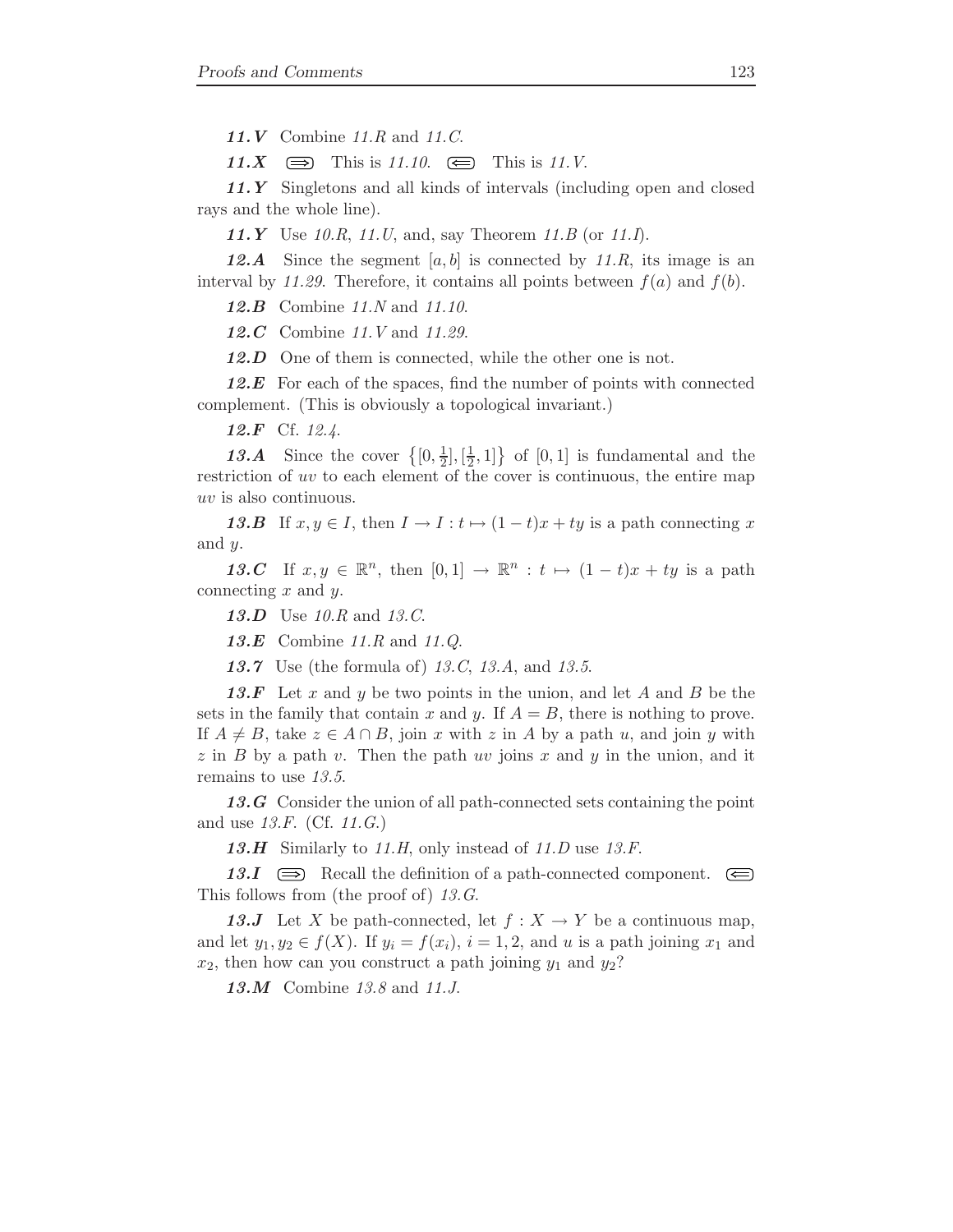***11.V*** Combine *11.R* and *11.C*.

***11.X*** $\Longrightarrow$ This is *11.10*. $\Longleftarrow$ This is *11.V*.

***11.Y*** Singletons and all kinds of intervals (including open and closed rays and the whole line).

***11.Y*** Use *10.R*, *11.U*, and, say Theorem *11.B* (or *11.I*).

***12.A*** Since the segment $[a, b]$ is connected by *11.R*, its image is an interval by *11.29*. Therefore, it contains all points between $f(a)$ and $f(b)$.

***12.B*** Combine *11.N* and *11.10*.

***12.C*** Combine *11.V* and *11.29*.

***12.D*** One of them is connected, while the other one is not.

***12.E*** For each of the spaces, find the number of points with connected complement. (This is obviously a topological invariant.)

***12.F*** Cf. *12.4*.

***13.A*** Since the cover $\{[0, \frac{1}{2}], [\frac{1}{2}, 1]\}$ of $[0, 1]$ is fundamental and the restriction of $uv$ to each element of the cover is continuous, the entire map $uv$ is also continuous.

***13.B*** If $x, y \in I$, then $I \to I : t \mapsto (1 - t)x + ty$ is a path connecting $x$ and $y$.

***13.C*** If $x, y \in \mathbb{R}^n$, then $[0, 1] \to \mathbb{R}^n : t \mapsto (1 - t)x + ty$ is a path connecting $x$ and $y$.

***13.D*** Use *10.R* and *13.C*.

***13.E*** Combine *11.R* and *11.Q*.

***13.7*** Use (the formula of) *13.C*, *13.A*, and *13.5*.

***13.F*** Let $x$ and $y$ be two points in the union, and let $A$ and $B$ be the sets in the family that contain $x$ and $y$. If $A = B$, there is nothing to prove. If $A \neq B$, take $z \in A \cap B$, join $x$ with $z$ in $A$ by a path $u$, and join $y$ with $z$ in $B$ by a path $v$. Then the path $uv$ joins $x$ and $y$ in the union, and it remains to use *13.5*.

***13.G*** Consider the union of all path-connected sets containing the point and use *13.F*. (Cf. *11.G*.)

***13.H*** Similarly to *11.H*, only instead of *11.D* use *13.F*.

***13.I*** $\Longrightarrow$ Recall the definition of a path-connected component. $\Longleftarrow$ This follows from (the proof of) *13.G*.

***13.J*** Let $X$ be path-connected, let $f : X \to Y$ be a continuous map, and let $y_1, y_2 \in f(X)$. If $y_i = f(x_i)$, $i = 1, 2$, and $u$ is a path joining $x_1$ and $x_2$, then how can you construct a path joining $y_1$ and $y_2$?

***13.M*** Combine *13.8* and *11.J*.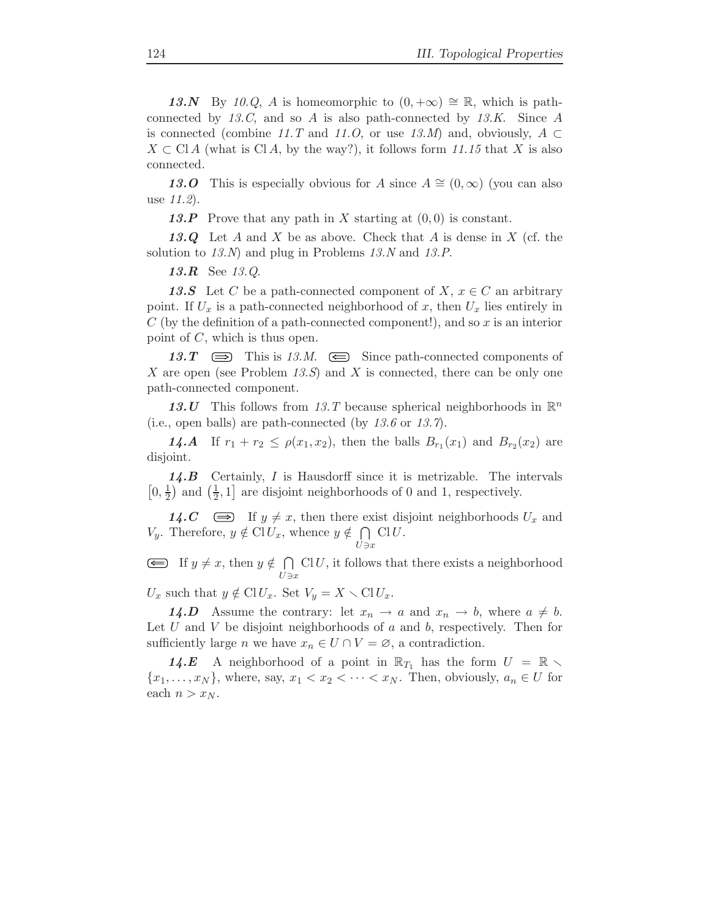***13.N*** By *10.Q*, $A$ is homeomorphic to $(0, +\infty) \cong \mathbb{R}$, which is path-connected by *13.C*, and so $A$ is also path-connected by *13.K*. Since $A$ is connected (combine *11.T* and *11.O*, or use *13.M*) and, obviously, $A \subset X \subset \operatorname{Cl} A$ (what is $\operatorname{Cl} A$, by the way?), it follows form *11.15* that $X$ is also connected.

***13.O*** This is especially obvious for $A$ since $A \cong (0, \infty)$ (you can also use *11.2*).

***13.P*** Prove that any path in $X$ starting at $(0, 0)$ is constant.

***13.Q*** Let $A$ and $X$ be as above. Check that $A$ is dense in $X$ (cf. the solution to *13.N*) and plug in Problems *13.N* and *13.P*.

***13.R*** See *13.Q*.

***13.S*** Let $C$ be a path-connected component of $X$, $x \in C$ an arbitrary point. If $U_x$ is a path-connected neighborhood of $x$, then $U_x$ lies entirely in $C$ (by the definition of a path-connected component!), and so $x$ is an interior point of $C$, which is thus open.

***13.T*** $\boxed{\Rightarrow}$ This is *13.M*. $\boxed{\Leftarrow}$ Since path-connected components of $X$ are open (see Problem *13.S*) and $X$ is connected, there can be only one path-connected component.

***13.U*** This follows from *13.T* because spherical neighborhoods in $\mathbb{R}^n$ (i.e., open balls) are path-connected (by *13.6* or *13.7*).

***14.A*** If $r_1 + r_2 \le \rho(x_1, x_2)$, then the balls $B_{r_1}(x_1)$ and $B_{r_2}(x_2)$ are disjoint.

***14.B*** Certainly, $I$ is Hausdorff since it is metrizable. The intervals $\left[0, \frac{1}{2}\right)$ and $\left(\frac{1}{2}, 1\right]$ are disjoint neighborhoods of 0 and 1, respectively.

***14.C*** $\boxed{\Rightarrow}$ If $y \ne x$, then there exist disjoint neighborhoods $U_x$ and $V_y$. Therefore, $y \notin \operatorname{Cl} U_x$, whence $y \notin \bigcap\limits_{U \ni x} \operatorname{Cl} U$.

$\boxed{\Leftarrow}$ If $y \ne x$, then $y \notin \bigcap\limits_{U \ni x} \operatorname{Cl} U$, it follows that there exists a neighborhood $U_x$ such that $y \notin \operatorname{Cl} U_x$. Set $V_y = X \smallsetminus \operatorname{Cl} U_x$.

***14.D*** Assume the contrary: let $x_n \to a$ and $x_n \to b$, where $a \ne b$. Let $U$ and $V$ be disjoint neighborhoods of $a$ and $b$, respectively. Then for sufficiently large $n$ we have $x_n \in U \cap V = \varnothing$, a contradiction.

***14.E*** A neighborhood of a point in $\mathbb{R}_{T_1}$ has the form $U = \mathbb{R} \smallsetminus \{x_1, \dots, x_N\}$, where, say, $x_1 < x_2 < \dots < x_N$. Then, obviously, $a_n \in U$ for each $n > x_N$.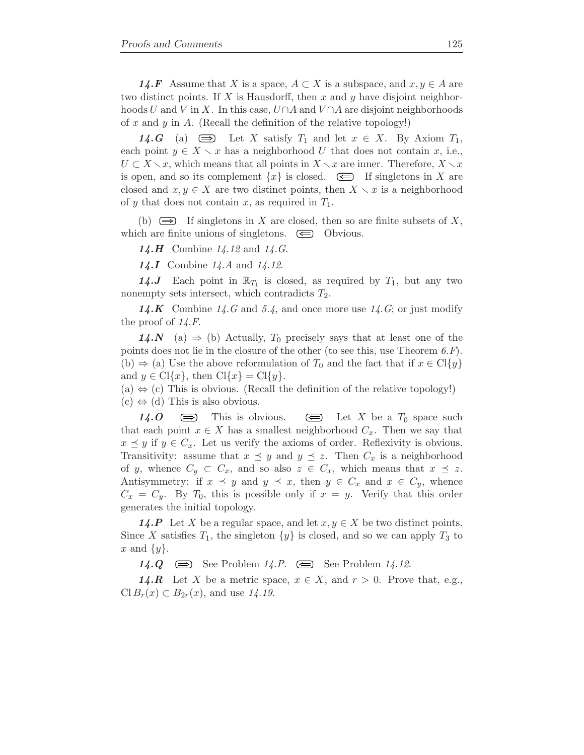***14.F*** Assume that $X$ is a space, $A \subset X$ is a subspace, and $x, y \in A$ are two distinct points. If $X$ is Hausdorff, then $x$ and $y$ have disjoint neighborhoods $U$ and $V$ in $X$. In this case, $U \cap A$ and $V \cap A$ are disjoint neighborhoods of $x$ and $y$ in $A$. (Recall the definition of the relative topology!)

***14.G*** (a) $\Longrightarrow$ Let $X$ satisfy $T_1$ and let $x \in X$. By Axiom $T_1$, each point $y \in X \smallsetminus x$ has a neighborhood $U$ that does not contain $x$, i.e., $U \subset X \smallsetminus x$, which means that all points in $X \smallsetminus x$ are inner. Therefore, $X \smallsetminus x$ is open, and so its complement $\{x\}$ is closed. $\Longleftarrow$ If singletons in $X$ are closed and $x, y \in X$ are two distinct points, then $X \smallsetminus x$ is a neighborhood of $y$ that does not contain $x$, as required in $T_1$.

(b) $\Longrightarrow$ If singletons in $X$ are closed, then so are finite subsets of $X$, which are finite unions of singletons. $\Longleftarrow$ Obvious.

***14.H*** Combine *14.12* and *14.G*.

***14.I*** Combine *14.A* and *14.12*.

***14.J*** Each point in $\mathbb{R}_{T_1}$ is closed, as required by $T_1$, but any two nonempty sets intersect, which contradicts $T_2$.

***14.K*** Combine *14.G* and *5.4*, and once more use *14.G*; or just modify the proof of *14.F*.

***14.N*** (a) $\Rightarrow$ (b) Actually, $T_0$ precisely says that at least one of the points does not lie in the closure of the other (to see this, use Theorem *6.F*). (b) $\Rightarrow$ (a) Use the above reformulation of $T_0$ and the fact that if $x \in \operatorname{Cl}\{y\}$ and $y \in \operatorname{Cl}\{x\}$, then $\operatorname{Cl}\{x\} = \operatorname{Cl}\{y\}$.
(a) $\Leftrightarrow$ (c) This is obvious. (Recall the definition of the relative topology!)
(c) $\Leftrightarrow$ (d) This is also obvious.

***14.O*** $\Longrightarrow$ This is obvious. $\Longleftarrow$ Let $X$ be a $T_0$ space such that each point $x \in X$ has a smallest neighborhood $C_x$. Then we say that $x \preceq y$ if $y \in C_x$. Let us verify the axioms of order. Reflexivity is obvious. Transitivity: assume that $x \preceq y$ and $y \preceq z$. Then $C_x$ is a neighborhood of $y$, whence $C_y \subset C_x$, and so also $z \in C_x$, which means that $x \preceq z$. Antisymmetry: if $x \preceq y$ and $y \preceq x$, then $y \in C_x$ and $x \in C_y$, whence $C_x = C_y$. By $T_0$, this is possible only if $x = y$. Verify that this order generates the initial topology.

***14.P*** Let $X$ be a regular space, and let $x, y \in X$ be two distinct points. Since $X$ satisfies $T_1$, the singleton $\{y\}$ is closed, and so we can apply $T_3$ to $x$ and $\{y\}$.

***14.Q*** $\Longrightarrow$ See Problem *14.P*. $\Longleftarrow$ See Problem *14.12*.

***14.R*** Let $X$ be a metric space, $x \in X$, and $r > 0$. Prove that, e.g., $\operatorname{Cl} B_r(x) \subset B_{2r}(x)$, and use *14.19*.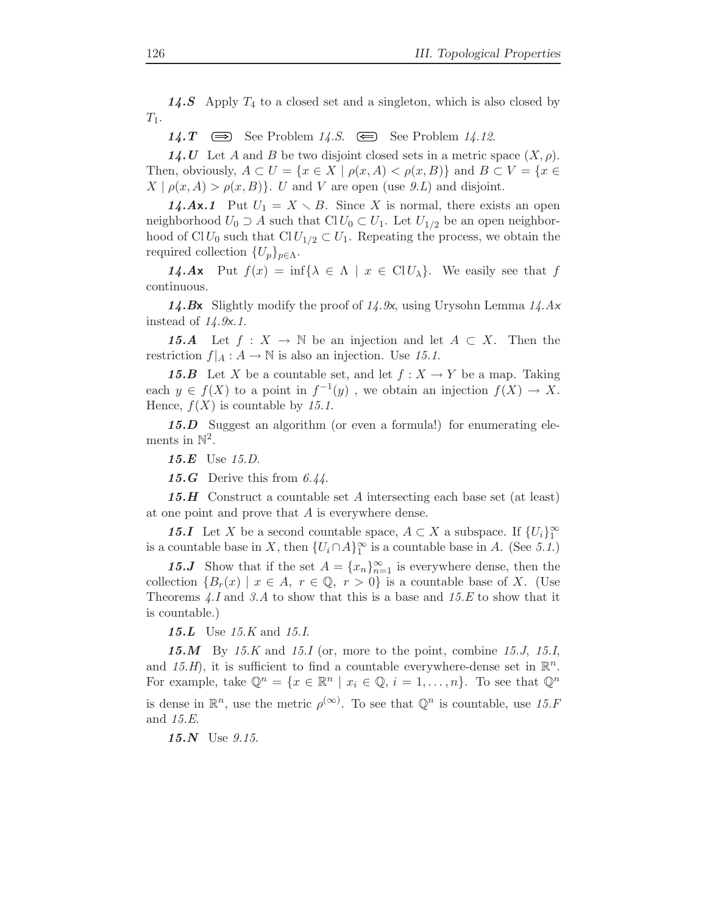***14.S*** Apply $T_4$ to a closed set and a singleton, which is also closed by $T_1$.

***14.T*** $\Longrightarrow$ See Problem *14.S*. $\Longleftarrow$ See Problem *14.12*.

***14.U*** Let $A$ and $B$ be two disjoint closed sets in a metric space $(X, \rho)$. Then, obviously, $A \subset U = \{x \in X \mid \rho(x, A) < \rho(x, B)\}$ and $B \subset V = \{x \in X \mid \rho(x, A) > \rho(x, B)\}$. $U$ and $V$ are open (use *9.L*) and disjoint.

***14.Ax.1*** Put $U_1 = X \smallsetminus B$. Since $X$ is normal, there exists an open neighborhood $U_0 \supset A$ such that $\operatorname{Cl} U_0 \subset U_1$. Let $U_{1/2}$ be an open neighborhood of $\operatorname{Cl} U_0$ such that $\operatorname{Cl} U_{1/2} \subset U_1$. Repeating the process, we obtain the required collection $\{U_p\}_{p \in \Lambda}$.

***14.Ax*** Put $f(x) = \inf\{\lambda \in \Lambda \mid x \in \operatorname{Cl} U_\lambda\}$. We easily see that $f$ continuous.

***14.Bx*** Slightly modify the proof of *14.9x*, using Urysohn Lemma *14.Ax* instead of *14.9x.1*.

***15.A*** Let $f : X \to \mathbb{N}$ be an injection and let $A \subset X$. Then the restriction $f|_A : A \to \mathbb{N}$ is also an injection. Use *15.1*.

***15.B*** Let $X$ be a countable set, and let $f : X \to Y$ be a map. Taking each $y \in f(X)$ to a point in $f^{-1}(y)$ , we obtain an injection $f(X) \to X$. Hence, $f(X)$ is countable by *15.1*.

***15.D*** Suggest an algorithm (or even a formula!) for enumerating elements in $\mathbb{N}^2$.

***15.E*** Use *15.D*.

***15.G*** Derive this from *6.44*.

***15.H*** Construct a countable set $A$ intersecting each base set (at least) at one point and prove that $A$ is everywhere dense.

***15.I*** Let $X$ be a second countable space, $A \subset X$ a subspace. If $\{U_i\}_1^\infty$ is a countable base in $X$, then $\{U_i \cap A\}_1^\infty$ is a countable base in $A$. (See *5.1*.)

***15.J*** Show that if the set $A = \{x_n\}_{n=1}^\infty$ is everywhere dense, then the collection $\{B_r(x) \mid x \in A,\ r \in \mathbb{Q},\ r > 0\}$ is a countable base of $X$. (Use Theorems *4.I* and *3.A* to show that this is a base and *15.E* to show that it is countable.)

***15.L*** Use *15.K* and *15.I*.

***15.M*** By *15.K* and *15.I* (or, more to the point, combine *15.J*, *15.I*, and *15.H*), it is sufficient to find a countable everywhere-dense set in $\mathbb{R}^n$. For example, take $\mathbb{Q}^n = \{x \in \mathbb{R}^n \mid x_i \in \mathbb{Q},\ i = 1, \dots, n\}$. To see that $\mathbb{Q}^n$ is dense in $\mathbb{R}^n$, use the metric $\rho^{(\infty)}$. To see that $\mathbb{Q}^n$ is countable, use *15.F* and *15.E*.

***15.N*** Use *9.15*.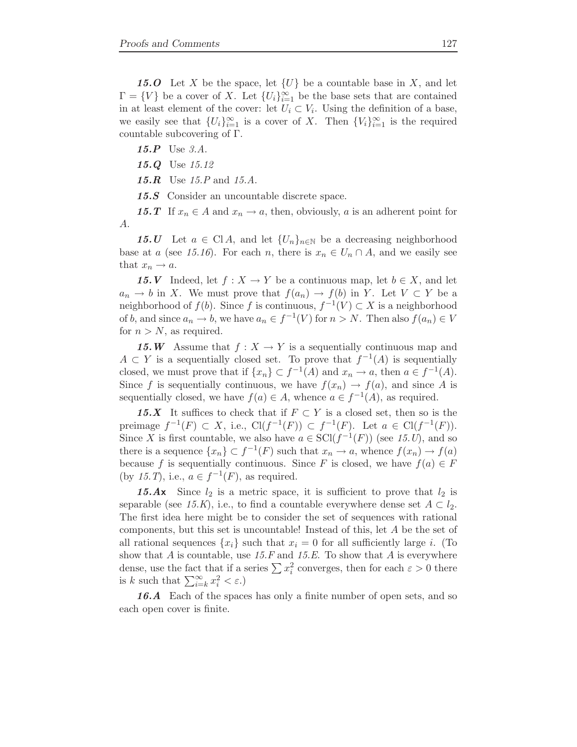***15.O*** Let $X$ be the space, let $\{U\}$ be a countable base in $X$, and let $\Gamma = \{V\}$ be a cover of $X$. Let $\{U_i\}_{i=1}^{\infty}$ be the base sets that are contained in at least element of the cover: let $U_i \subset V_i$. Using the definition of a base, we easily see that $\{U_i\}_{i=1}^{\infty}$ is a cover of $X$. Then $\{V_i\}_{i=1}^{\infty}$ is the required countable subcovering of $\Gamma$.

***15.P*** Use *3.A*.

***15.Q*** Use *15.12*

***15.R*** Use *15.P* and *15.A*.

***15.S*** Consider an uncountable discrete space.

***15.T*** If $x_n \in A$ and $x_n \to a$, then, obviously, $a$ is an adherent point for $A$.

***15.U*** Let $a \in \operatorname{Cl} A$, and let $\{U_n\}_{n\in\mathbb{N}}$ be a decreasing neighborhood base at $a$ (see *15.16*). For each $n$, there is $x_n \in U_n \cap A$, and we easily see that $x_n \to a$.

***15.V*** Indeed, let $f : X \to Y$ be a continuous map, let $b \in X$, and let $a_n \to b$ in $X$. We must prove that $f(a_n) \to f(b)$ in $Y$. Let $V \subset Y$ be a neighborhood of $f(b)$. Since $f$ is continuous, $f^{-1}(V) \subset X$ is a neighborhood of $b$, and since $a_n \to b$, we have $a_n \in f^{-1}(V)$ for $n > N$. Then also $f(a_n) \in V$ for $n > N$, as required.

***15.W*** Assume that $f : X \to Y$ is a sequentially continuous map and $A \subset Y$ is a sequentially closed set. To prove that $f^{-1}(A)$ is sequentially closed, we must prove that if $\{x_n\} \subset f^{-1}(A)$ and $x_n \to a$, then $a \in f^{-1}(A)$. Since $f$ is sequentially continuous, we have $f(x_n) \to f(a)$, and since $A$ is sequentially closed, we have $f(a) \in A$, whence $a \in f^{-1}(A)$, as required.

***15.X*** It suffices to check that if $F \subset Y$ is a closed set, then so is the preimage $f^{-1}(F) \subset X$, i.e., $\operatorname{Cl}(f^{-1}(F)) \subset f^{-1}(F)$. Let $a \in \operatorname{Cl}(f^{-1}(F))$. Since $X$ is first countable, we also have $a \in \operatorname{SCl}(f^{-1}(F))$ (see *15.U*), and so there is a sequence $\{x_n\} \subset f^{-1}(F)$ such that $x_n \to a$, whence $f(x_n) \to f(a)$ because $f$ is sequentially continuous. Since $F$ is closed, we have $f(a) \in F$ (by *15.T*), i.e., $a \in f^{-1}(F)$, as required.

***15.Ax*** Since $l_2$ is a metric space, it is sufficient to prove that $l_2$ is separable (see *15.K*), i.e., to find a countable everywhere dense set $A \subset l_2$. The first idea here might be to consider the set of sequences with rational components, but this set is uncountable! Instead of this, let $A$ be the set of all rational sequences $\{x_i\}$ such that $x_i = 0$ for all sufficiently large $i$. (To show that $A$ is countable, use *15.F* and *15.E*. To show that $A$ is everywhere dense, use the fact that if a series $\sum x_i^2$ converges, then for each $\varepsilon > 0$ there is $k$ such that $\sum_{i=k}^{\infty} x_i^2 < \varepsilon$.)

***16.A*** Each of the spaces has only a finite number of open sets, and so each open cover is finite.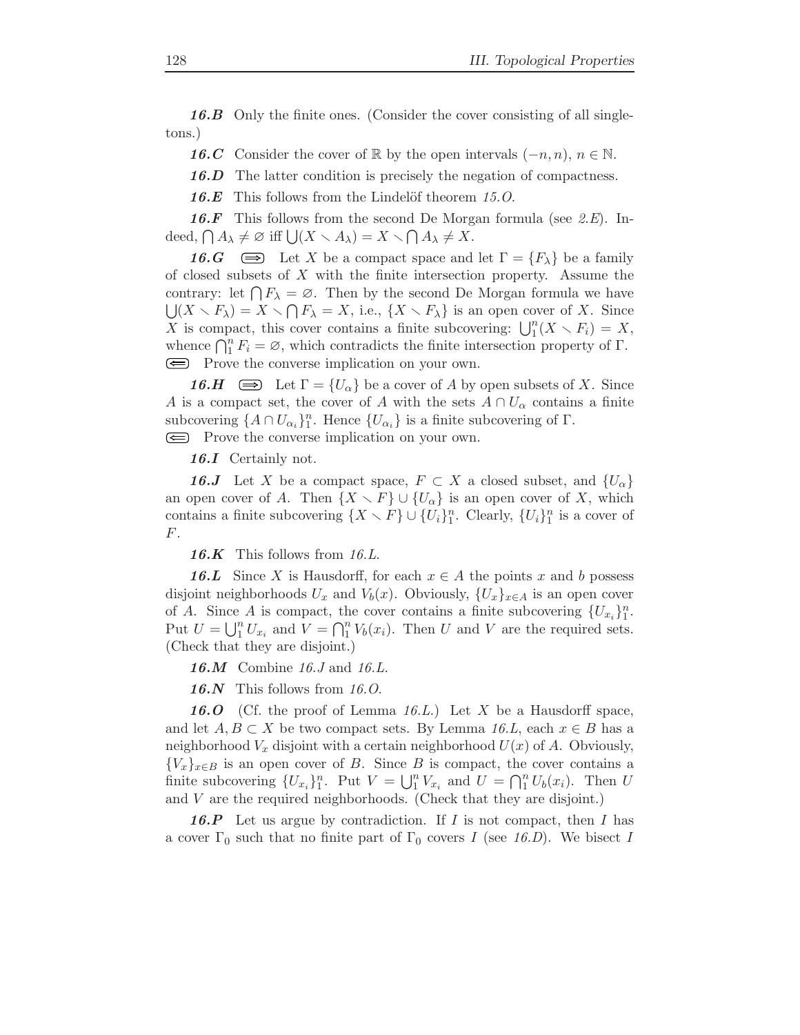***16.B*** Only the finite ones. (Consider the cover consisting of all singletons.)

***16.C*** Consider the cover of $\mathbb{R}$ by the open intervals $(-n, n)$, $n \in \mathbb{N}$.

***16.D*** The latter condition is precisely the negation of compactness.

***16.E*** This follows from the Lindelöf theorem *15.O*.

***16.F*** This follows from the second De Morgan formula (see *2.E*). Indeed, $\bigcap A_\lambda \neq \varnothing$ iff $\bigcup (X \smallsetminus A_\lambda) = X \smallsetminus \bigcap A_\lambda \neq X$.

***16.G*** $\Longrightarrow$ Let $X$ be a compact space and let $\Gamma = \{F_\lambda\}$ be a family of closed subsets of $X$ with the finite intersection property. Assume the contrary: let $\bigcap F_\lambda = \varnothing$. Then by the second De Morgan formula we have $\bigcup (X \smallsetminus F_\lambda) = X \smallsetminus \bigcap F_\lambda = X$, i.e., $\{X \smallsetminus F_\lambda\}$ is an open cover of $X$. Since $X$ is compact, this cover contains a finite subcovering: $\bigcup_1^n (X \smallsetminus F_i) = X$, whence $\bigcap_1^n F_i = \varnothing$, which contradicts the finite intersection property of $\Gamma$. $\Longleftarrow$ Prove the converse implication on your own.

***16.H*** $\Longrightarrow$ Let $\Gamma = \{U_\alpha\}$ be a cover of $A$ by open subsets of $X$. Since $A$ is a compact set, the cover of $A$ with the sets $A \cap U_\alpha$ contains a finite subcovering $\{A \cap U_{\alpha_i}\}_1^n$. Hence $\{U_{\alpha_i}\}$ is a finite subcovering of $\Gamma$. $\Longleftarrow$ Prove the converse implication on your own.

***16.I*** Certainly not.

***16.J*** Let $X$ be a compact space, $F \subset X$ a closed subset, and $\{U_\alpha\}$ an open cover of $A$. Then $\{X \smallsetminus F\} \cup \{U_\alpha\}$ is an open cover of $X$, which contains a finite subcovering $\{X \smallsetminus F\} \cup \{U_i\}_1^n$. Clearly, $\{U_i\}_1^n$ is a cover of $F$.

***16.K*** This follows from *16.L*.

***16.L*** Since $X$ is Hausdorff, for each $x \in A$ the points $x$ and $b$ possess disjoint neighborhoods $U_x$ and $V_b(x)$. Obviously, $\{U_x\}_{x \in A}$ is an open cover of $A$. Since $A$ is compact, the cover contains a finite subcovering $\{U_{x_i}\}_1^n$. Put $U = \bigcup_1^n U_{x_i}$ and $V = \bigcap_1^n V_b(x_i)$. Then $U$ and $V$ are the required sets. (Check that they are disjoint.)

***16.M*** Combine *16.J* and *16.L*.

***16.N*** This follows from *16.O*.

***16.O*** (Cf. the proof of Lemma *16.L*.) Let $X$ be a Hausdorff space, and let $A, B \subset X$ be two compact sets. By Lemma *16.L*, each $x \in B$ has a neighborhood $V_x$ disjoint with a certain neighborhood $U(x)$ of $A$. Obviously, $\{V_x\}_{x \in B}$ is an open cover of $B$. Since $B$ is compact, the cover contains a finite subcovering $\{U_{x_i}\}_1^n$. Put $V = \bigcup_1^n V_{x_i}$ and $U = \bigcap_1^n U_b(x_i)$. Then $U$ and $V$ are the required neighborhoods. (Check that they are disjoint.)

***16.P*** Let us argue by contradiction. If $I$ is not compact, then $I$ has a cover $\Gamma_0$ such that no finite part of $\Gamma_0$ covers $I$ (see *16.D*). We bisect $I$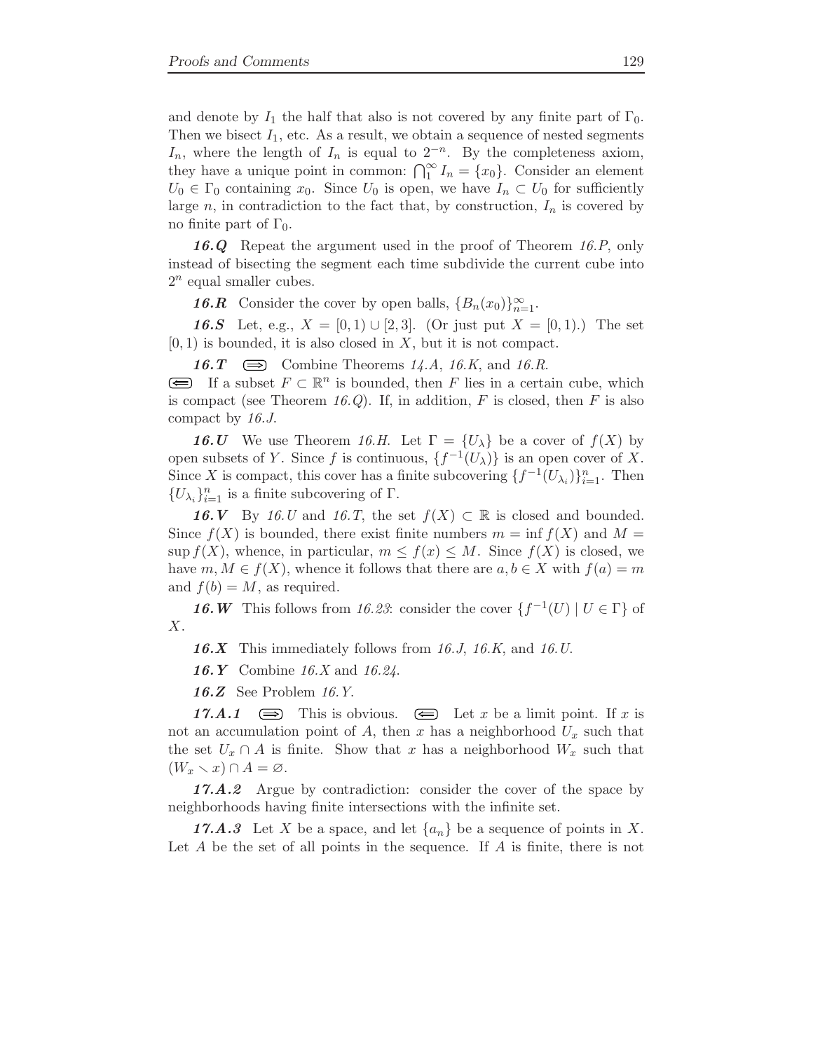and denote by $I_1$ the half that also is not covered by any finite part of $\Gamma_0$. Then we bisect $I_1$, etc. As a result, we obtain a sequence of nested segments $I_n$, where the length of $I_n$ is equal to $2^{-n}$. By the completeness axiom, they have a unique point in common: $\bigcap_1^\infty I_n = \{x_0\}$. Consider an element $U_0 \in \Gamma_0$ containing $x_0$. Since $U_0$ is open, we have $I_n \subset U_0$ for sufficiently large $n$, in contradiction to the fact that, by construction, $I_n$ is covered by no finite part of $\Gamma_0$.

***16.Q*** Repeat the argument used in the proof of Theorem *16.P*, only instead of bisecting the segment each time subdivide the current cube into $2^n$ equal smaller cubes.

***16.R*** Consider the cover by open balls, $\{B_n(x_0)\}_{n=1}^\infty$.

***16.S*** Let, e.g., $X = [0, 1) \cup [2, 3]$. (Or just put $X = [0, 1)$.) The set $[0, 1)$ is bounded, it is also closed in $X$, but it is not compact.

***16.T*** $\Longrightarrow$ Combine Theorems *14.A*, *16.K*, and *16.R*.
$\Longleftarrow$ If a subset $F \subset \mathbb{R}^n$ is bounded, then $F$ lies in a certain cube, which is compact (see Theorem *16.Q*). If, in addition, $F$ is closed, then $F$ is also compact by *16.J*.

***16.U*** We use Theorem *16.H*. Let $\Gamma = \{U_\lambda\}$ be a cover of $f(X)$ by open subsets of $Y$. Since $f$ is continuous, $\{f^{-1}(U_\lambda)\}$ is an open cover of $X$. Since $X$ is compact, this cover has a finite subcovering $\{f^{-1}(U_{\lambda_i})\}_{i=1}^n$. Then $\{U_{\lambda_i}\}_{i=1}^n$ is a finite subcovering of $\Gamma$.

***16.V*** By *16.U* and *16.T*, the set $f(X) \subset \mathbb{R}$ is closed and bounded. Since $f(X)$ is bounded, there exist finite numbers $m = \inf f(X)$ and $M = \sup f(X)$, whence, in particular, $m \le f(x) \le M$. Since $f(X)$ is closed, we have $m, M \in f(X)$, whence it follows that there are $a, b \in X$ with $f(a) = m$ and $f(b) = M$, as required.

***16.W*** This follows from *16.23*: consider the cover $\{f^{-1}(U) \mid U \in \Gamma\}$ of $X$.

***16.X*** This immediately follows from *16.J*, *16.K*, and *16.U*.

***16.Y*** Combine *16.X* and *16.24*.

***16.Z*** See Problem *16.Y*.

***17.A.1*** $\Longrightarrow$ This is obvious. $\Longleftarrow$ Let $x$ be a limit point. If $x$ is not an accumulation point of $A$, then $x$ has a neighborhood $U_x$ such that the set $U_x \cap A$ is finite. Show that $x$ has a neighborhood $W_x$ such that $(W_x \smallsetminus x) \cap A = \varnothing$.

***17.A.2*** Argue by contradiction: consider the cover of the space by neighborhoods having finite intersections with the infinite set.

***17.A.3*** Let $X$ be a space, and let $\{a_n\}$ be a sequence of points in $X$. Let $A$ be the set of all points in the sequence. If $A$ is finite, there is not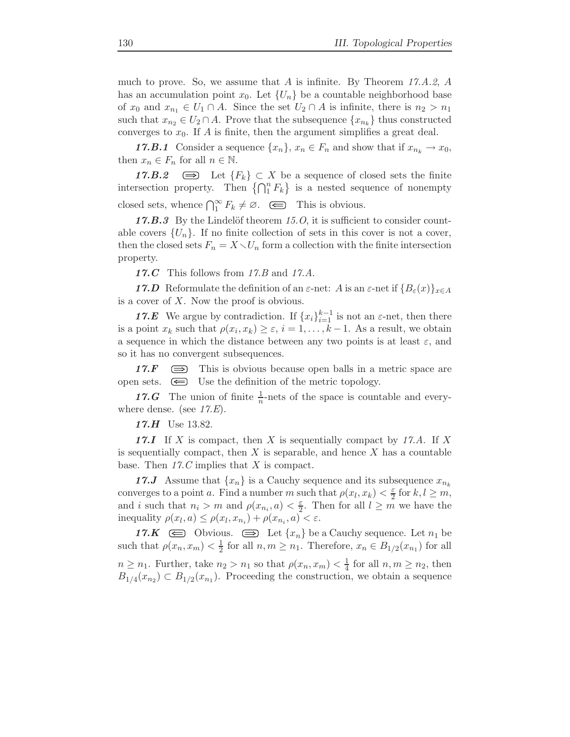much to prove. So, we assume that $A$ is infinite. By Theorem *17.A.2*, $A$ has an accumulation point $x_0$. Let $\{U_n\}$ be a countable neighborhood base of $x_0$ and $x_{n_1} \in U_1 \cap A$. Since the set $U_2 \cap A$ is infinite, there is $n_2 > n_1$ such that $x_{n_2} \in U_2 \cap A$. Prove that the subsequence $\{x_{n_k}\}$ thus constructed converges to $x_0$. If $A$ is finite, then the argument simplifies a great deal.

***17.B.1*** Consider a sequence $\{x_n\}$, $x_n \in F_n$ and show that if $x_{n_k} \to x_0$, then $x_n \in F_n$ for all $n \in \mathbb{N}$.

***17.B.2*** $\Longrightarrow$ Let $\{F_k\} \subset X$ be a sequence of closed sets the finite intersection property. Then $\left\{\bigcap_1^n F_k\right\}$ is a nested sequence of nonempty closed sets, whence $\bigcap_1^\infty F_k \neq \varnothing$. $\Longleftarrow$ This is obvious.

***17.B.3*** By the Lindelöf theorem *15.O*, it is sufficient to consider countable covers $\{U_n\}$. If no finite collection of sets in this cover is not a cover, then the closed sets $F_n = X \smallsetminus U_n$ form a collection with the finite intersection property.

***17.C*** This follows from *17.B* and *17.A*.

***17.D*** Reformulate the definition of an $\varepsilon$-net: $A$ is an $\varepsilon$-net if $\{B_\varepsilon(x)\}_{x\in A}$ is a cover of $X$. Now the proof is obvious.

***17.E*** We argue by contradiction. If $\{x_i\}_{i=1}^{k-1}$ is not an $\varepsilon$-net, then there is a point $x_k$ such that $\rho(x_i, x_k) \geq \varepsilon$, $i = 1, \dots, k-1$. As a result, we obtain a sequence in which the distance between any two points is at least $\varepsilon$, and so it has no convergent subsequences.

***17.F*** $\Longrightarrow$ This is obvious because open balls in a metric space are open sets. $\Longleftarrow$ Use the definition of the metric topology.

***17.G*** The union of finite $\frac{1}{n}$-nets of the space is countable and everywhere dense. (see *17.E*).

***17.H*** Use 13.82.

***17.I*** If $X$ is compact, then $X$ is sequentially compact by *17.A*. If $X$ is sequentially compact, then $X$ is separable, and hence $X$ has a countable base. Then *17.C* implies that $X$ is compact.

***17.J*** Assume that $\{x_n\}$ is a Cauchy sequence and its subsequence $x_{n_k}$ converges to a point $a$. Find a number $m$ such that $\rho(x_l, x_k) < \frac{\varepsilon}{2}$ for $k, l \geq m$, and $i$ such that $n_i > m$ and $\rho(x_{n_i}, a) < \frac{\varepsilon}{2}$. Then for all $l \geq m$ we have the inequality $\rho(x_l, a) \leq \rho(x_l, x_{n_i}) + \rho(x_{n_i}, a) < \varepsilon$.

***17.K*** $\Longleftarrow$ Obvious. $\Longrightarrow$ Let $\{x_n\}$ be a Cauchy sequence. Let $n_1$ be such that $\rho(x_n, x_m) < \frac{1}{2}$ for all $n, m \geq n_1$. Therefore, $x_n \in B_{1/2}(x_{n_1})$ for all $n \geq n_1$. Further, take $n_2 > n_1$ so that $\rho(x_n, x_m) < \frac{1}{4}$ for all $n, m \geq n_2$, then $B_{1/4}(x_{n_2}) \subset B_{1/2}(x_{n_1})$. Proceeding the construction, we obtain a sequence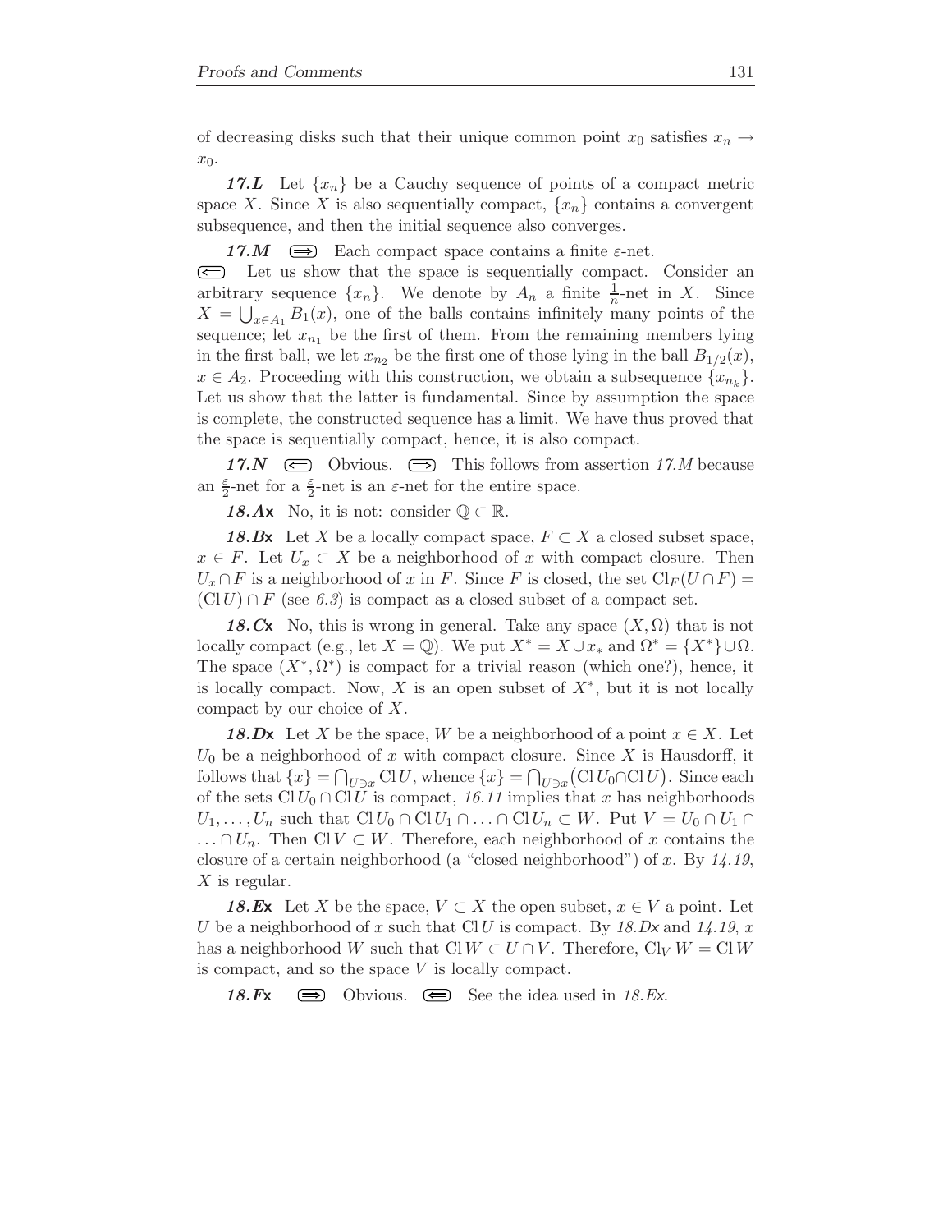of decreasing disks such that their unique common point $x_0$ satisfies $x_n \to x_0$.

***17.L*** Let $\{x_n\}$ be a Cauchy sequence of points of a compact metric space $X$. Since $X$ is also sequentially compact, $\{x_n\}$ contains a convergent subsequence, and then the initial sequence also converges.

***17.M*** $\Longrightarrow$ Each compact space contains a finite $\varepsilon$-net.
$\Longleftarrow$ Let us show that the space is sequentially compact. Consider an arbitrary sequence $\{x_n\}$. We denote by $A_n$ a finite $\frac{1}{n}$-net in $X$. Since $X = \bigcup_{x \in A_1} B_1(x)$, one of the balls contains infinitely many points of the sequence; let $x_{n_1}$ be the first of them. From the remaining members lying in the first ball, we let $x_{n_2}$ be the first one of those lying in the ball $B_{1/2}(x)$, $x \in A_2$. Proceeding with this construction, we obtain a subsequence $\{x_{n_k}\}$. Let us show that the latter is fundamental. Since by assumption the space is complete, the constructed sequence has a limit. We have thus proved that the space is sequentially compact, hence, it is also compact.

***17.N*** $\Longleftarrow$ Obvious. $\Longrightarrow$ This follows from assertion *17.M* because an $\frac{\varepsilon}{2}$-net for a $\frac{\varepsilon}{2}$-net is an $\varepsilon$-net for the entire space.

***18.Ax*** No, it is not: consider $\mathbb{Q} \subset \mathbb{R}$.

***18.Bx*** Let $X$ be a locally compact space, $F \subset X$ a closed subset space, $x \in F$. Let $U_x \subset X$ be a neighborhood of $x$ with compact closure. Then $U_x \cap F$ is a neighborhood of $x$ in $F$. Since $F$ is closed, the set $\operatorname{Cl}_F(U \cap F) = (\operatorname{Cl} U) \cap F$ (see *6.3*) is compact as a closed subset of a compact set.

***18.Cx*** No, this is wrong in general. Take any space $(X, \Omega)$ that is not locally compact (e.g., let $X = \mathbb{Q}$). We put $X^* = X \cup x_*$ and $\Omega^* = \{X^*\} \cup \Omega$. The space $(X^*, \Omega^*)$ is compact for a trivial reason (which one?), hence, it is locally compact. Now, $X$ is an open subset of $X^*$, but it is not locally compact by our choice of $X$.

***18.Dx*** Let $X$ be the space, $W$ be a neighborhood of a point $x \in X$. Let $U_0$ be a neighborhood of $x$ with compact closure. Since $X$ is Hausdorff, it follows that $\{x\} = \bigcap_{U \ni x} \operatorname{Cl} U$, whence $\{x\} = \bigcap_{U \ni x} \big(\operatorname{Cl} U_0 \cap \operatorname{Cl} U\big)$. Since each of the sets $\operatorname{Cl} U_0 \cap \operatorname{Cl} U$ is compact, *16.11* implies that $x$ has neighborhoods $U_1, \dots, U_n$ such that $\operatorname{Cl} U_0 \cap \operatorname{Cl} U_1 \cap \ldots \cap \operatorname{Cl} U_n \subset W$. Put $V = U_0 \cap U_1 \cap \ldots \cap U_n$. Then $\operatorname{Cl} V \subset W$. Therefore, each neighborhood of $x$ contains the closure of a certain neighborhood (a "closed neighborhood") of $x$. By *14.19*, $X$ is regular.

***18.Ex*** Let $X$ be the space, $V \subset X$ the open subset, $x \in V$ a point. Let $U$ be a neighborhood of $x$ such that $\operatorname{Cl} U$ is compact. By *18.Dx* and *14.19*, $x$ has a neighborhood $W$ such that $\operatorname{Cl} W \subset U \cap V$. Therefore, $\operatorname{Cl}_V W = \operatorname{Cl} W$ is compact, and so the space $V$ is locally compact.

***18.Fx*** $\Longrightarrow$ Obvious. $\Longleftarrow$ See the idea used in *18.Ex*.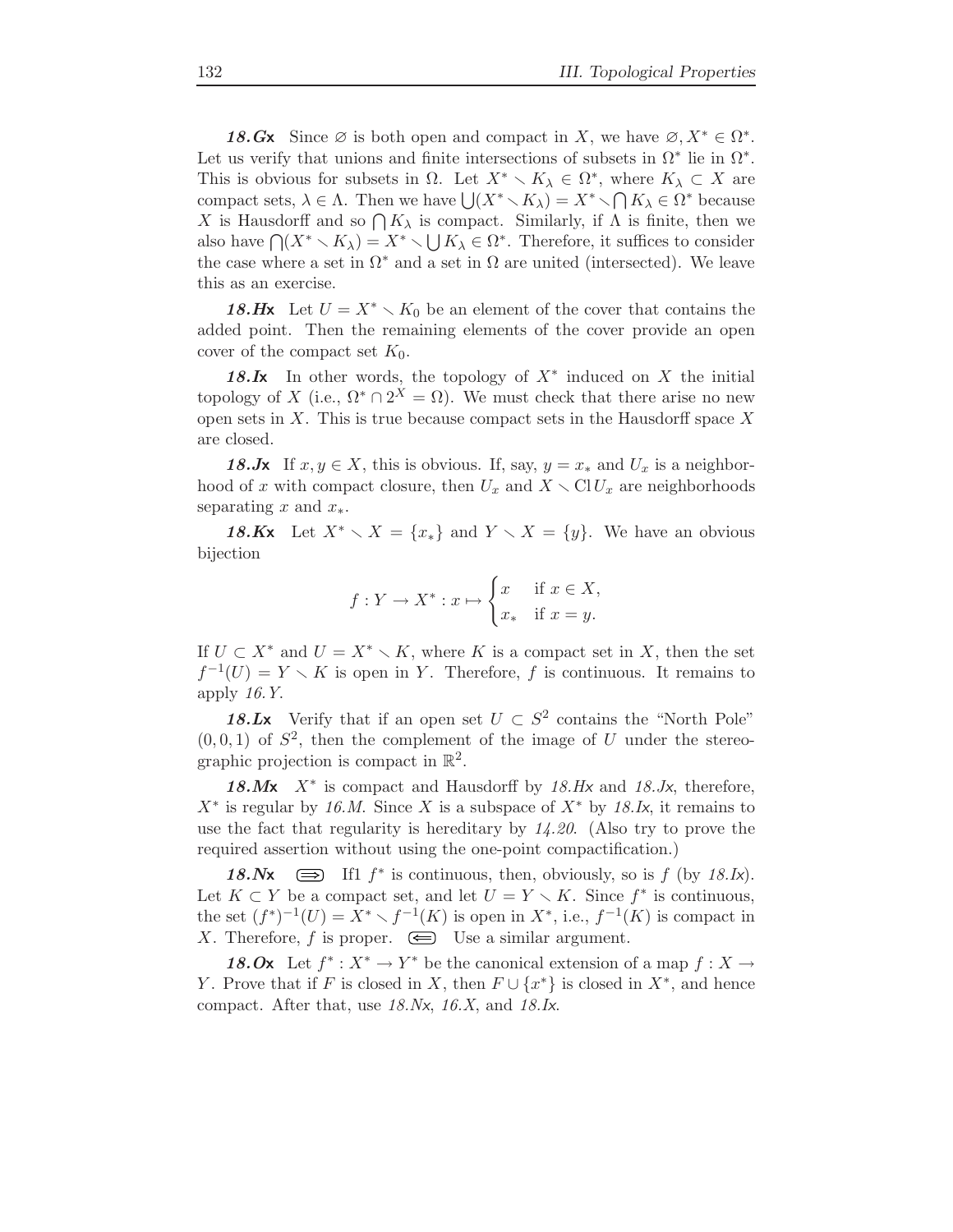**18.Gx** Since $\varnothing$ is both open and compact in $X$, we have $\varnothing, X^* \in \Omega^*$. Let us verify that unions and finite intersections of subsets in $\Omega^*$ lie in $\Omega^*$. This is obvious for subsets in $\Omega$. Let $X^* \smallsetminus K_\lambda \in \Omega^*$, where $K_\lambda \subset X$ are compact sets, $\lambda \in \Lambda$. Then we have $\bigcup(X^* \smallsetminus K_\lambda) = X^* \smallsetminus \bigcap K_\lambda \in \Omega^*$ because $X$ is Hausdorff and so $\bigcap K_\lambda$ is compact. Similarly, if $\Lambda$ is finite, then we also have $\bigcap(X^* \smallsetminus K_\lambda) = X^* \smallsetminus \bigcup K_\lambda \in \Omega^*$. Therefore, it suffices to consider the case where a set in $\Omega^*$ and a set in $\Omega$ are united (intersected). We leave this as an exercise.

**18.Hx** Let $U = X^* \smallsetminus K_0$ be an element of the cover that contains the added point. Then the remaining elements of the cover provide an open cover of the compact set $K_0$.

**18.Ix** In other words, the topology of $X^*$ induced on $X$ the initial topology of $X$ (i.e., $\Omega^* \cap 2^X = \Omega$). We must check that there arise no new open sets in $X$. This is true because compact sets in the Hausdorff space $X$ are closed.

**18.Jx** If $x, y \in X$, this is obvious. If, say, $y = x_*$ and $U_x$ is a neighborhood of $x$ with compact closure, then $U_x$ and $X \smallsetminus \operatorname{Cl} U_x$ are neighborhoods separating $x$ and $x_*$.

**18.Kx** Let $X^* \smallsetminus X = \{x_*\}$ and $Y \smallsetminus X = \{y\}$. We have an obvious bijection

$$f : Y \to X^* : x \mapsto \begin{cases} x & \text{if } x \in X, \\ x_* & \text{if } x = y. \end{cases}$$

If $U \subset X^*$ and $U = X^* \smallsetminus K$, where $K$ is a compact set in $X$, then the set $f^{-1}(U) = Y \smallsetminus K$ is open in $Y$. Therefore, $f$ is continuous. It remains to apply *16.Y*.

**18.Lx** Verify that if an open set $U \subset S^2$ contains the "North Pole" $(0, 0, 1)$ of $S^2$, then the complement of the image of $U$ under the stereographic projection is compact in $\mathbb{R}^2$.

**18.Mx** $X^*$ is compact and Hausdorff by *18.Hx* and *18.Jx*, therefore, $X^*$ is regular by *16.M*. Since $X$ is a subspace of $X^*$ by *18.Ix*, it remains to use the fact that regularity is hereditary by *14.20*. (Also try to prove the required assertion without using the one-point compactification.)

**18.Nx** $\boxed{\Rightarrow}$ If1 $f^*$ is continuous, then, obviously, so is $f$ (by *18.Ix*). Let $K \subset Y$ be a compact set, and let $U = Y \smallsetminus K$. Since $f^*$ is continuous, the set $(f^*)^{-1}(U) = X^* \smallsetminus f^{-1}(K)$ is open in $X^*$, i.e., $f^{-1}(K)$ is compact in $X$. Therefore, $f$ is proper. $\boxed{\Leftarrow}$ Use a similar argument.

**18.Ox** Let $f^* : X^* \to Y^*$ be the canonical extension of a map $f : X \to Y$. Prove that if $F$ is closed in $X$, then $F \cup \{x^*\}$ is closed in $X^*$, and hence compact. After that, use *18.Nx*, *16.X*, and *18.Ix*.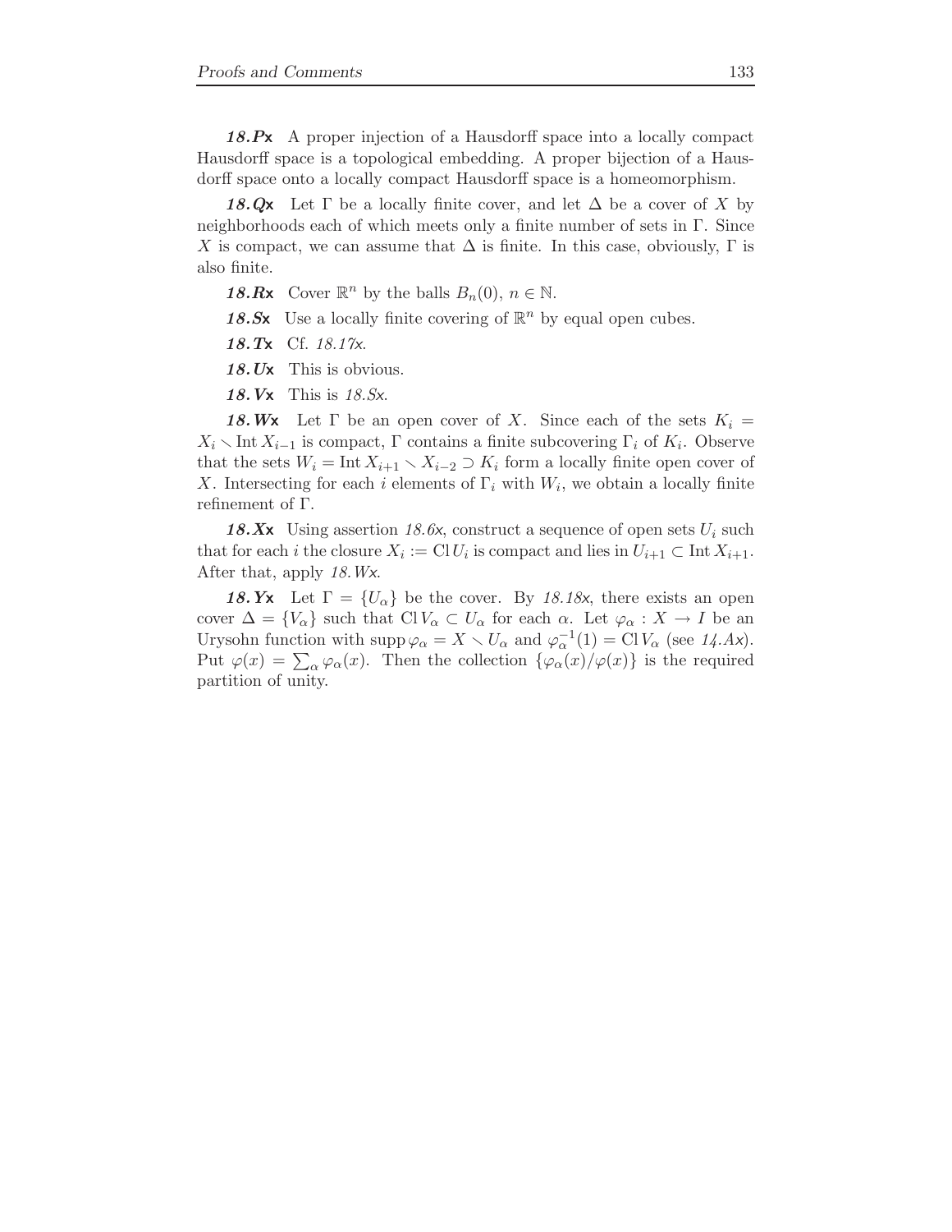***18.P*x** A proper injection of a Hausdorff space into a locally compact Hausdorff space is a topological embedding. A proper bijection of a Hausdorff space onto a locally compact Hausdorff space is a homeomorphism.

***18.Q*x** Let $\Gamma$ be a locally finite cover, and let $\Delta$ be a cover of $X$ by neighborhoods each of which meets only a finite number of sets in $\Gamma$. Since $X$ is compact, we can assume that $\Delta$ is finite. In this case, obviously, $\Gamma$ is also finite.

***18.R*x** Cover $\mathbb{R}^n$ by the balls $B_n(0)$, $n \in \mathbb{N}$.

***18.S*x** Use a locally finite covering of $\mathbb{R}^n$ by equal open cubes.

***18.T*x** Cf. *18.17x*.

***18.U*x** This is obvious.

***18.V*x** This is *18.Sx*.

***18.W*x** Let $\Gamma$ be an open cover of $X$. Since each of the sets $K_i = X_i \smallsetminus \operatorname{Int} X_{i-1}$ is compact, $\Gamma$ contains a finite subcovering $\Gamma_i$ of $K_i$. Observe that the sets $W_i = \operatorname{Int} X_{i+1} \smallsetminus X_{i-2} \supset K_i$ form a locally finite open cover of $X$. Intersecting for each $i$ elements of $\Gamma_i$ with $W_i$, we obtain a locally finite refinement of $\Gamma$.

***18.X*x** Using assertion *18.6x*, construct a sequence of open sets $U_i$ such that for each $i$ the closure $X_i := \operatorname{Cl} U_i$ is compact and lies in $U_{i+1} \subset \operatorname{Int} X_{i+1}$. After that, apply *18.Wx*.

***18.Y*x** Let $\Gamma = \{U_\alpha\}$ be the cover. By *18.18x*, there exists an open cover $\Delta = \{V_\alpha\}$ such that $\operatorname{Cl} V_\alpha \subset U_\alpha$ for each $\alpha$. Let $\varphi_\alpha : X \to I$ be an Urysohn function with $\operatorname{supp} \varphi_\alpha = X \smallsetminus U_\alpha$ and $\varphi_\alpha^{-1}(1) = \operatorname{Cl} V_\alpha$ (see *14.Ax*). Put $\varphi(x) = \sum_\alpha \varphi_\alpha(x)$. Then the collection $\{\varphi_\alpha(x)/\varphi(x)\}$ is the required partition of unity.